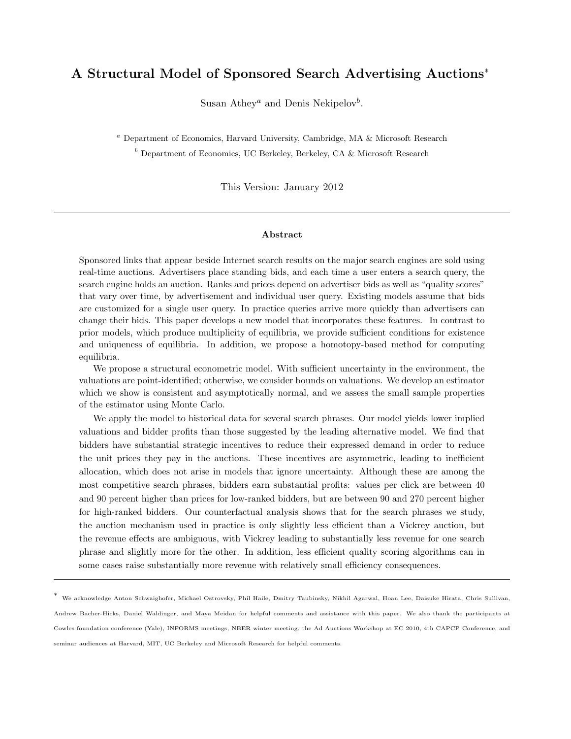# A Structural Model of Sponsored Search Advertising Auctions*

Susan Athey[a] and Denis Nekipelov[b].

[a] Department of Economics, Harvard University, Cambridge, MA & Microsoft Research

[b] Department of Economics, UC Berkeley, Berkeley, CA & Microsoft Research

This Version: January 2012

---

**Abstract**

Sponsored links that appear beside Internet search results on the major search engines are sold using real-time auctions. Advertisers place standing bids, and each time a user enters a search query, the search engine holds an auction. Ranks and prices depend on advertiser bids as well as "quality scores" that vary over time, by advertisement and individual user query. Existing models assume that bids are customized for a single user query. In practice queries arrive more quickly than advertisers can change their bids. This paper develops a new model that incorporates these features. In contrast to prior models, which produce multiplicity of equilibria, we provide sufficient conditions for existence and uniqueness of equilibria. In addition, we propose a homotopy-based method for computing equilibria.

We propose a structural econometric model. With sufficient uncertainty in the environment, the valuations are point-identified; otherwise, we consider bounds on valuations. We develop an estimator which we show is consistent and asymptotically normal, and we assess the small sample properties of the estimator using Monte Carlo.

We apply the model to historical data for several search phrases. Our model yields lower implied valuations and bidder profits than those suggested by the leading alternative model. We find that bidders have substantial strategic incentives to reduce their expressed demand in order to reduce the unit prices they pay in the auctions. These incentives are asymmetric, leading to inefficient allocation, which does not arise in models that ignore uncertainty. Although these are among the most competitive search phrases, bidders earn substantial profits: values per click are between 40 and 90 percent higher than prices for low-ranked bidders, but are between 90 and 270 percent higher for high-ranked bidders. Our counterfactual analysis shows that for the search phrases we study, the auction mechanism used in practice is only slightly less efficient than a Vickrey auction, but the revenue effects are ambiguous, with Vickrey leading to substantially less revenue for one search phrase and slightly more for the other. In addition, less efficient quality scoring algorithms can in some cases raise substantially more revenue with relatively small efficiency consequences.

---

* We acknowledge Anton Schwaighofer, Michael Ostrovsky, Phil Haile, Dmitry Taubinsky, Nikhil Agarwal, Hoan Lee, Daisuke Hirata, Chris Sullivan, Andrew Bacher-Hicks, Daniel Waldinger, and Maya Meidan for helpful comments and assistance with this paper. We also thank the participants at Cowles foundation conference (Yale), INFORMS meetings, NBER winter meeting, the Ad Auctions Workshop at EC 2010, 4th CAPCP Conference, and seminar audiences at Harvard, MIT, UC Berkeley and Microsoft Research for helpful comments.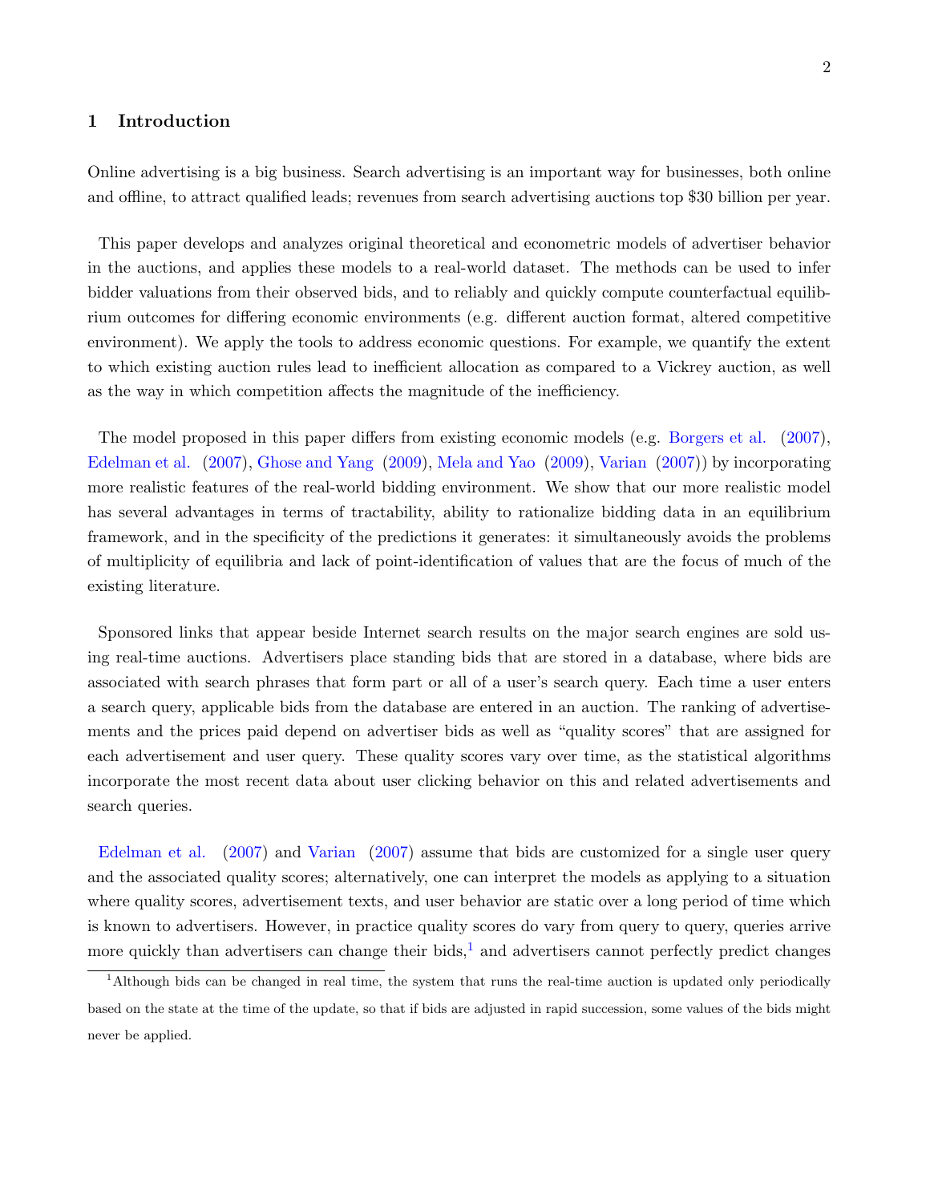## 1 Introduction

Online advertising is a big business. Search advertising is an important way for businesses, both online and offline, to attract qualified leads; revenues from search advertising auctions top $30 billion per year.

This paper develops and analyzes original theoretical and econometric models of advertiser behavior in the auctions, and applies these models to a real-world dataset. The methods can be used to infer bidder valuations from their observed bids, and to reliably and quickly compute counterfactual equilibrium outcomes for differing economic environments (e.g. different auction format, altered competitive environment). We apply the tools to address economic questions. For example, we quantify the extent to which existing auction rules lead to inefficient allocation as compared to a Vickrey auction, as well as the way in which competition affects the magnitude of the inefficiency.

The model proposed in this paper differs from existing economic models (e.g. Borgers et al. (2007), Edelman et al. (2007), Ghose and Yang (2009), Mela and Yao (2009), Varian (2007)) by incorporating more realistic features of the real-world bidding environment. We show that our more realistic model has several advantages in terms of tractability, ability to rationalize bidding data in an equilibrium framework, and in the specificity of the predictions it generates: it simultaneously avoids the problems of multiplicity of equilibria and lack of point-identification of values that are the focus of much of the existing literature.

Sponsored links that appear beside Internet search results on the major search engines are sold using real-time auctions. Advertisers place standing bids that are stored in a database, where bids are associated with search phrases that form part or all of a user's search query. Each time a user enters a search query, applicable bids from the database are entered in an auction. The ranking of advertisements and the prices paid depend on advertiser bids as well as "quality scores" that are assigned for each advertisement and user query. These quality scores vary over time, as the statistical algorithms incorporate the most recent data about user clicking behavior on this and related advertisements and search queries.

Edelman et al. (2007) and Varian (2007) assume that bids are customized for a single user query and the associated quality scores; alternatively, one can interpret the models as applying to a situation where quality scores, advertisement texts, and user behavior are static over a long period of time which is known to advertisers. However, in practice quality scores do vary from query to query, queries arrive more quickly than advertisers can change their bids,[1] and advertisers cannot perfectly predict changes

[1] Although bids can be changed in real time, the system that runs the real-time auction is updated only periodically based on the state at the time of the update, so that if bids are adjusted in rapid succession, some values of the bids might never be applied.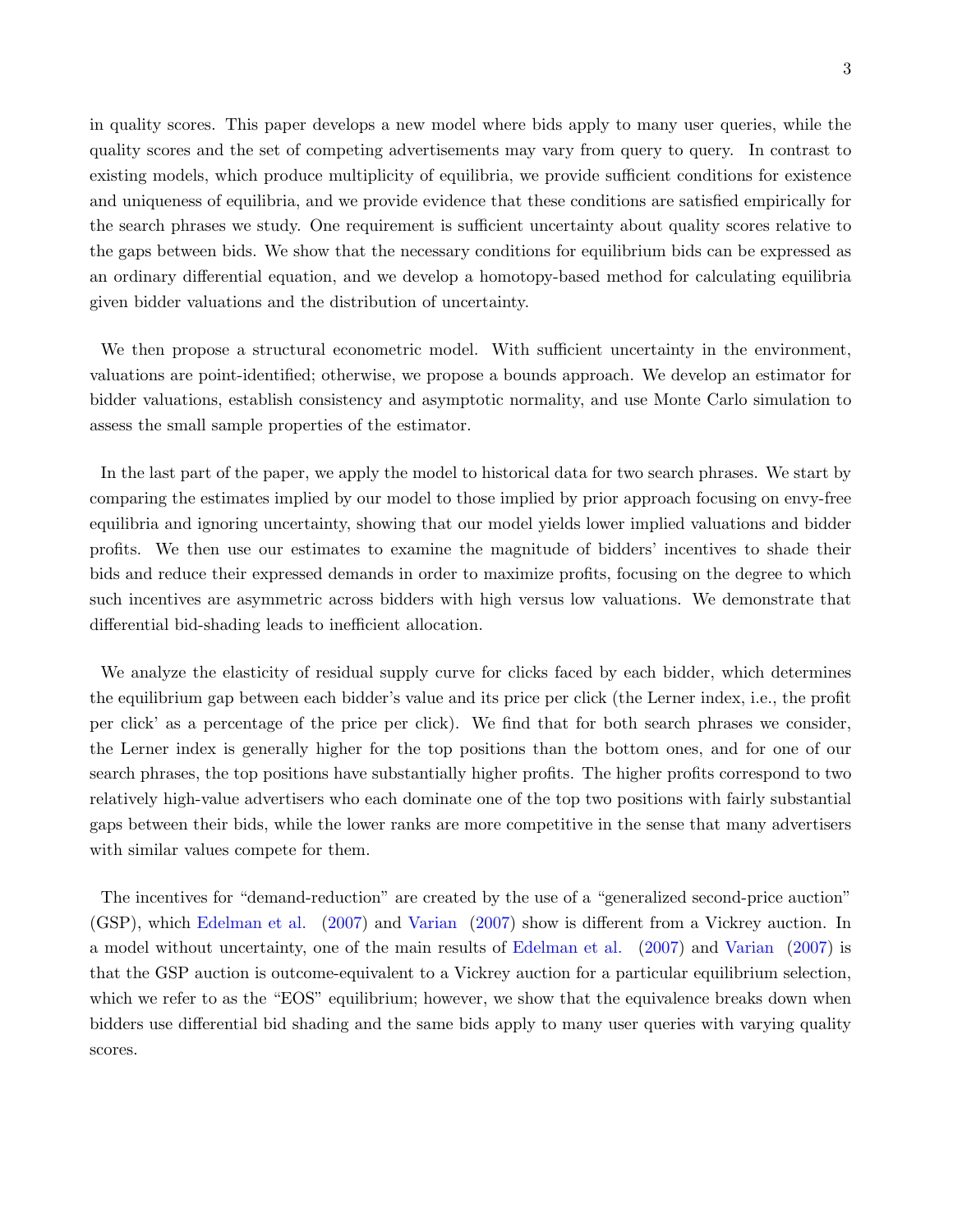in quality scores. This paper develops a new model where bids apply to many user queries, while the quality scores and the set of competing advertisements may vary from query to query. In contrast to existing models, which produce multiplicity of equilibria, we provide sufficient conditions for existence and uniqueness of equilibria, and we provide evidence that these conditions are satisfied empirically for the search phrases we study. One requirement is sufficient uncertainty about quality scores relative to the gaps between bids. We show that the necessary conditions for equilibrium bids can be expressed as an ordinary differential equation, and we develop a homotopy-based method for calculating equilibria given bidder valuations and the distribution of uncertainty.

We then propose a structural econometric model. With sufficient uncertainty in the environment, valuations are point-identified; otherwise, we propose a bounds approach. We develop an estimator for bidder valuations, establish consistency and asymptotic normality, and use Monte Carlo simulation to assess the small sample properties of the estimator.

In the last part of the paper, we apply the model to historical data for two search phrases. We start by comparing the estimates implied by our model to those implied by prior approach focusing on envy-free equilibria and ignoring uncertainty, showing that our model yields lower implied valuations and bidder profits. We then use our estimates to examine the magnitude of bidders' incentives to shade their bids and reduce their expressed demands in order to maximize profits, focusing on the degree to which such incentives are asymmetric across bidders with high versus low valuations. We demonstrate that differential bid-shading leads to inefficient allocation.

We analyze the elasticity of residual supply curve for clicks faced by each bidder, which determines the equilibrium gap between each bidder's value and its price per click (the Lerner index, i.e., the profit per click' as a percentage of the price per click). We find that for both search phrases we consider, the Lerner index is generally higher for the top positions than the bottom ones, and for one of our search phrases, the top positions have substantially higher profits. The higher profits correspond to two relatively high-value advertisers who each dominate one of the top two positions with fairly substantial gaps between their bids, while the lower ranks are more competitive in the sense that many advertisers with similar values compete for them.

The incentives for "demand-reduction" are created by the use of a "generalized second-price auction" (GSP), which Edelman et al. (2007) and Varian (2007) show is different from a Vickrey auction. In a model without uncertainty, one of the main results of Edelman et al. (2007) and Varian (2007) is that the GSP auction is outcome-equivalent to a Vickrey auction for a particular equilibrium selection, which we refer to as the "EOS" equilibrium; however, we show that the equivalence breaks down when bidders use differential bid shading and the same bids apply to many user queries with varying quality scores.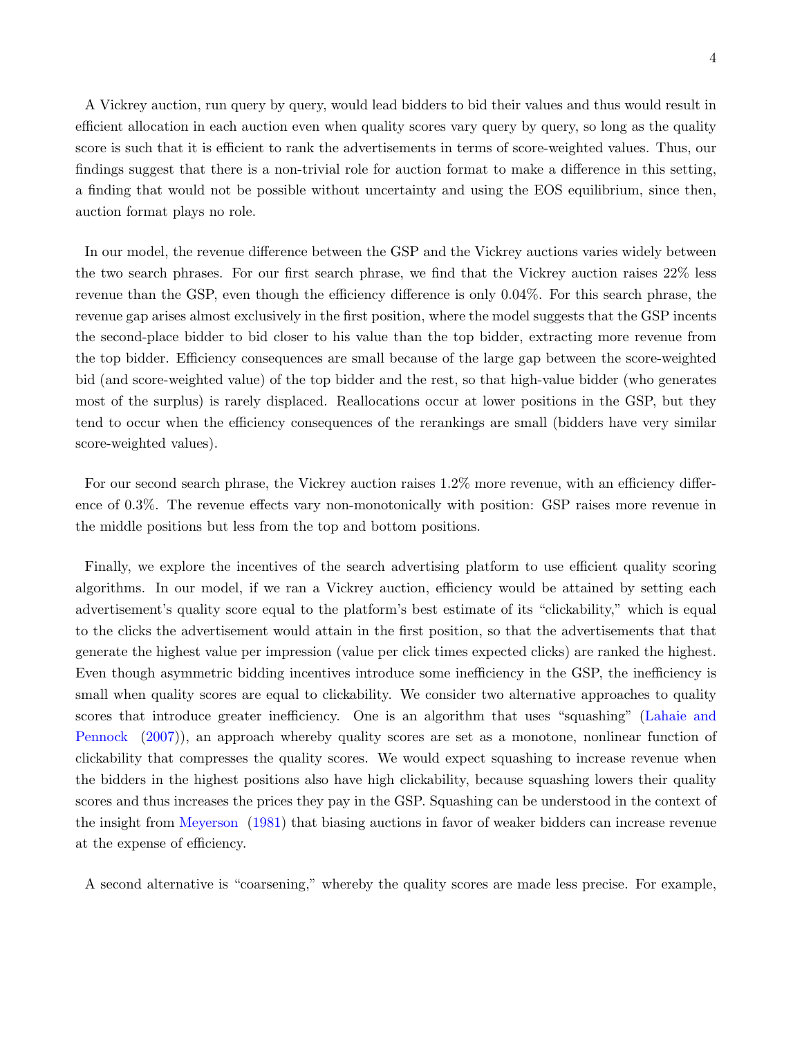A Vickrey auction, run query by query, would lead bidders to bid their values and thus would result in efficient allocation in each auction even when quality scores vary query by query, so long as the quality score is such that it is efficient to rank the advertisements in terms of score-weighted values. Thus, our findings suggest that there is a non-trivial role for auction format to make a difference in this setting, a finding that would not be possible without uncertainty and using the EOS equilibrium, since then, auction format plays no role.

In our model, the revenue difference between the GSP and the Vickrey auctions varies widely between the two search phrases. For our first search phrase, we find that the Vickrey auction raises 22% less revenue than the GSP, even though the efficiency difference is only 0.04%. For this search phrase, the revenue gap arises almost exclusively in the first position, where the model suggests that the GSP incents the second-place bidder to bid closer to his value than the top bidder, extracting more revenue from the top bidder. Efficiency consequences are small because of the large gap between the score-weighted bid (and score-weighted value) of the top bidder and the rest, so that high-value bidder (who generates most of the surplus) is rarely displaced. Reallocations occur at lower positions in the GSP, but they tend to occur when the efficiency consequences of the rerankings are small (bidders have very similar score-weighted values).

For our second search phrase, the Vickrey auction raises 1.2% more revenue, with an efficiency difference of 0.3%. The revenue effects vary non-monotonically with position: GSP raises more revenue in the middle positions but less from the top and bottom positions.

Finally, we explore the incentives of the search advertising platform to use efficient quality scoring algorithms. In our model, if we ran a Vickrey auction, efficiency would be attained by setting each advertisement's quality score equal to the platform's best estimate of its "clickability," which is equal to the clicks the advertisement would attain in the first position, so that the advertisements that that generate the highest value per impression (value per click times expected clicks) are ranked the highest. Even though asymmetric bidding incentives introduce some inefficiency in the GSP, the inefficiency is small when quality scores are equal to clickability. We consider two alternative approaches to quality scores that introduce greater inefficiency. One is an algorithm that uses "squashing" (Lahaie and Pennock (2007)), an approach whereby quality scores are set as a monotone, nonlinear function of clickability that compresses the quality scores. We would expect squashing to increase revenue when the bidders in the highest positions also have high clickability, because squashing lowers their quality scores and thus increases the prices they pay in the GSP. Squashing can be understood in the context of the insight from Meyerson (1981) that biasing auctions in favor of weaker bidders can increase revenue at the expense of efficiency.

A second alternative is "coarsening," whereby the quality scores are made less precise. For example,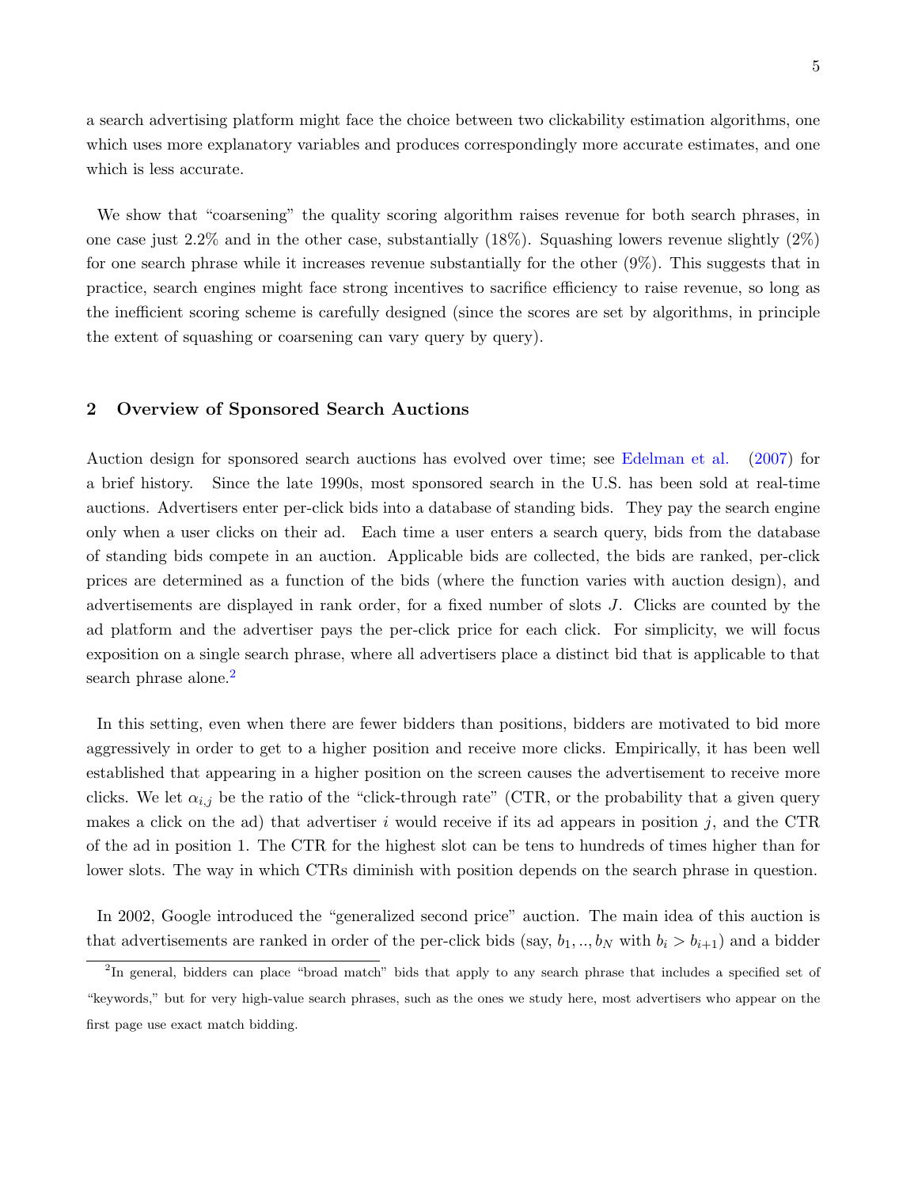a search advertising platform might face the choice between two clickability estimation algorithms, one which uses more explanatory variables and produces correspondingly more accurate estimates, and one which is less accurate.

We show that "coarsening" the quality scoring algorithm raises revenue for both search phrases, in one case just 2.2% and in the other case, substantially (18%). Squashing lowers revenue slightly (2%) for one search phrase while it increases revenue substantially for the other (9%). This suggests that in practice, search engines might face strong incentives to sacrifice efficiency to raise revenue, so long as the inefficient scoring scheme is carefully designed (since the scores are set by algorithms, in principle the extent of squashing or coarsening can vary query by query).

## 2 Overview of Sponsored Search Auctions

Auction design for sponsored search auctions has evolved over time; see Edelman et al. (2007) for a brief history. Since the late 1990s, most sponsored search in the U.S. has been sold at real-time auctions. Advertisers enter per-click bids into a database of standing bids. They pay the search engine only when a user clicks on their ad. Each time a user enters a search query, bids from the database of standing bids compete in an auction. Applicable bids are collected, the bids are ranked, per-click prices are determined as a function of the bids (where the function varies with auction design), and advertisements are displayed in rank order, for a fixed number of slots $J$. Clicks are counted by the ad platform and the advertiser pays the per-click price for each click. For simplicity, we will focus exposition on a single search phrase, where all advertisers place a distinct bid that is applicable to that search phrase alone.[2]

In this setting, even when there are fewer bidders than positions, bidders are motivated to bid more aggressively in order to get to a higher position and receive more clicks. Empirically, it has been well established that appearing in a higher position on the screen causes the advertisement to receive more clicks. We let $\alpha_{i,j}$ be the ratio of the "click-through rate" (CTR, or the probability that a given query makes a click on the ad) that advertiser $i$ would receive if its ad appears in position $j$, and the CTR of the ad in position 1. The CTR for the highest slot can be tens to hundreds of times higher than for lower slots. The way in which CTRs diminish with position depends on the search phrase in question.

In 2002, Google introduced the "generalized second price" auction. The main idea of this auction is that advertisements are ranked in order of the per-click bids (say, $b_1, .., b_N$ with $b_i > b_{i+1}$) and a bidder

[2] In general, bidders can place "broad match" bids that apply to any search phrase that includes a specified set of "keywords," but for very high-value search phrases, such as the ones we study here, most advertisers who appear on the first page use exact match bidding.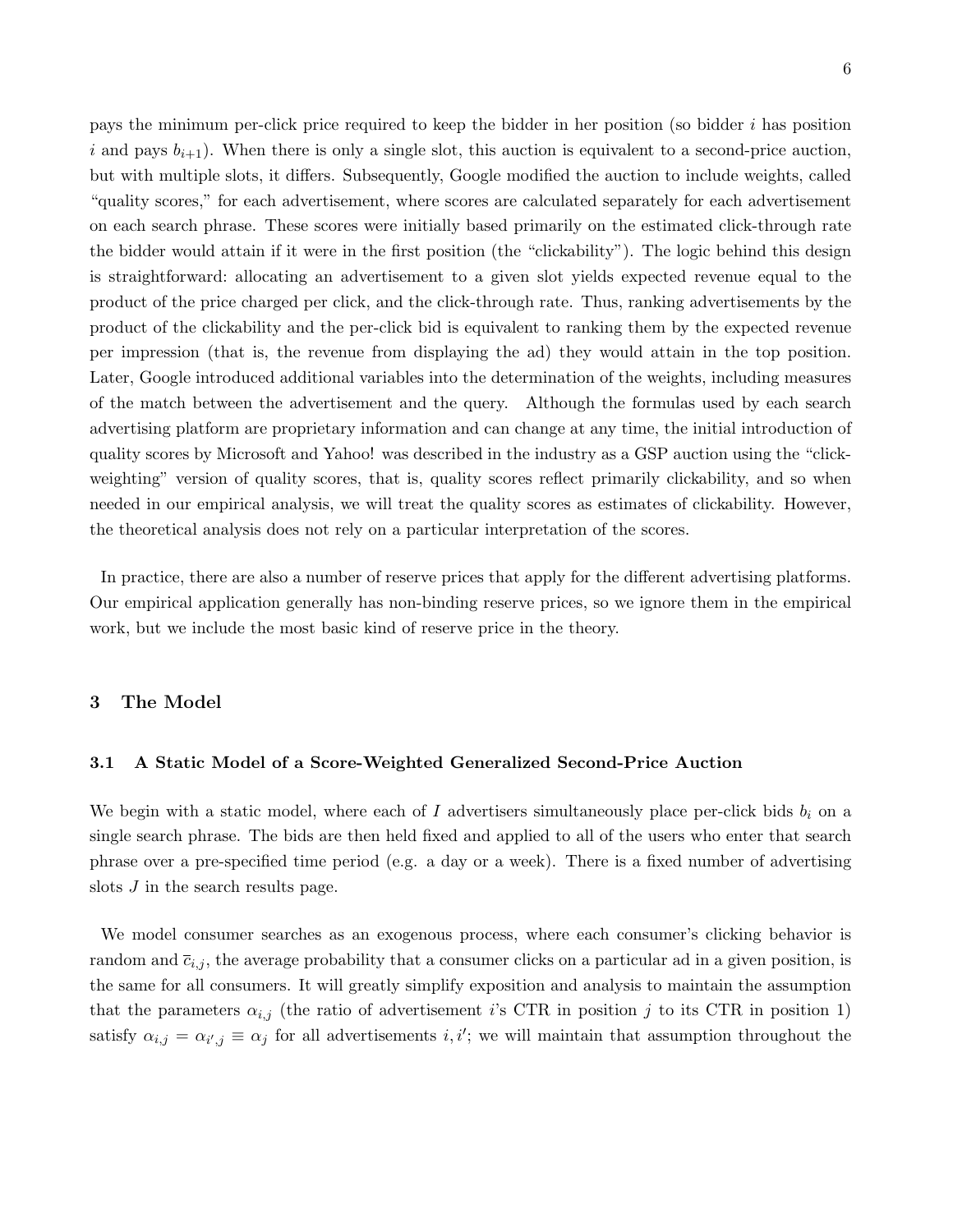pays the minimum per-click price required to keep the bidder in her position (so bidder $i$ has position $i$ and pays $b_{i+1}$). When there is only a single slot, this auction is equivalent to a second-price auction, but with multiple slots, it differs. Subsequently, Google modified the auction to include weights, called "quality scores," for each advertisement, where scores are calculated separately for each advertisement on each search phrase. These scores were initially based primarily on the estimated click-through rate the bidder would attain if it were in the first position (the "clickability"). The logic behind this design is straightforward: allocating an advertisement to a given slot yields expected revenue equal to the product of the price charged per click, and the click-through rate. Thus, ranking advertisements by the product of the clickability and the per-click bid is equivalent to ranking them by the expected revenue per impression (that is, the revenue from displaying the ad) they would attain in the top position. Later, Google introduced additional variables into the determination of the weights, including measures of the match between the advertisement and the query. Although the formulas used by each search advertising platform are proprietary information and can change at any time, the initial introduction of quality scores by Microsoft and Yahoo! was described in the industry as a GSP auction using the "click-weighting" version of quality scores, that is, quality scores reflect primarily clickability, and so when needed in our empirical analysis, we will treat the quality scores as estimates of clickability. However, the theoretical analysis does not rely on a particular interpretation of the scores.

In practice, there are also a number of reserve prices that apply for the different advertising platforms. Our empirical application generally has non-binding reserve prices, so we ignore them in the empirical work, but we include the most basic kind of reserve price in the theory.

## 3 The Model

### 3.1 A Static Model of a Score-Weighted Generalized Second-Price Auction

We begin with a static model, where each of $I$ advertisers simultaneously place per-click bids $b_i$ on a single search phrase. The bids are then held fixed and applied to all of the users who enter that search phrase over a pre-specified time period (e.g. a day or a week). There is a fixed number of advertising slots $J$ in the search results page.

We model consumer searches as an exogenous process, where each consumer's clicking behavior is random and $\bar{c}_{i,j}$, the average probability that a consumer clicks on a particular ad in a given position, is the same for all consumers. It will greatly simplify exposition and analysis to maintain the assumption that the parameters $\alpha_{i,j}$ (the ratio of advertisement $i$'s CTR in position $j$ to its CTR in position 1) satisfy $\alpha_{i,j} = \alpha_{i',j} \equiv \alpha_j$ for all advertisements $i, i'$; we will maintain that assumption throughout the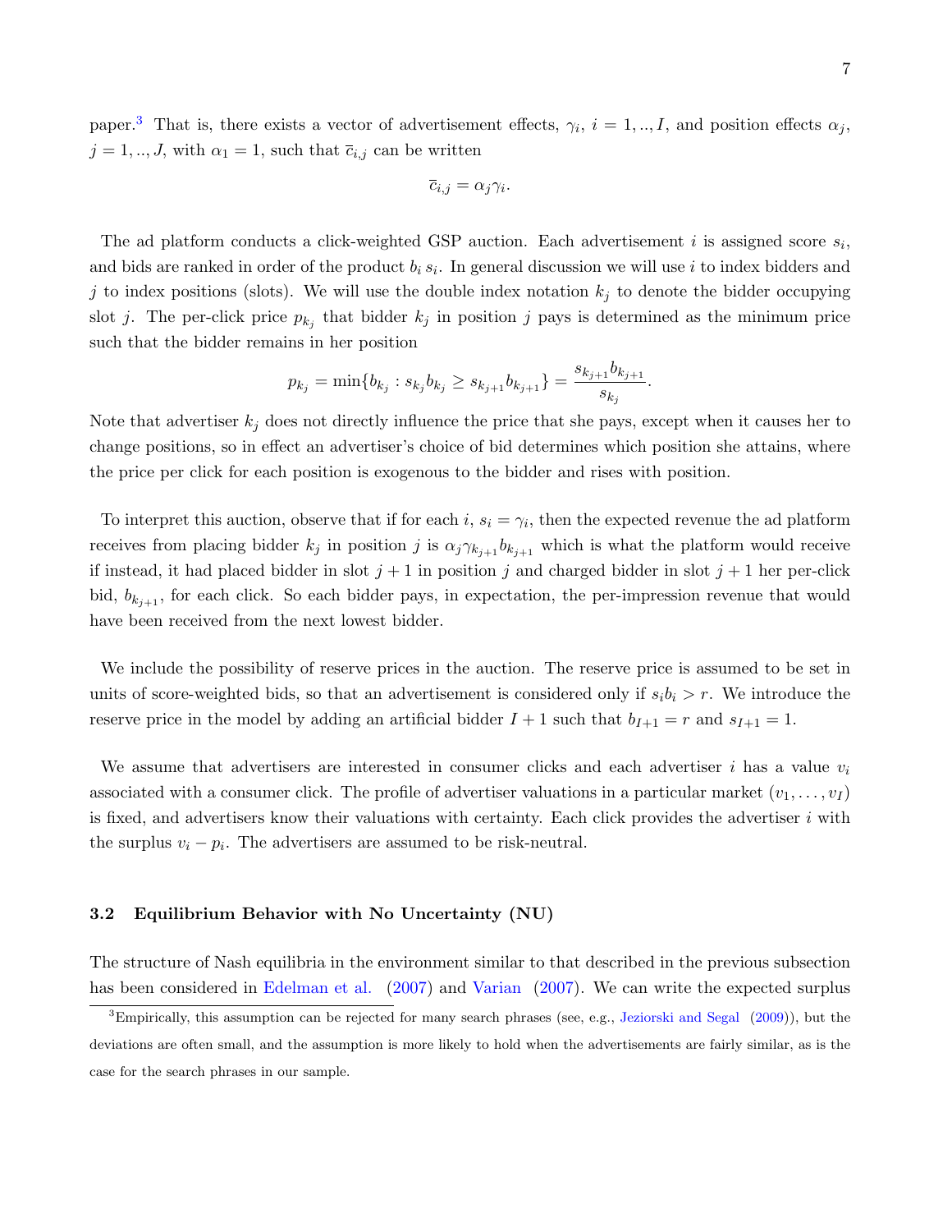paper.[3] That is, there exists a vector of advertisement effects, $\gamma_i$, $i = 1, .., I$, and position effects $\alpha_j$, $j = 1, .., J$, with $\alpha_1 = 1$, such that $\bar{c}_{i,j}$ can be written

$$\bar{c}_{i,j} = \alpha_j \gamma_i.$$

The ad platform conducts a click-weighted GSP auction. Each advertisement $i$ is assigned score $s_i$, and bids are ranked in order of the product $b_i\, s_i$. In general discussion we will use $i$ to index bidders and $j$ to index positions (slots). We will use the double index notation $k_j$ to denote the bidder occupying slot $j$. The per-click price $p_{k_j}$ that bidder $k_j$ in position $j$ pays is determined as the minimum price such that the bidder remains in her position

$$p_{k_j} = \min\{b_{k_j} : s_{k_j} b_{k_j} \geq s_{k_{j+1}} b_{k_{j+1}}\} = \frac{s_{k_{j+1}} b_{k_{j+1}}}{s_{k_j}}.$$

Note that advertiser $k_j$ does not directly influence the price that she pays, except when it causes her to change positions, so in effect an advertiser's choice of bid determines which position she attains, where the price per click for each position is exogenous to the bidder and rises with position.

To interpret this auction, observe that if for each $i$, $s_i = \gamma_i$, then the expected revenue the ad platform receives from placing bidder $k_j$ in position $j$ is $\alpha_j \gamma_{k_{j+1}} b_{k_{j+1}}$ which is what the platform would receive if instead, it had placed bidder in slot $j + 1$ in position $j$ and charged bidder in slot $j + 1$ her per-click bid, $b_{k_{j+1}}$, for each click. So each bidder pays, in expectation, the per-impression revenue that would have been received from the next lowest bidder.

We include the possibility of reserve prices in the auction. The reserve price is assumed to be set in units of score-weighted bids, so that an advertisement is considered only if $s_i b_i > r$. We introduce the reserve price in the model by adding an artificial bidder $I + 1$ such that $b_{I+1} = r$ and $s_{I+1} = 1$.

We assume that advertisers are interested in consumer clicks and each advertiser $i$ has a value $v_i$ associated with a consumer click. The profile of advertiser valuations in a particular market $(v_1, \ldots, v_I)$ is fixed, and advertisers know their valuations with certainty. Each click provides the advertiser $i$ with the surplus $v_i - p_i$. The advertisers are assumed to be risk-neutral.

### 3.2 Equilibrium Behavior with No Uncertainty (NU)

The structure of Nash equilibria in the environment similar to that described in the previous subsection has been considered in Edelman et al. (2007) and Varian (2007). We can write the expected surplus

[3] Empirically, this assumption can be rejected for many search phrases (see, e.g., Jeziorski and Segal (2009)), but the deviations are often small, and the assumption is more likely to hold when the advertisements are fairly similar, as is the case for the search phrases in our sample.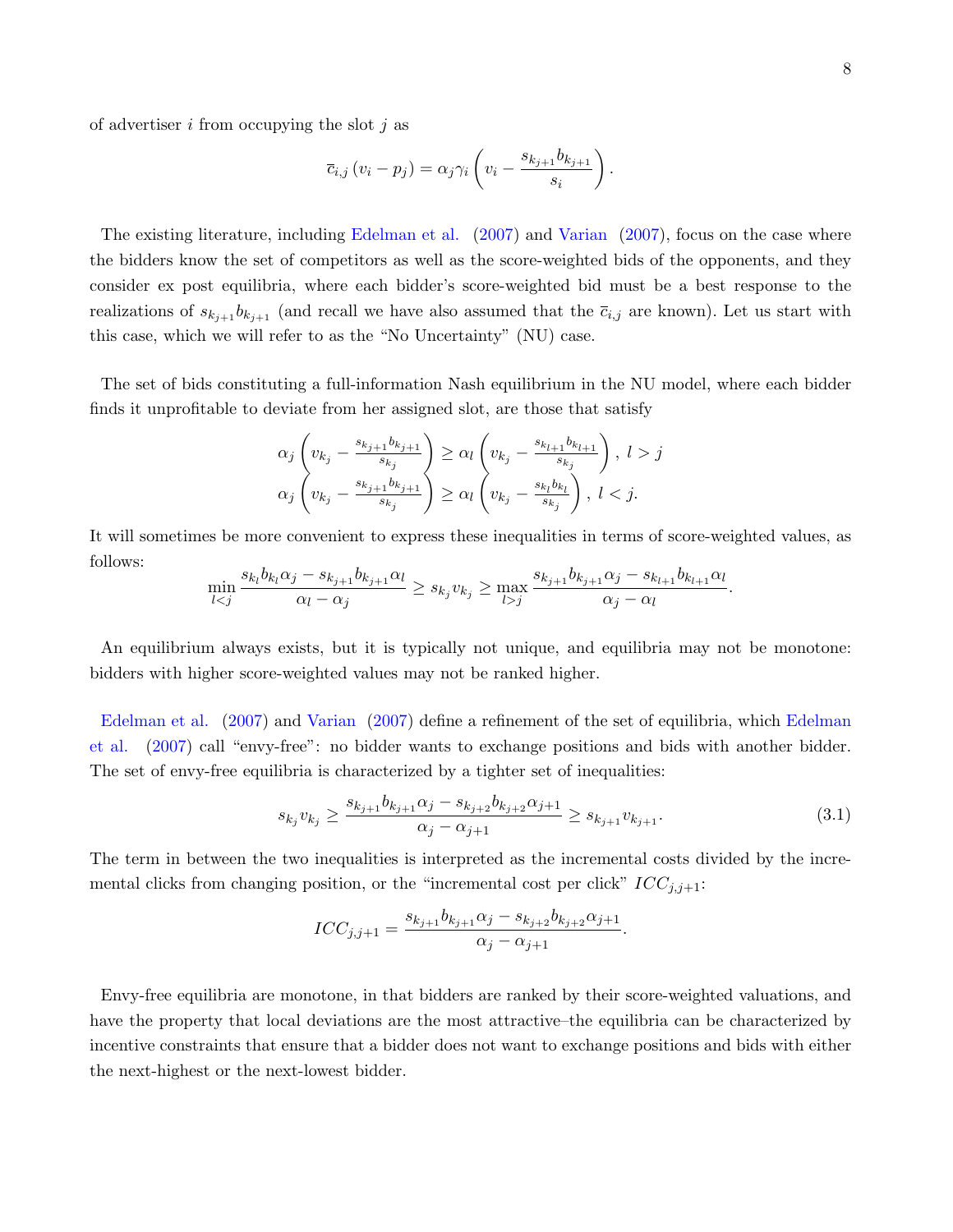of advertiser $i$ from occupying the slot $j$ as

$$\bar{c}_{i,j}\left(v_i - p_j\right) = \alpha_j \gamma_i \left(v_i - \frac{s_{k_{j+1}} b_{k_{j+1}}}{s_i}\right).$$

The existing literature, including Edelman et al. (2007) and Varian (2007), focus on the case where the bidders know the set of competitors as well as the score-weighted bids of the opponents, and they consider ex post equilibria, where each bidder's score-weighted bid must be a best response to the realizations of $s_{k_{j+1}} b_{k_{j+1}}$ (and recall we have also assumed that the $\bar{c}_{i,j}$ are known). Let us start with this case, which we will refer to as the "No Uncertainty" (NU) case.

The set of bids constituting a full-information Nash equilibrium in the NU model, where each bidder finds it unprofitable to deviate from her assigned slot, are those that satisfy

$$\begin{aligned}
\alpha_j \left(v_{k_j} - \tfrac{s_{k_{j+1}} b_{k_{j+1}}}{s_{k_j}}\right) &\geq \alpha_l \left(v_{k_j} - \tfrac{s_{k_{l+1}} b_{k_{l+1}}}{s_{k_j}}\right),\ l > j \\
\alpha_j \left(v_{k_j} - \tfrac{s_{k_{j+1}} b_{k_{j+1}}}{s_{k_j}}\right) &\geq \alpha_l \left(v_{k_j} - \tfrac{s_{k_l} b_{k_l}}{s_{k_j}}\right),\ l < j.
\end{aligned}$$

It will sometimes be more convenient to express these inequalities in terms of score-weighted values, as follows:

$$\min_{l<j} \frac{s_{k_l} b_{k_l} \alpha_j - s_{k_{j+1}} b_{k_{j+1}} \alpha_l}{\alpha_l - \alpha_j} \geq s_{k_j} v_{k_j} \geq \max_{l>j} \frac{s_{k_{j+1}} b_{k_{j+1}} \alpha_j - s_{k_{l+1}} b_{k_{l+1}} \alpha_l}{\alpha_j - \alpha_l}.$$

An equilibrium always exists, but it is typically not unique, and equilibria may not be monotone: bidders with higher score-weighted values may not be ranked higher.

Edelman et al. (2007) and Varian (2007) define a refinement of the set of equilibria, which Edelman et al. (2007) call "envy-free": no bidder wants to exchange positions and bids with another bidder. The set of envy-free equilibria is characterized by a tighter set of inequalities:

$$s_{k_j} v_{k_j} \geq \frac{s_{k_{j+1}} b_{k_{j+1}} \alpha_j - s_{k_{j+2}} b_{k_{j+2}} \alpha_{j+1}}{\alpha_j - \alpha_{j+1}} \geq s_{k_{j+1}} v_{k_{j+1}}. \tag{3.1}$$

The term in between the two inequalities is interpreted as the incremental costs divided by the incremental clicks from changing position, or the "incremental cost per click" $ICC_{j,j+1}$:

$$ICC_{j,j+1} = \frac{s_{k_{j+1}} b_{k_{j+1}} \alpha_j - s_{k_{j+2}} b_{k_{j+2}} \alpha_{j+1}}{\alpha_j - \alpha_{j+1}}.$$

Envy-free equilibria are monotone, in that bidders are ranked by their score-weighted valuations, and have the property that local deviations are the most attractive–the equilibria can be characterized by incentive constraints that ensure that a bidder does not want to exchange positions and bids with either the next-highest or the next-lowest bidder.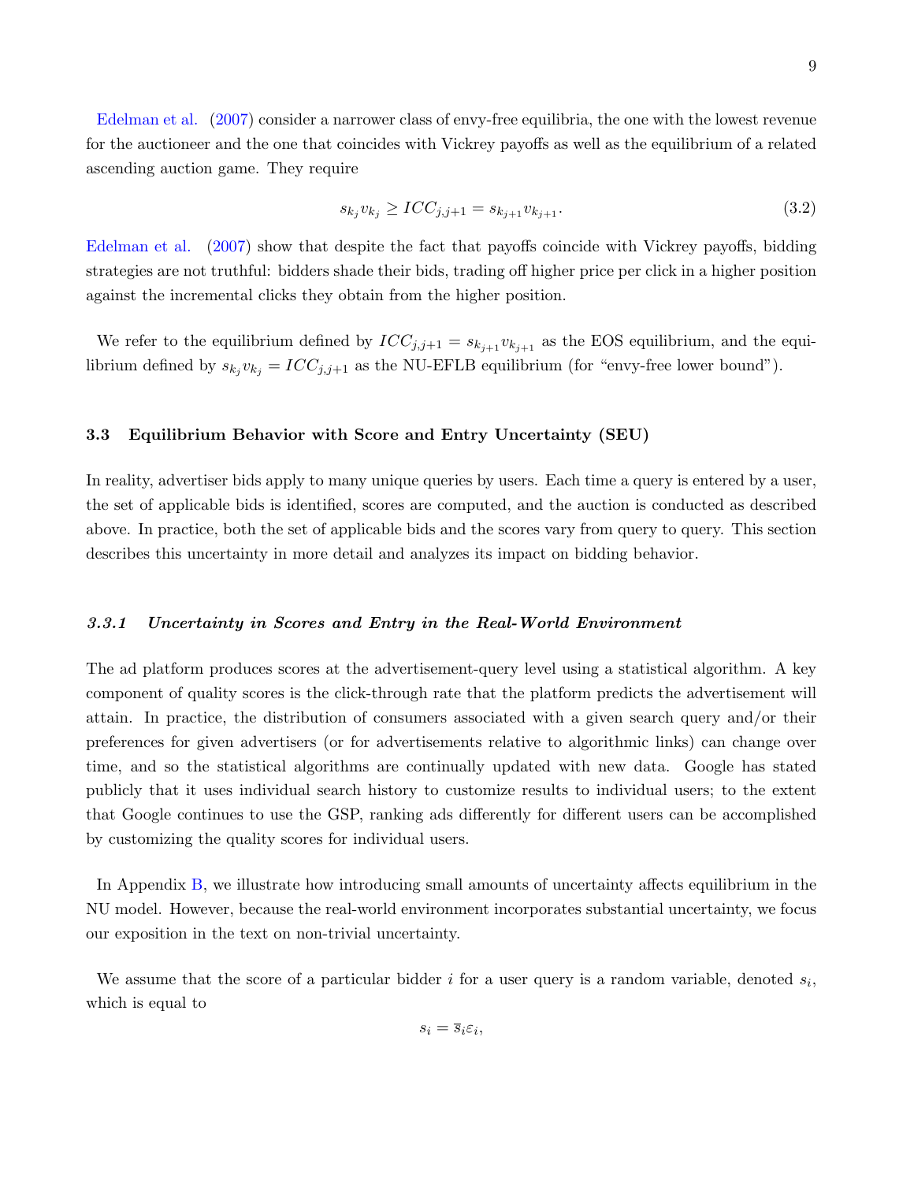Edelman et al. (2007) consider a narrower class of envy-free equilibria, the one with the lowest revenue for the auctioneer and the one that coincides with Vickrey payoffs as well as the equilibrium of a related ascending auction game. They require

$$s_{k_j} v_{k_j} \geq ICC_{j,j+1} = s_{k_{j+1}} v_{k_{j+1}}. \tag{3.2}$$

Edelman et al. (2007) show that despite the fact that payoffs coincide with Vickrey payoffs, bidding strategies are not truthful: bidders shade their bids, trading off higher price per click in a higher position against the incremental clicks they obtain from the higher position.

We refer to the equilibrium defined by $ICC_{j,j+1} = s_{k_{j+1}} v_{k_{j+1}}$ as the EOS equilibrium, and the equilibrium defined by $s_{k_j} v_{k_j} = ICC_{j,j+1}$ as the NU-EFLB equilibrium (for "envy-free lower bound").

### 3.3 Equilibrium Behavior with Score and Entry Uncertainty (SEU)

In reality, advertiser bids apply to many unique queries by users. Each time a query is entered by a user, the set of applicable bids is identified, scores are computed, and the auction is conducted as described above. In practice, both the set of applicable bids and the scores vary from query to query. This section describes this uncertainty in more detail and analyzes its impact on bidding behavior.

#### *3.3.1 Uncertainty in Scores and Entry in the Real-World Environment*

The ad platform produces scores at the advertisement-query level using a statistical algorithm. A key component of quality scores is the click-through rate that the platform predicts the advertisement will attain. In practice, the distribution of consumers associated with a given search query and/or their preferences for given advertisers (or for advertisements relative to algorithmic links) can change over time, and so the statistical algorithms are continually updated with new data. Google has stated publicly that it uses individual search history to customize results to individual users; to the extent that Google continues to use the GSP, ranking ads differently for different users can be accomplished by customizing the quality scores for individual users.

In Appendix B, we illustrate how introducing small amounts of uncertainty affects equilibrium in the NU model. However, because the real-world environment incorporates substantial uncertainty, we focus our exposition in the text on non-trivial uncertainty.

We assume that the score of a particular bidder $i$ for a user query is a random variable, denoted $s_i$, which is equal to

$$s_i = \overline{s}_i \varepsilon_i,$$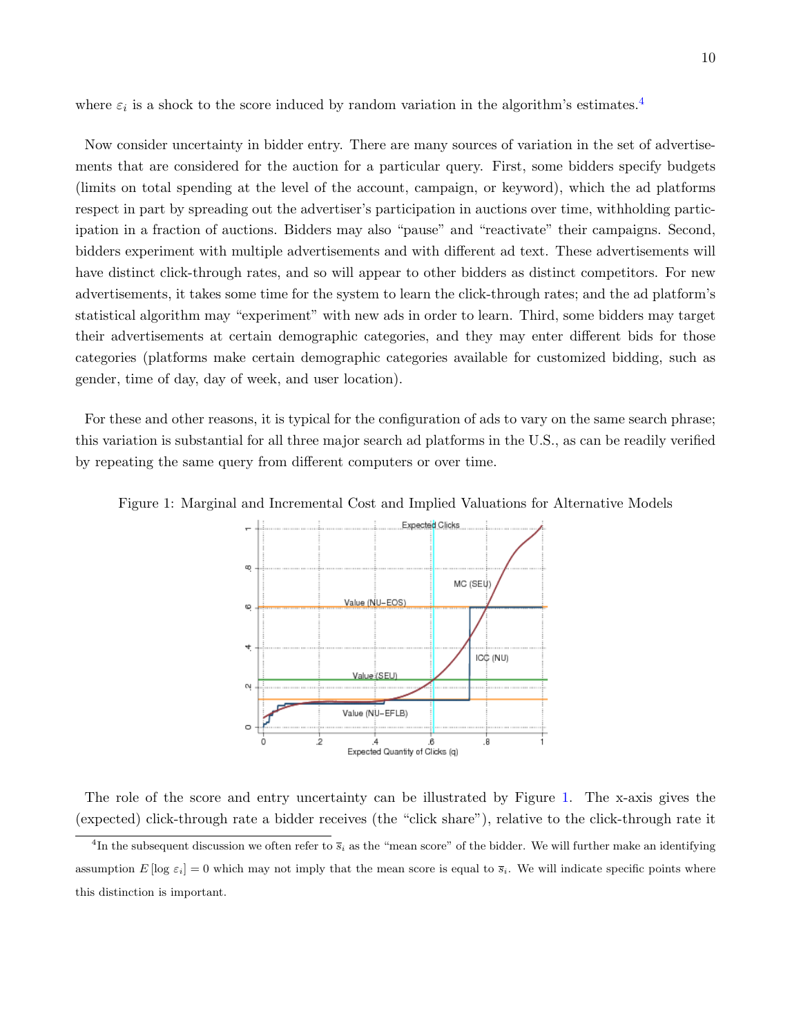where $\varepsilon_i$ is a shock to the score induced by random variation in the algorithm's estimates.[4]

Now consider uncertainty in bidder entry. There are many sources of variation in the set of advertisements that are considered for the auction for a particular query. First, some bidders specify budgets (limits on total spending at the level of the account, campaign, or keyword), which the ad platforms respect in part by spreading out the advertiser's participation in auctions over time, withholding participation in a fraction of auctions. Bidders may also "pause" and "reactivate" their campaigns. Second, bidders experiment with multiple advertisements and with different ad text. These advertisements will have distinct click-through rates, and so will appear to other bidders as distinct competitors. For new advertisements, it takes some time for the system to learn the click-through rates; and the ad platform's statistical algorithm may "experiment" with new ads in order to learn. Third, some bidders may target their advertisements at certain demographic categories, and they may enter different bids for those categories (platforms make certain demographic categories available for customized bidding, such as gender, time of day, day of week, and user location).

For these and other reasons, it is typical for the configuration of ads to vary on the same search phrase; this variation is substantial for all three major search ad platforms in the U.S., as can be readily verified by repeating the same query from different computers or over time.

Figure 1: Marginal and Incremental Cost and Implied Valuations for Alternative Models

The role of the score and entry uncertainty can be illustrated by Figure 1. The x-axis gives the (expected) click-through rate a bidder receives (the "click share"), relative to the click-through rate it

[4] In the subsequent discussion we often refer to $\overline{s}_i$ as the "mean score" of the bidder. We will further make an identifying assumption $E[\log \varepsilon_i] = 0$ which may not imply that the mean score is equal to $\overline{s}_i$. We will indicate specific points where this distinction is important.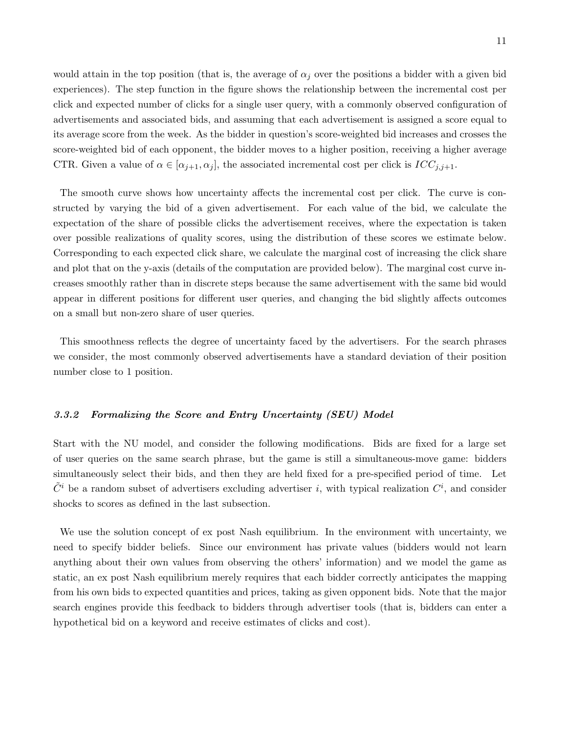would attain in the top position (that is, the average of $\alpha_j$ over the positions a bidder with a given bid experiences). The step function in the figure shows the relationship between the incremental cost per click and expected number of clicks for a single user query, with a commonly observed configuration of advertisements and associated bids, and assuming that each advertisement is assigned a score equal to its average score from the week. As the bidder in question's score-weighted bid increases and crosses the score-weighted bid of each opponent, the bidder moves to a higher position, receiving a higher average CTR. Given a value of $\alpha \in [\alpha_{j+1}, \alpha_j]$, the associated incremental cost per click is $ICC_{j,j+1}$.

The smooth curve shows how uncertainty affects the incremental cost per click. The curve is constructed by varying the bid of a given advertisement. For each value of the bid, we calculate the expectation of the share of possible clicks the advertisement receives, where the expectation is taken over possible realizations of quality scores, using the distribution of these scores we estimate below. Corresponding to each expected click share, we calculate the marginal cost of increasing the click share and plot that on the y-axis (details of the computation are provided below). The marginal cost curve increases smoothly rather than in discrete steps because the same advertisement with the same bid would appear in different positions for different user queries, and changing the bid slightly affects outcomes on a small but non-zero share of user queries.

This smoothness reflects the degree of uncertainty faced by the advertisers. For the search phrases we consider, the most commonly observed advertisements have a standard deviation of their position number close to 1 position.

### *3.3.2 Formalizing the Score and Entry Uncertainty (SEU) Model*

Start with the NU model, and consider the following modifications. Bids are fixed for a large set of user queries on the same search phrase, but the game is still a simultaneous-move game: bidders simultaneously select their bids, and then they are held fixed for a pre-specified period of time. Let $\tilde{C}^i$ be a random subset of advertisers excluding advertiser $i$, with typical realization $C^i$, and consider shocks to scores as defined in the last subsection.

We use the solution concept of ex post Nash equilibrium. In the environment with uncertainty, we need to specify bidder beliefs. Since our environment has private values (bidders would not learn anything about their own values from observing the others' information) and we model the game as static, an ex post Nash equilibrium merely requires that each bidder correctly anticipates the mapping from his own bids to expected quantities and prices, taking as given opponent bids. Note that the major search engines provide this feedback to bidders through advertiser tools (that is, bidders can enter a hypothetical bid on a keyword and receive estimates of clicks and cost).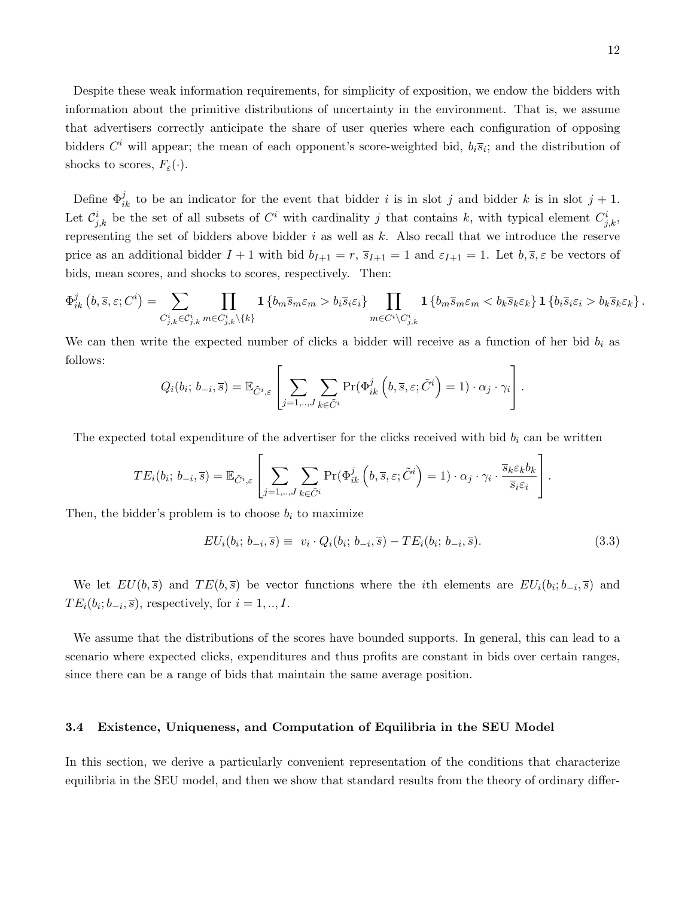Despite these weak information requirements, for simplicity of exposition, we endow the bidders with information about the primitive distributions of uncertainty in the environment. That is, we assume that advertisers correctly anticipate the share of user queries where each configuration of opposing bidders $C^i$ will appear; the mean of each opponent's score-weighted bid, $b_i\overline{s}_i$; and the distribution of shocks to scores, $F_\varepsilon(\cdot)$.

Define $\Phi^j_{ik}$ to be an indicator for the event that bidder $i$ is in slot $j$ and bidder $k$ is in slot $j+1$. Let $\mathcal{C}^i_{j,k}$ be the set of all subsets of $C^i$ with cardinality $j$ that contains $k$, with typical element $C^i_{j,k}$, representing the set of bidders above bidder $i$ as well as $k$. Also recall that we introduce the reserve price as an additional bidder $I+1$ with bid $b_{I+1}=r$, $\overline{s}_{I+1}=1$ and $\varepsilon_{I+1}=1$. Let $b,\overline{s},\varepsilon$ be vectors of bids, mean scores, and shocks to scores, respectively. Then:

$$\Phi^j_{ik}\left(b,\overline{s},\varepsilon;C^i\right)=\sum_{C^i_{j,k}\in\mathcal{C}^i_{j,k}}\prod_{m\in C^i_{j,k}\setminus\{k\}}\mathbf{1}\left\{b_m\overline{s}_m\varepsilon_m>b_i\overline{s}_i\varepsilon_i\right\}\prod_{m\in C^i\setminus C^i_{j,k}}\mathbf{1}\left\{b_m\overline{s}_m\varepsilon_m<b_k\overline{s}_k\varepsilon_k\right\}\mathbf{1}\left\{b_i\overline{s}_i\varepsilon_i>b_k\overline{s}_k\varepsilon_k\right\}.$$

We can then write the expected number of clicks a bidder will receive as a function of her bid $b_i$ as follows:

$$Q_i(b_i;\,b_{-i},\overline{s})=\mathbb{E}_{\tilde{C}^i,\varepsilon}\left[\sum_{j=1,..,J}\sum_{k\in\tilde{C}^i}\Pr(\Phi^j_{ik}\left(b,\overline{s},\varepsilon;\tilde{C}^i\right)=1)\cdot\alpha_j\cdot\gamma_i\right].$$

The expected total expenditure of the advertiser for the clicks received with bid $b_i$ can be written

$$TE_i(b_i;\,b_{-i},\overline{s})=\mathbb{E}_{\tilde{C}^i,\varepsilon}\left[\sum_{j=1,..,J}\sum_{k\in\tilde{C}^i}\Pr(\Phi^j_{ik}\left(b,\overline{s},\varepsilon;\tilde{C}^i\right)=1)\cdot\alpha_j\cdot\gamma_i\cdot\frac{\overline{s}_k\varepsilon_k b_k}{\overline{s}_i\varepsilon_i}\right].$$

Then, the bidder's problem is to choose $b_i$ to maximize

$$EU_i(b_i;\,b_{-i},\overline{s})\equiv\;v_i\cdot Q_i(b_i;\,b_{-i},\overline{s})-TE_i(b_i;\,b_{-i},\overline{s}).\tag{3.3}$$

We let $EU(b,\overline{s})$ and $TE(b,\overline{s})$ be vector functions where the $i$th elements are $EU_i(b_i;b_{-i},\overline{s})$ and $TE_i(b_i;b_{-i},\overline{s})$, respectively, for $i=1,..,I$.

We assume that the distributions of the scores have bounded supports. In general, this can lead to a scenario where expected clicks, expenditures and thus profits are constant in bids over certain ranges, since there can be a range of bids that maintain the same average position.

### 3.4 Existence, Uniqueness, and Computation of Equilibria in the SEU Model

In this section, we derive a particularly convenient representation of the conditions that characterize equilibria in the SEU model, and then we show that standard results from the theory of ordinary differ-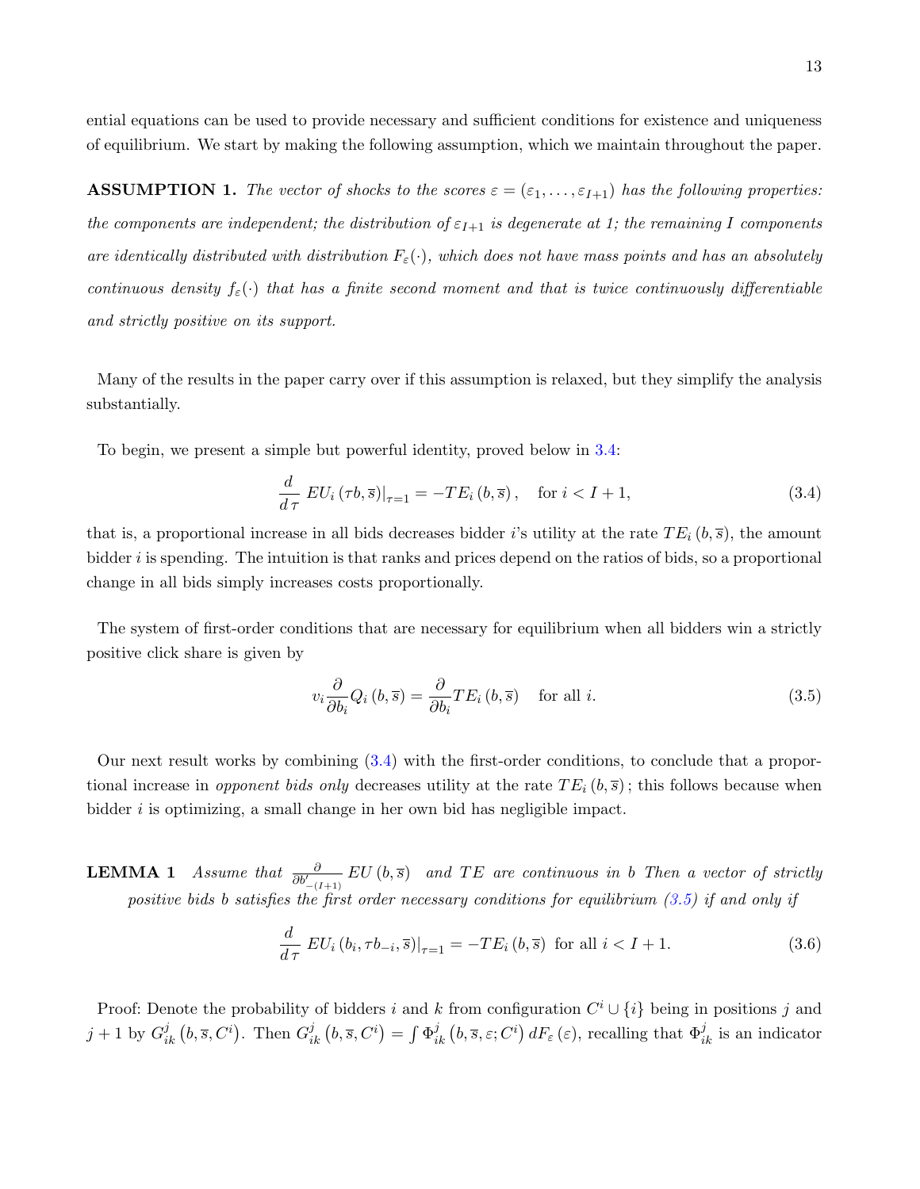ential equations can be used to provide necessary and sufficient conditions for existence and uniqueness of equilibrium. We start by making the following assumption, which we maintain throughout the paper.

**ASSUMPTION 1.** *The vector of shocks to the scores $\varepsilon = (\varepsilon_1, \ldots, \varepsilon_{I+1})$ has the following properties: the components are independent; the distribution of $\varepsilon_{I+1}$ is degenerate at 1; the remaining $I$ components are identically distributed with distribution $F_\varepsilon(\cdot)$, which does not have mass points and has an absolutely continuous density $f_\varepsilon(\cdot)$ that has a finite second moment and that is twice continuously differentiable and strictly positive on its support.*

Many of the results in the paper carry over if this assumption is relaxed, but they simplify the analysis substantially.

To begin, we present a simple but powerful identity, proved below in 3.4:

$$\frac{d}{d\,\tau}\, EU_i\left(\tau b, \overline{s}\right)|_{\tau=1} = -TE_i\left(b, \overline{s}\right), \quad \text{for } i < I+1, \tag{3.4}$$

that is, a proportional increase in all bids decreases bidder $i$'s utility at the rate $TE_i\left(b, \overline{s}\right)$, the amount bidder $i$ is spending. The intuition is that ranks and prices depend on the ratios of bids, so a proportional change in all bids simply increases costs proportionally.

The system of first-order conditions that are necessary for equilibrium when all bidders win a strictly positive click share is given by

$$v_i \frac{\partial}{\partial b_i} Q_i\left(b, \overline{s}\right) = \frac{\partial}{\partial b_i} TE_i\left(b, \overline{s}\right) \quad \text{for all } i. \tag{3.5}$$

Our next result works by combining (3.4) with the first-order conditions, to conclude that a proportional increase in *opponent bids only* decreases utility at the rate $TE_i\left(b, \overline{s}\right)$; this follows because when bidder $i$ is optimizing, a small change in her own bid has negligible impact.

**LEMMA 1** *Assume that $\frac{\partial}{\partial b'_{-(I+1)}} EU\left(b, \overline{s}\right)$ and $TE$ are continuous in $b$ Then a vector of strictly positive bids $b$ satisfies the first order necessary conditions for equilibrium (3.5) if and only if*

$$\frac{d}{d\,\tau}\, EU_i\left(b_i, \tau b_{-i}, \overline{s}\right)|_{\tau=1} = -TE_i\left(b, \overline{s}\right) \text{ for all } i < I+1. \tag{3.6}$$

Proof: Denote the probability of bidders $i$ and $k$ from configuration $C^i \cup \{i\}$ being in positions $j$ and $j+1$ by $G^j_{ik}\left(b, \overline{s}, C^i\right)$. Then $G^j_{ik}\left(b, \overline{s}, C^i\right) = \int \Phi^j_{ik}\left(b, \overline{s}, \varepsilon; C^i\right) dF_\varepsilon\left(\varepsilon\right)$, recalling that $\Phi^j_{ik}$ is an indicator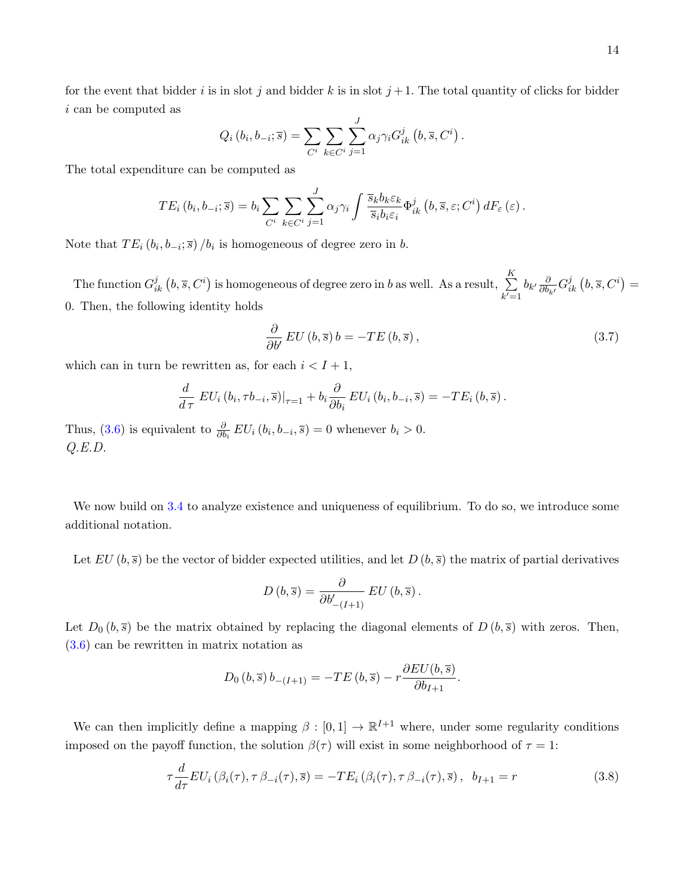for the event that bidder $i$ is in slot $j$ and bidder $k$ is in slot $j+1$. The total quantity of clicks for bidder $i$ can be computed as

$$Q_i\left(b_i, b_{-i}; \overline{s}\right) = \sum_{C^i} \sum_{k \in C^i} \sum_{j=1}^{J} \alpha_j \gamma_i G_{ik}^j\left(b, \overline{s}, C^i\right).$$

The total expenditure can be computed as

$$TE_i\left(b_i, b_{-i}; \overline{s}\right) = b_i \sum_{C^i} \sum_{k \in C^i} \sum_{j=1}^{J} \alpha_j \int \frac{\overline{s}_k b_k \varepsilon_k}{\overline{s}_i b_i \varepsilon_i} \Phi_{ik}^j\left(b, \overline{s}, \varepsilon; C^i\right) dF_\varepsilon\left(\varepsilon\right).$$

Note that $TE_i\left(b_i, b_{-i}; \overline{s}\right)/b_i$ is homogeneous of degree zero in $b$.

The function $G_{ik}^j\left(b, \overline{s}, C^i\right)$ is homogeneous of degree zero in $b$ as well. As a result, $\sum_{k'=1}^{K} b_{k'} \frac{\partial}{\partial b_{k'}} G_{ik}^j\left(b, \overline{s}, C^i\right) = 0$. Then, the following identity holds

$$\frac{\partial}{\partial b'} EU\left(b, \overline{s}\right) b = -TE\left(b, \overline{s}\right), \tag{3.7}$$

which can in turn be rewritten as, for each $i < I+1$,

$$\frac{d}{d\,\tau}\, EU_i\left(b_i, \tau b_{-i}, \overline{s}\right)\big|_{\tau=1} + b_i \frac{\partial}{\partial b_i}\, EU_i\left(b_i, b_{-i}, \overline{s}\right) = -TE_i\left(b, \overline{s}\right).$$

Thus, (3.6) is equivalent to $\frac{\partial}{\partial b_i}\, EU_i\left(b_i, b_{-i}, \overline{s}\right) = 0$ whenever $b_i > 0$.
*Q.E.D.*

We now build on 3.4 to analyze existence and uniqueness of equilibrium. To do so, we introduce some additional notation.

Let $EU\left(b, \overline{s}\right)$ be the vector of bidder expected utilities, and let $D\left(b, \overline{s}\right)$ the matrix of partial derivatives

$$D\left(b, \overline{s}\right) = \frac{\partial}{\partial b'_{-(I+1)}}\, EU\left(b, \overline{s}\right).$$

Let $D_0\left(b, \overline{s}\right)$ be the matrix obtained by replacing the diagonal elements of $D\left(b, \overline{s}\right)$ with zeros. Then, (3.6) can be rewritten in matrix notation as

$$D_0\left(b, \overline{s}\right) b_{-(I+1)} = -TE\left(b, \overline{s}\right) - r\frac{\partial EU(b, \overline{s})}{\partial b_{I+1}}.$$

We can then implicitly define a mapping $\beta : [0, 1] \to \mathbb{R}^{I+1}$ where, under some regularity conditions imposed on the payoff function, the solution $\beta(\tau)$ will exist in some neighborhood of $\tau = 1$:

$$\tau \frac{d}{d\tau} EU_i\left(\beta_i(\tau), \tau\, \beta_{-i}(\tau), \overline{s}\right) = -TE_i\left(\beta_i(\tau), \tau\, \beta_{-i}(\tau), \overline{s}\right), \;\; b_{I+1} = r \tag{3.8}$$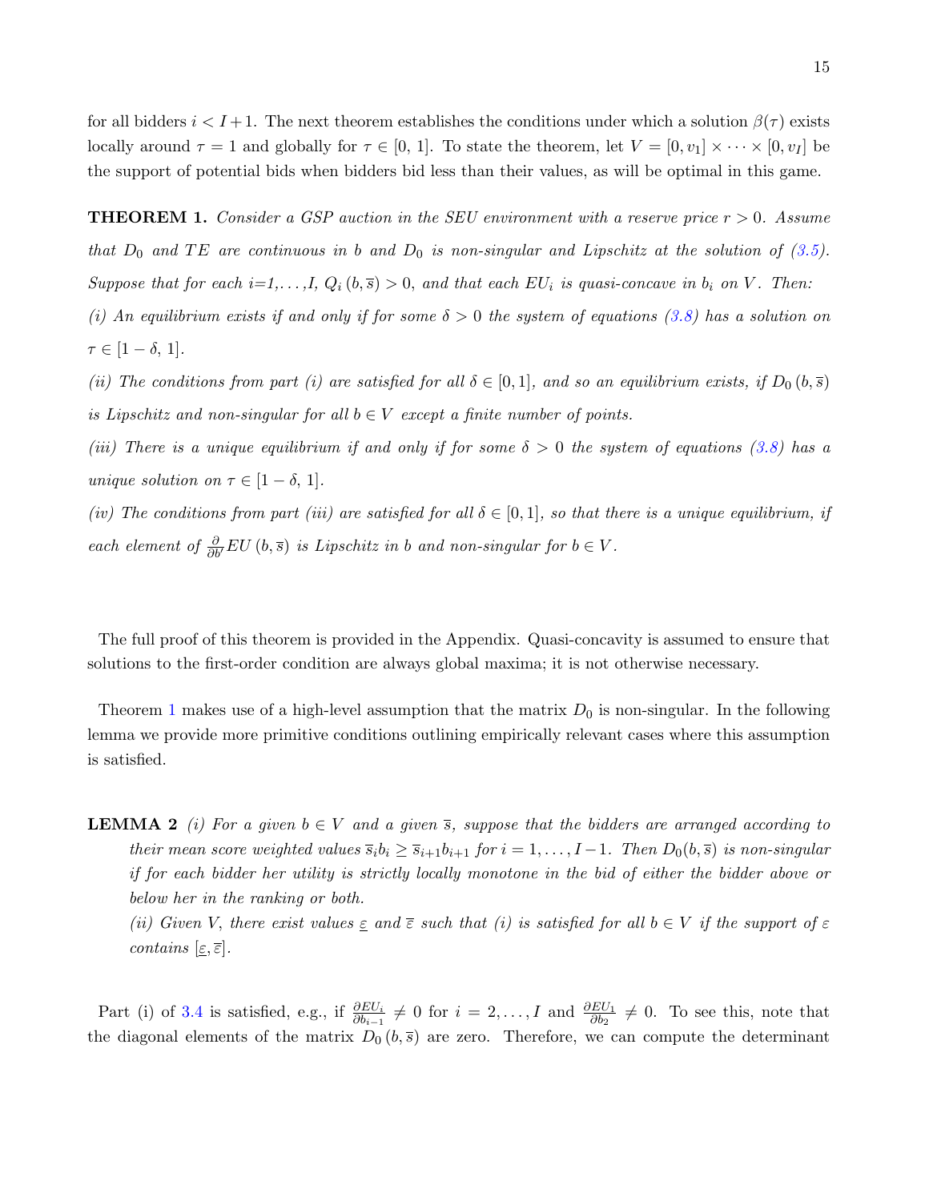for all bidders $i < I+1$. The next theorem establishes the conditions under which a solution $\beta(\tau)$ exists locally around $\tau = 1$ and globally for $\tau \in [0, 1]$. To state the theorem, let $V = [0, v_1] \times \cdots \times [0, v_I]$ be the support of potential bids when bidders bid less than their values, as will be optimal in this game.

**THEOREM 1.** *Consider a GSP auction in the SEU environment with a reserve price $r > 0$. Assume that $D_0$ and $TE$ are continuous in $b$ and $D_0$ is non-singular and Lipschitz at the solution of (3.5). Suppose that for each i=1,...,I, $Q_i(b, \overline{s}) > 0$, and that each $EU_i$ is quasi-concave in $b_i$ on $V$. Then:*

*(i) An equilibrium exists if and only if for some $\delta > 0$ the system of equations (3.8) has a solution on $\tau \in [1-\delta, 1]$.*

*(ii) The conditions from part (i) are satisfied for all $\delta \in [0, 1]$, and so an equilibrium exists, if $D_0(b, \overline{s})$ is Lipschitz and non-singular for all $b \in V$ except a finite number of points.*

*(iii) There is a unique equilibrium if and only if for some $\delta > 0$ the system of equations (3.8) has a unique solution on $\tau \in [1-\delta, 1]$.*

*(iv) The conditions from part (iii) are satisfied for all $\delta \in [0, 1]$, so that there is a unique equilibrium, if each element of $\frac{\partial}{\partial b'} EU(b, \overline{s})$ is Lipschitz in $b$ and non-singular for $b \in V$.*

The full proof of this theorem is provided in the Appendix. Quasi-concavity is assumed to ensure that solutions to the first-order condition are always global maxima; it is not otherwise necessary.

Theorem 1 makes use of a high-level assumption that the matrix $D_0$ is non-singular. In the following lemma we provide more primitive conditions outlining empirically relevant cases where this assumption is satisfied.

**LEMMA 2** *(i) For a given $b \in V$ and a given $\overline{s}$, suppose that the bidders are arranged according to their mean score weighted values $\overline{s}_i b_i \geq \overline{s}_{i+1} b_{i+1}$ for $i = 1, \ldots, I-1$. Then $D_0(b, \overline{s})$ is non-singular if for each bidder her utility is strictly locally monotone in the bid of either the bidder above or below her in the ranking or both.*

*(ii) Given $V$, there exist values $\underline{\varepsilon}$ and $\overline{\varepsilon}$ such that (i) is satisfied for all $b \in V$ if the support of $\varepsilon$ contains $[\underline{\varepsilon}, \overline{\varepsilon}]$.*

Part (i) of 3.4 is satisfied, e.g., if $\frac{\partial EU_i}{\partial b_{i-1}} \neq 0$ for $i = 2, \ldots, I$ and $\frac{\partial EU_1}{\partial b_2} \neq 0$. To see this, note that the diagonal elements of the matrix $D_0(b, \overline{s})$ are zero. Therefore, we can compute the determinant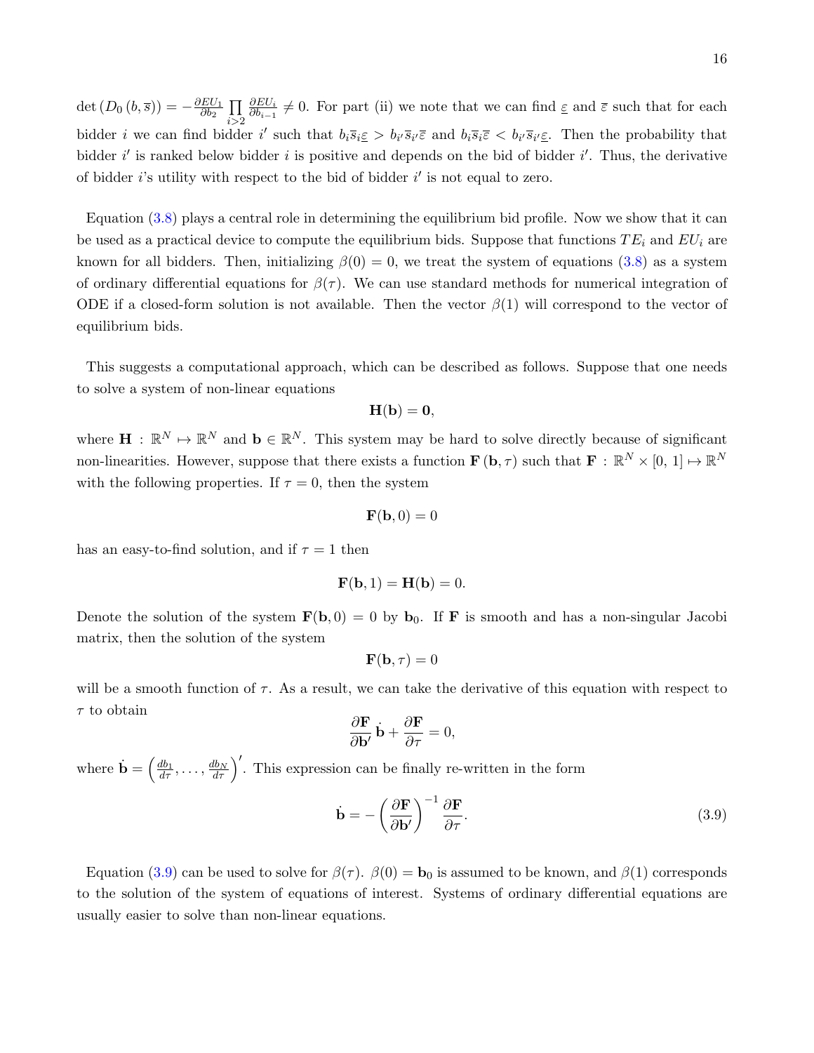$\det\left(D_0\left(b, \overline{s}\right)\right) = -\frac{\partial EU_1}{\partial b_2} \prod_{i>2} \frac{\partial EU_i}{\partial b_{i-1}} \neq 0$. For part (ii) we note that we can find $\underline{\varepsilon}$ and $\overline{\varepsilon}$ such that for each bidder $i$ we can find bidder $i'$ such that $b_i \overline{s}_i \underline{\varepsilon} > b_{i'} \overline{s}_{i'} \overline{\varepsilon}$ and $b_i \overline{s}_i \overline{\varepsilon} < b_{i'} \overline{s}_{i'} \underline{\varepsilon}$. Then the probability that bidder $i'$ is ranked below bidder $i$ is positive and depends on the bid of bidder $i'$. Thus, the derivative of bidder $i$'s utility with respect to the bid of bidder $i'$ is not equal to zero.

Equation (3.8) plays a central role in determining the equilibrium bid profile. Now we show that it can be used as a practical device to compute the equilibrium bids. Suppose that functions $TE_i$ and $EU_i$ are known for all bidders. Then, initializing $\beta(0) = 0$, we treat the system of equations (3.8) as a system of ordinary differential equations for $\beta(\tau)$. We can use standard methods for numerical integration of ODE if a closed-form solution is not available. Then the vector $\beta(1)$ will correspond to the vector of equilibrium bids.

This suggests a computational approach, which can be described as follows. Suppose that one needs to solve a system of non-linear equations

$$\mathbf{H}(\mathbf{b}) = \mathbf{0},$$

where $\mathbf{H} : \mathbb{R}^N \mapsto \mathbb{R}^N$ and $\mathbf{b} \in \mathbb{R}^N$. This system may be hard to solve directly because of significant non-linearities. However, suppose that there exists a function $\mathbf{F}\left(\mathbf{b}, \tau\right)$ such that $\mathbf{F} : \mathbb{R}^N \times [0,\, 1] \mapsto \mathbb{R}^N$ with the following properties. If $\tau = 0$, then the system

$$\mathbf{F}(\mathbf{b}, 0) = 0$$

has an easy-to-find solution, and if $\tau = 1$ then

$$\mathbf{F}(\mathbf{b}, 1) = \mathbf{H}(\mathbf{b}) = 0.$$

Denote the solution of the system $\mathbf{F}(\mathbf{b}, 0) = 0$ by $\mathbf{b}_0$. If $\mathbf{F}$ is smooth and has a non-singular Jacobi matrix, then the solution of the system

$$\mathbf{F}(\mathbf{b}, \tau) = 0$$

will be a smooth function of $\tau$. As a result, we can take the derivative of this equation with respect to $\tau$ to obtain

$$\frac{\partial \mathbf{F}}{\partial \mathbf{b}'} \, \dot{\mathbf{b}} + \frac{\partial \mathbf{F}}{\partial \tau} = 0,$$

where $\dot{\mathbf{b}} = \left(\frac{db_1}{d\tau}, \ldots, \frac{db_N}{d\tau}\right)'$. This expression can be finally re-written in the form

$$\dot{\mathbf{b}} = -\left(\frac{\partial \mathbf{F}}{\partial \mathbf{b}'}\right)^{-1} \frac{\partial \mathbf{F}}{\partial \tau}. \tag{3.9}$$

Equation (3.9) can be used to solve for $\beta(\tau)$. $\beta(0) = \mathbf{b}_0$ is assumed to be known, and $\beta(1)$ corresponds to the solution of the system of equations of interest. Systems of ordinary differential equations are usually easier to solve than non-linear equations.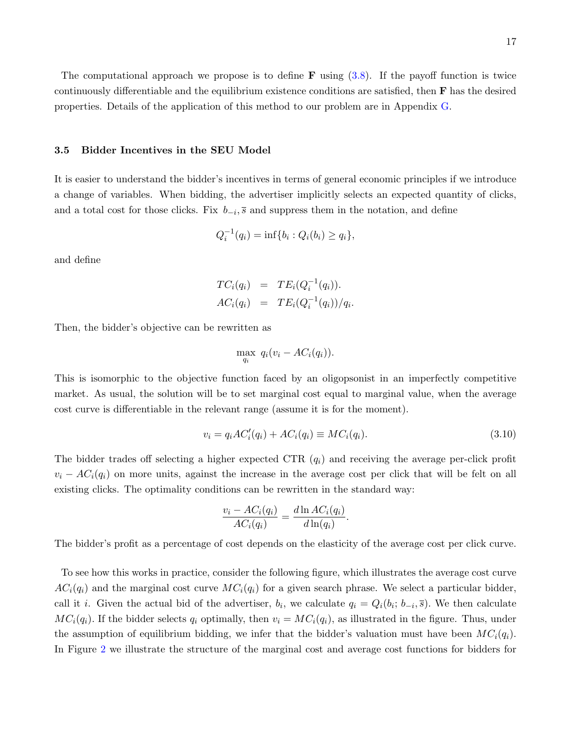The computational approach we propose is to define $\mathbf{F}$ using (3.8). If the payoff function is twice continuously differentiable and the equilibrium existence conditions are satisfied, then $\mathbf{F}$ has the desired properties. Details of the application of this method to our problem are in Appendix G.

### 3.5 Bidder Incentives in the SEU Model

It is easier to understand the bidder's incentives in terms of general economic principles if we introduce a change of variables. When bidding, the advertiser implicitly selects an expected quantity of clicks, and a total cost for those clicks. Fix $b_{-i}, \overline{s}$ and suppress them in the notation, and define

$$Q_i^{-1}(q_i) = \inf\{b_i : Q_i(b_i) \geq q_i\},$$

and define

$$\begin{aligned} TC_i(q_i) &= TE_i(Q_i^{-1}(q_i)). \\ AC_i(q_i) &= TE_i(Q_i^{-1}(q_i))/q_i. \end{aligned}$$

Then, the bidder's objective can be rewritten as

$$\max_{q_i} \; q_i(v_i - AC_i(q_i)).$$

This is isomorphic to the objective function faced by an oligopsonist in an imperfectly competitive market. As usual, the solution will be to set marginal cost equal to marginal value, when the average cost curve is differentiable in the relevant range (assume it is for the moment).

$$v_i = q_i AC_i'(q_i) + AC_i(q_i) \equiv MC_i(q_i). \tag{3.10}$$

The bidder trades off selecting a higher expected CTR ($q_i$) and receiving the average per-click profit $v_i - AC_i(q_i)$ on more units, against the increase in the average cost per click that will be felt on all existing clicks. The optimality conditions can be rewritten in the standard way:

$$\frac{v_i - AC_i(q_i)}{AC_i(q_i)} = \frac{d \ln AC_i(q_i)}{d \ln(q_i)}.$$

The bidder's profit as a percentage of cost depends on the elasticity of the average cost per click curve.

To see how this works in practice, consider the following figure, which illustrates the average cost curve $AC_i(q_i)$ and the marginal cost curve $MC_i(q_i)$ for a given search phrase. We select a particular bidder, call it $i$. Given the actual bid of the advertiser, $b_i$, we calculate $q_i = Q_i(b_i; b_{-i}, \overline{s})$. We then calculate $MC_i(q_i)$. If the bidder selects $q_i$ optimally, then $v_i = MC_i(q_i)$, as illustrated in the figure. Thus, under the assumption of equilibrium bidding, we infer that the bidder's valuation must have been $MC_i(q_i)$. In Figure 2 we illustrate the structure of the marginal cost and average cost functions for bidders for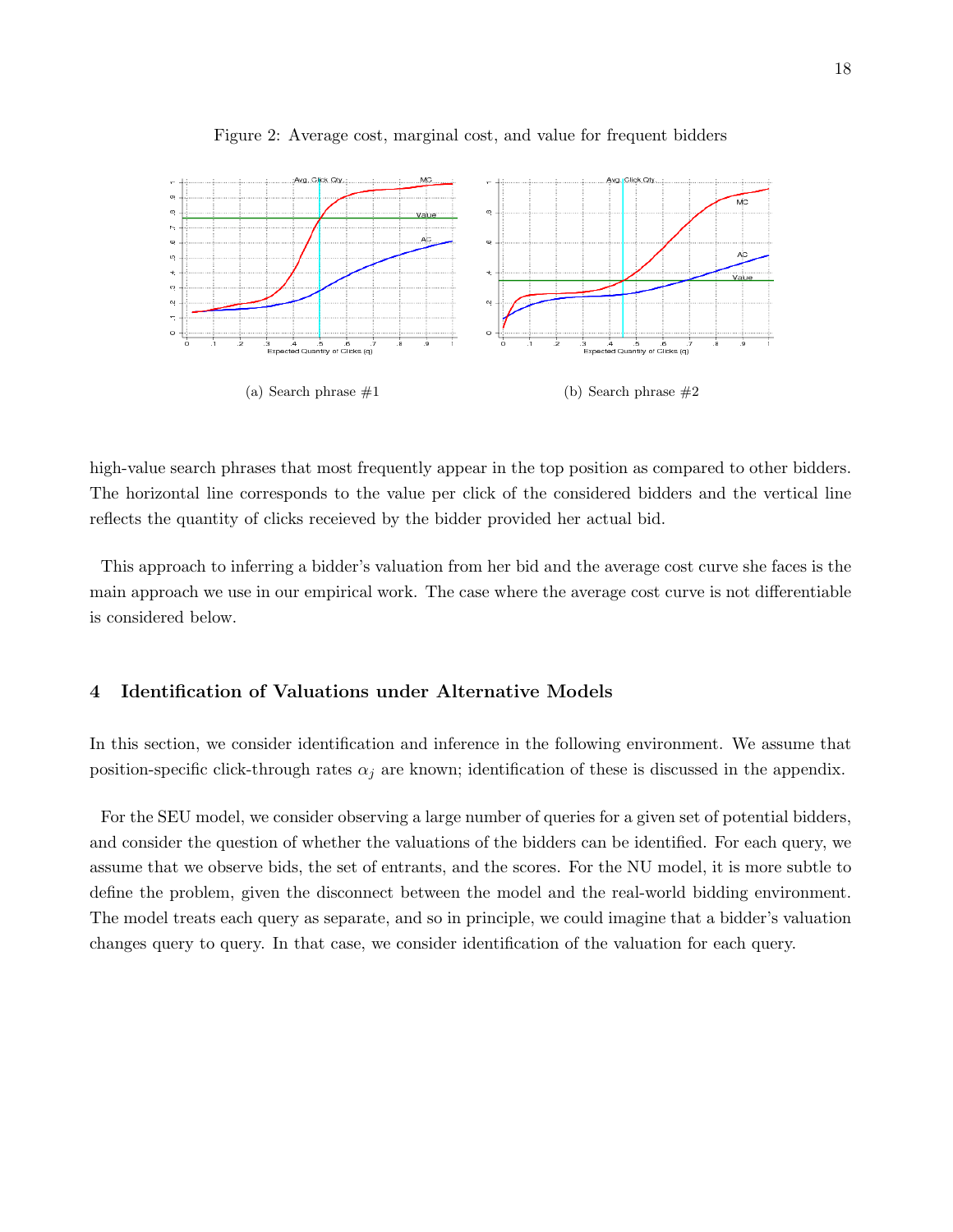Figure 2: Average cost, marginal cost, and value for frequent bidders

(a) Search phrase #1

(b) Search phrase #2

high-value search phrases that most frequently appear in the top position as compared to other bidders. The horizontal line corresponds to the value per click of the considered bidders and the vertical line reflects the quantity of clicks receieved by the bidder provided her actual bid.

This approach to inferring a bidder's valuation from her bid and the average cost curve she faces is the main approach we use in our empirical work. The case where the average cost curve is not differentiable is considered below.

## 4 Identification of Valuations under Alternative Models

In this section, we consider identification and inference in the following environment. We assume that position-specific click-through rates $\alpha_j$ are known; identification of these is discussed in the appendix.

For the SEU model, we consider observing a large number of queries for a given set of potential bidders, and consider the question of whether the valuations of the bidders can be identified. For each query, we assume that we observe bids, the set of entrants, and the scores. For the NU model, it is more subtle to define the problem, given the disconnect between the model and the real-world bidding environment. The model treats each query as separate, and so in principle, we could imagine that a bidder's valuation changes query to query. In that case, we consider identification of the valuation for each query.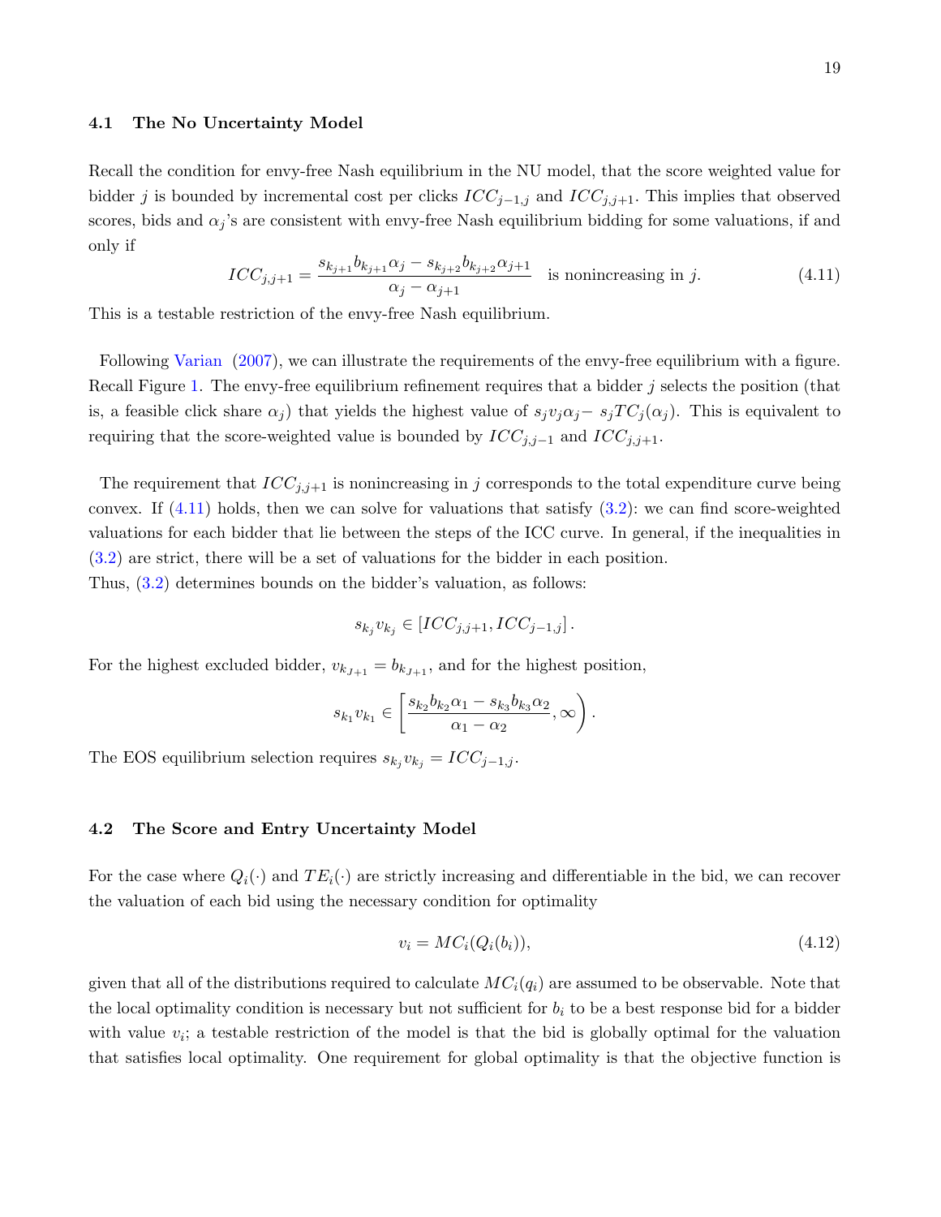### 4.1 The No Uncertainty Model

Recall the condition for envy-free Nash equilibrium in the NU model, that the score weighted value for bidder $j$ is bounded by incremental cost per clicks $ICC_{j-1,j}$ and $ICC_{j,j+1}$. This implies that observed scores, bids and $\alpha_j$'s are consistent with envy-free Nash equilibrium bidding for some valuations, if and only if

$$ICC_{j,j+1} = \frac{s_{k_{j+1}} b_{k_{j+1}} \alpha_j - s_{k_{j+2}} b_{k_{j+2}} \alpha_{j+1}}{\alpha_j - \alpha_{j+1}} \quad \text{is nonincreasing in } j. \tag{4.11}$$

This is a testable restriction of the envy-free Nash equilibrium.

Following Varian (2007), we can illustrate the requirements of the envy-free equilibrium with a figure. Recall Figure 1. The envy-free equilibrium refinement requires that a bidder $j$ selects the position (that is, a feasible click share $\alpha_j$) that yields the highest value of $s_j v_j \alpha_j - s_j TC_j(\alpha_j)$. This is equivalent to requiring that the score-weighted value is bounded by $ICC_{j,j-1}$ and $ICC_{j,j+1}$.

The requirement that $ICC_{j,j+1}$ is nonincreasing in $j$ corresponds to the total expenditure curve being convex. If (4.11) holds, then we can solve for valuations that satisfy (3.2): we can find score-weighted valuations for each bidder that lie between the steps of the ICC curve. In general, if the inequalities in (3.2) are strict, there will be a set of valuations for the bidder in each position.
Thus, (3.2) determines bounds on the bidder's valuation, as follows:

$$s_{k_j} v_{k_j} \in \left[ ICC_{j,j+1}, ICC_{j-1,j} \right].$$

For the highest excluded bidder, $v_{k_{J+1}} = b_{k_{J+1}}$, and for the highest position,

$$s_{k_1} v_{k_1} \in \left[ \frac{s_{k_2} b_{k_2} \alpha_1 - s_{k_3} b_{k_3} \alpha_2}{\alpha_1 - \alpha_2}, \infty \right).$$

The EOS equilibrium selection requires $s_{k_j} v_{k_j} = ICC_{j-1,j}$.

### 4.2 The Score and Entry Uncertainty Model

For the case where $Q_i(\cdot)$ and $TE_i(\cdot)$ are strictly increasing and differentiable in the bid, we can recover the valuation of each bid using the necessary condition for optimality

$$v_i = MC_i(Q_i(b_i)), \tag{4.12}$$

given that all of the distributions required to calculate $MC_i(q_i)$ are assumed to be observable. Note that the local optimality condition is necessary but not sufficient for $b_i$ to be a best response bid for a bidder with value $v_i$; a testable restriction of the model is that the bid is globally optimal for the valuation that satisfies local optimality. One requirement for global optimality is that the objective function is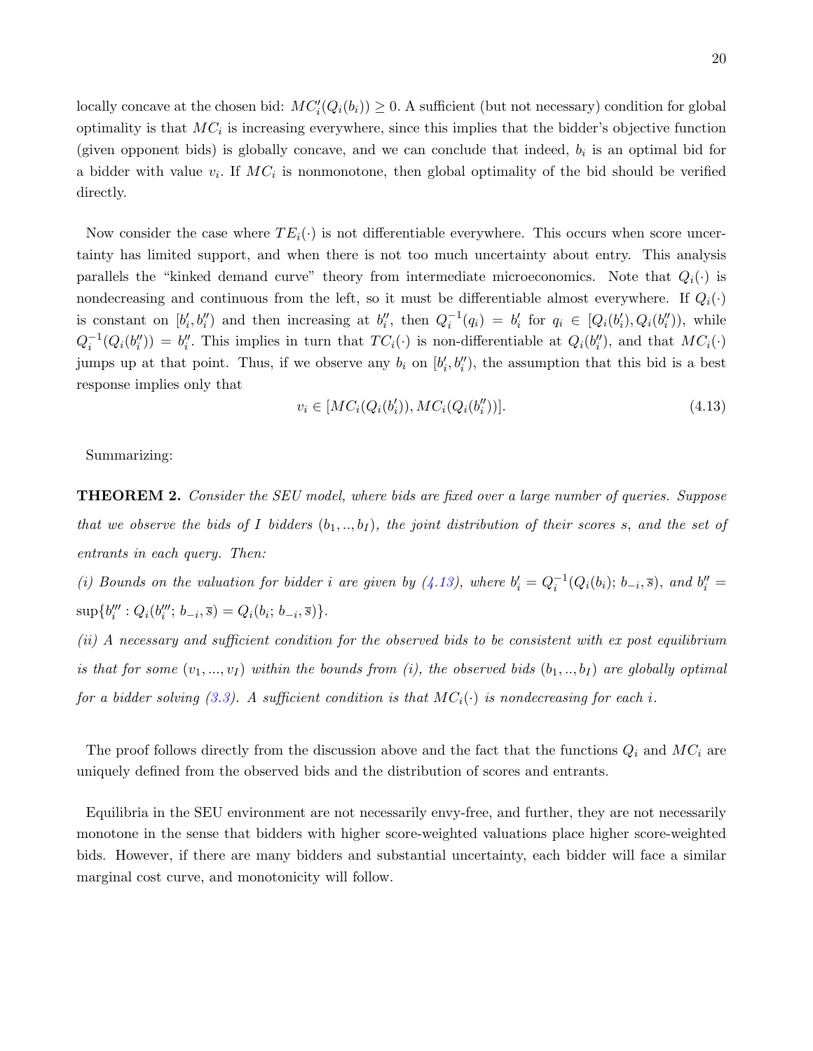locally concave at the chosen bid: $MC_i'(Q_i(b_i)) \geq 0$. A sufficient (but not necessary) condition for global optimality is that $MC_i$ is increasing everywhere, since this implies that the bidder's objective function (given opponent bids) is globally concave, and we can conclude that indeed, $b_i$ is an optimal bid for a bidder with value $v_i$. If $MC_i$ is nonmonotone, then global optimality of the bid should be verified directly.

Now consider the case where $TE_i(\cdot)$ is not differentiable everywhere. This occurs when score uncertainty has limited support, and when there is not too much uncertainty about entry. This analysis parallels the "kinked demand curve" theory from intermediate microeconomics. Note that $Q_i(\cdot)$ is nondecreasing and continuous from the left, so it must be differentiable almost everywhere. If $Q_i(\cdot)$ is constant on $[b_i', b_i'')$ and then increasing at $b_i''$, then $Q_i^{-1}(q_i) = b_i'$ for $q_i \in [Q_i(b_i'), Q_i(b_i''))$, while $Q_i^{-1}(Q_i(b_i'')) = b_i''$. This implies in turn that $TC_i(\cdot)$ is non-differentiable at $Q_i(b_i'')$, and that $MC_i(\cdot)$ jumps up at that point. Thus, if we observe any $b_i$ on $[b_i', b_i'')$, the assumption that this bid is a best response implies only that

$$v_i \in [MC_i(Q_i(b_i')), MC_i(Q_i(b_i''))]. \tag{4.13}$$

Summarizing:

**THEOREM 2.** *Consider the SEU model, where bids are fixed over a large number of queries. Suppose that we observe the bids of $I$ bidders $(b_1, .., b_I)$, the joint distribution of their scores $s$, and the set of entrants in each query. Then:*

*(i) Bounds on the valuation for bidder $i$ are given by (4.13), where $b_i' = Q_i^{-1}(Q_i(b_i); b_{-i}, \overline{s})$, and $b_i'' = \sup\{b_i''' : Q_i(b_i'''; b_{-i}, \overline{s}) = Q_i(b_i; b_{-i}, \overline{s})\}$.*

*(ii) A necessary and sufficient condition for the observed bids to be consistent with ex post equilibrium is that for some $(v_1, ..., v_I)$ within the bounds from (i), the observed bids $(b_1, .., b_I)$ are globally optimal for a bidder solving (3.3). A sufficient condition is that $MC_i(\cdot)$ is nondecreasing for each $i$.*

The proof follows directly from the discussion above and the fact that the functions $Q_i$ and $MC_i$ are uniquely defined from the observed bids and the distribution of scores and entrants.

Equilibria in the SEU environment are not necessarily envy-free, and further, they are not necessarily monotone in the sense that bidders with higher score-weighted valuations place higher score-weighted bids. However, if there are many bidders and substantial uncertainty, each bidder will face a similar marginal cost curve, and monotonicity will follow.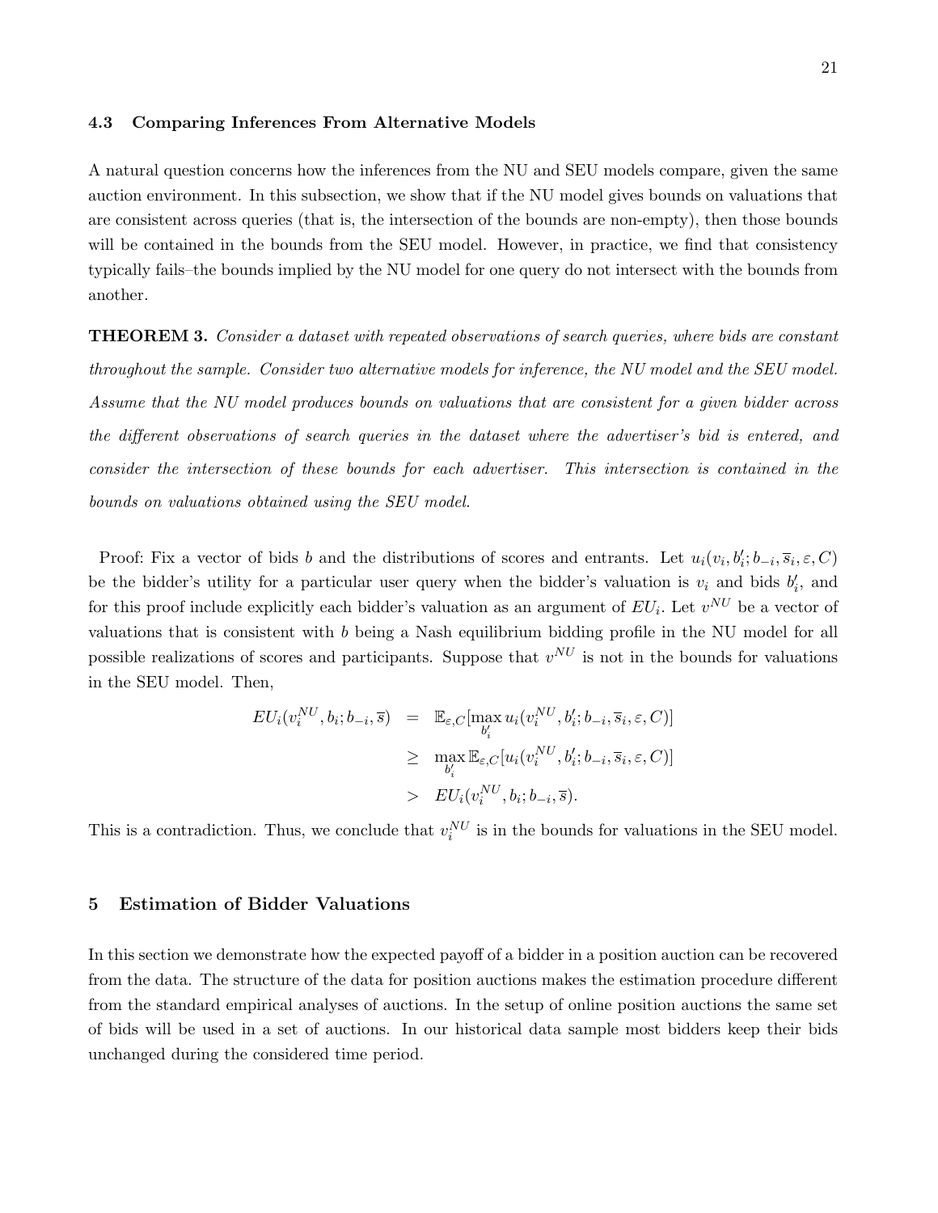### 4.3 Comparing Inferences From Alternative Models

A natural question concerns how the inferences from the NU and SEU models compare, given the same auction environment. In this subsection, we show that if the NU model gives bounds on valuations that are consistent across queries (that is, the intersection of the bounds are non-empty), then those bounds will be contained in the bounds from the SEU model. However, in practice, we find that consistency typically fails–the bounds implied by the NU model for one query do not intersect with the bounds from another.

**THEOREM 3.** *Consider a dataset with repeated observations of search queries, where bids are constant throughout the sample. Consider two alternative models for inference, the NU model and the SEU model. Assume that the NU model produces bounds on valuations that are consistent for a given bidder across the different observations of search queries in the dataset where the advertiser's bid is entered, and consider the intersection of these bounds for each advertiser. This intersection is contained in the bounds on valuations obtained using the SEU model.*

Proof: Fix a vector of bids $b$ and the distributions of scores and entrants. Let $u_i(v_i, b_i'; b_{-i}, \overline{s}_i, \varepsilon, C)$ be the bidder's utility for a particular user query when the bidder's valuation is $v_i$ and bids $b_i'$, and for this proof include explicitly each bidder's valuation as an argument of $EU_i$. Let $v^{NU}$ be a vector of valuations that is consistent with $b$ being a Nash equilibrium bidding profile in the NU model for all possible realizations of scores and participants. Suppose that $v^{NU}$ is not in the bounds for valuations in the SEU model. Then,

$$
\begin{aligned}
EU_i(v_i^{NU}, b_i; b_{-i}, \overline{s}) &= \mathbb{E}_{\varepsilon,C}[\max_{b_i'} u_i(v_i^{NU}, b_i'; b_{-i}, \overline{s}_i, \varepsilon, C)] \\
&\geq \max_{b_i'} \mathbb{E}_{\varepsilon,C}[u_i(v_i^{NU}, b_i'; b_{-i}, \overline{s}_i, \varepsilon, C)] \\
&> EU_i(v_i^{NU}, b_i; b_{-i}, \overline{s}).
\end{aligned}
$$

This is a contradiction. Thus, we conclude that $v_i^{NU}$ is in the bounds for valuations in the SEU model.

## 5 Estimation of Bidder Valuations

In this section we demonstrate how the expected payoff of a bidder in a position auction can be recovered from the data. The structure of the data for position auctions makes the estimation procedure different from the standard empirical analyses of auctions. In the setup of online position auctions the same set of bids will be used in a set of auctions. In our historical data sample most bidders keep their bids unchanged during the considered time period.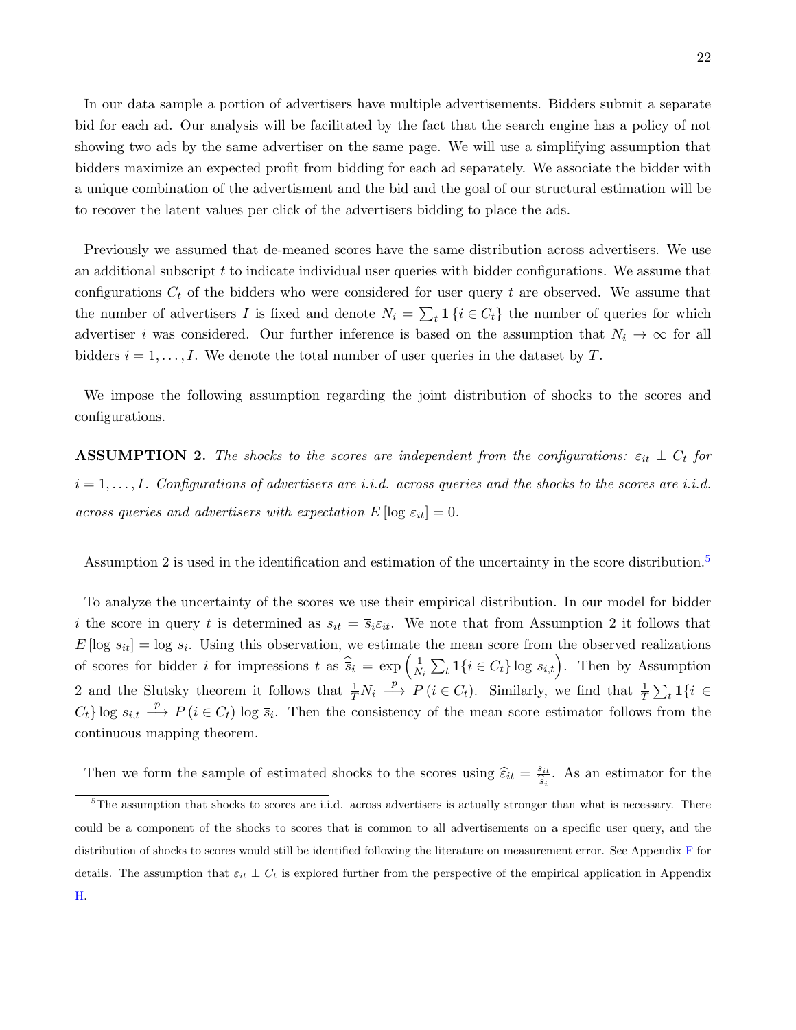In our data sample a portion of advertisers have multiple advertisements. Bidders submit a separate bid for each ad. Our analysis will be facilitated by the fact that the search engine has a policy of not showing two ads by the same advertiser on the same page. We will use a simplifying assumption that bidders maximize an expected profit from bidding for each ad separately. We associate the bidder with a unique combination of the advertisment and the bid and the goal of our structural estimation will be to recover the latent values per click of the advertisers bidding to place the ads.

Previously we assumed that de-meaned scores have the same distribution across advertisers. We use an additional subscript $t$ to indicate individual user queries with bidder configurations. We assume that configurations $C_t$ of the bidders who were considered for user query $t$ are observed. We assume that the number of advertisers $I$ is fixed and denote $N_i = \sum_t \mathbf{1}\{i \in C_t\}$ the number of queries for which advertiser $i$ was considered. Our further inference is based on the assumption that $N_i \to \infty$ for all bidders $i = 1, \ldots, I$. We denote the total number of user queries in the dataset by $T$.

We impose the following assumption regarding the joint distribution of shocks to the scores and configurations.

**ASSUMPTION 2.** *The shocks to the scores are independent from the configurations: $\varepsilon_{it} \perp C_t$ for $i = 1, \ldots, I$. Configurations of advertisers are i.i.d. across queries and the shocks to the scores are i.i.d. across queries and advertisers with expectation $E[\log\, \varepsilon_{it}] = 0$.*

Assumption 2 is used in the identification and estimation of the uncertainty in the score distribution.[5]

To analyze the uncertainty of the scores we use their empirical distribution. In our model for bidder $i$ the score in query $t$ is determined as $s_{it} = \overline{s}_i \varepsilon_{it}$. We note that from Assumption 2 it follows that $E[\log\, s_{it}] = \log\, \overline{s}_i$. Using this observation, we estimate the mean score from the observed realizations of scores for bidder $i$ for impressions $t$ as $\widehat{\overline{s}}_i = \exp\left(\frac{1}{N_i}\sum_t \mathbf{1}\{i \in C_t\} \log\, s_{i,t}\right)$. Then by Assumption 2 and the Slutsky theorem it follows that $\frac{1}{T}N_i \xrightarrow{p} P(i \in C_t)$. Similarly, we find that $\frac{1}{T}\sum_t \mathbf{1}\{i \in C_t\} \log\, s_{i,t} \xrightarrow{p} P(i \in C_t)\, \log\, \overline{s}_i$. Then the consistency of the mean score estimator follows from the continuous mapping theorem.

Then we form the sample of estimated shocks to the scores using $\widehat{\varepsilon}_{it} = \frac{s_{it}}{\widehat{\overline{s}}_i}$. As an estimator for the

[5] The assumption that shocks to scores are i.i.d. across advertisers is actually stronger than what is necessary. There could be a component of the shocks to scores that is common to all advertisements on a specific user query, and the distribution of shocks to scores would still be identified following the literature on measurement error. See Appendix F for details. The assumption that $\varepsilon_{it} \perp C_t$ is explored further from the perspective of the empirical application in Appendix H.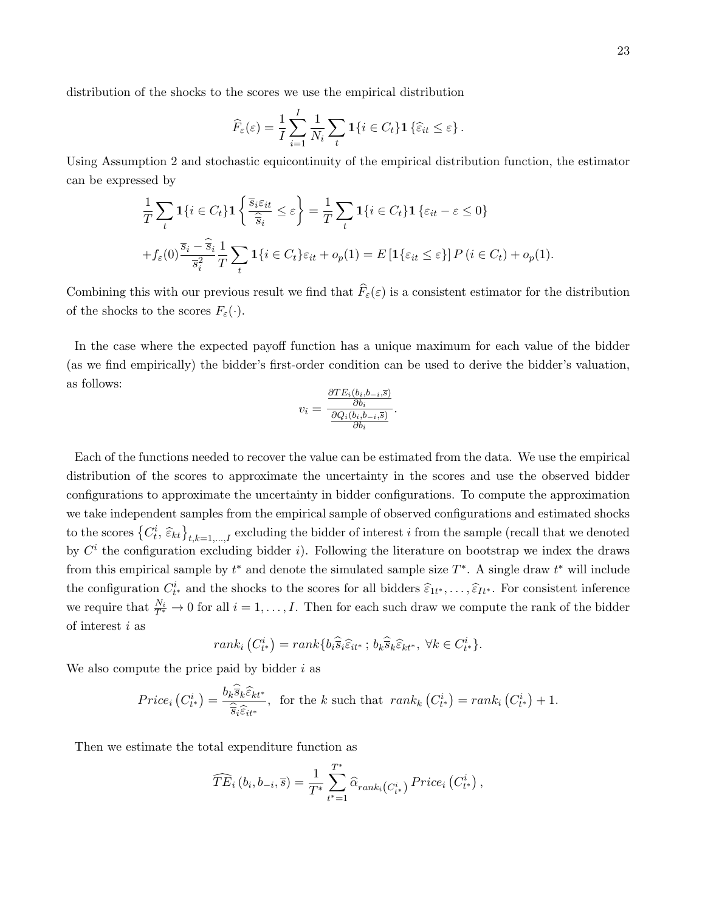distribution of the shocks to the scores we use the empirical distribution

$$\widehat{F}_{\varepsilon}(\varepsilon) = \frac{1}{I}\sum_{i=1}^{I}\frac{1}{N_i}\sum_{t}\mathbf{1}\{i \in C_t\}\mathbf{1}\left\{\widehat{\varepsilon}_{it} \leq \varepsilon\right\}.$$

Using Assumption 2 and stochastic equicontinuity of the empirical distribution function, the estimator can be expressed by

$$\frac{1}{T}\sum_{t}\mathbf{1}\{i \in C_t\}\mathbf{1}\left\{\frac{\overline{s}_i\varepsilon_{it}}{\widehat{\overline{s}}_i} \leq \varepsilon\right\} = \frac{1}{T}\sum_{t}\mathbf{1}\{i \in C_t\}\mathbf{1}\left\{\varepsilon_{it} - \varepsilon \leq 0\right\}$$

$$+f_{\varepsilon}(0)\frac{\overline{s}_i - \widehat{\overline{s}}_i}{\overline{s}_i^2}\frac{1}{T}\sum_{t}\mathbf{1}\{i \in C_t\}\varepsilon_{it} + o_p(1) = E\left[\mathbf{1}\{\varepsilon_{it} \leq \varepsilon\}\right]P\left(i \in C_t\right) + o_p(1).$$

Combining this with our previous result we find that $\widehat{F}_{\varepsilon}(\varepsilon)$ is a consistent estimator for the distribution of the shocks to the scores $F_{\varepsilon}(\cdot)$.

In the case where the expected payoff function has a unique maximum for each value of the bidder (as we find empirically) the bidder's first-order condition can be used to derive the bidder's valuation, as follows:

$$v_i = \frac{\frac{\partial TE_i(b_i, b_{-i}, \overline{s})}{\partial b_i}}{\frac{\partial Q_i(b_i, b_{-i}, \overline{s})}{\partial b_i}}.$$

Each of the functions needed to recover the value can be estimated from the data. We use the empirical distribution of the scores to approximate the uncertainty in the scores and use the observed bidder configurations to approximate the uncertainty in bidder configurations. To compute the approximation we take independent samples from the empirical sample of observed configurations and estimated shocks to the scores $\left\{C_t^i,\, \widehat{\varepsilon}_{kt}\right\}_{t,k=1,\ldots,I}$ excluding the bidder of interest $i$ from the sample (recall that we denoted by $C^i$ the configuration excluding bidder $i$). Following the literature on bootstrap we index the draws from this empirical sample by $t^*$ and denote the simulated sample size $T^*$. A single draw $t^*$ will include the configuration $C_{t^*}^i$ and the shocks to the scores for all bidders $\widehat{\varepsilon}_{1t^*}, \ldots, \widehat{\varepsilon}_{It^*}$. For consistent inference we require that $\frac{N_i}{T^*} \to 0$ for all $i = 1, \ldots, I$. Then for each such draw we compute the rank of the bidder of interest $i$ as

$$rank_i\left(C_{t^*}^i\right) = rank\{b_i\widehat{\overline{s}}_i\widehat{\varepsilon}_{it^*}\,;\, b_k\widehat{\overline{s}}_k\widehat{\varepsilon}_{kt^*},\ \forall k \in C_{t^*}^i\}.$$

We also compute the price paid by bidder $i$ as

$$Price_i\left(C_{t^*}^i\right) = \frac{b_k\widehat{\overline{s}}_k\widehat{\varepsilon}_{kt^*}}{\widehat{\overline{s}}_i\widehat{\varepsilon}_{it^*}},\ \text{ for the } k \text{ such that } \ rank_k\left(C_{t^*}^i\right) = rank_i\left(C_{t^*}^i\right) + 1.$$

Then we estimate the total expenditure function as

$$\widehat{TE}_i\left(b_i, b_{-i}, \overline{s}\right) = \frac{1}{T^*}\sum_{t^*=1}^{T^*}\widehat{\alpha}_{rank_i\left(C_{t^*}^i\right)}\, Price_i\left(C_{t^*}^i\right),$$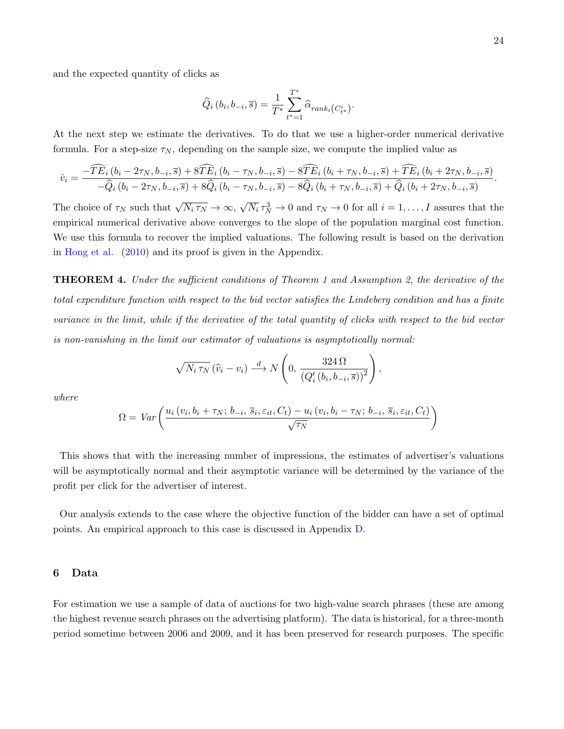and the expected quantity of clicks as

$$\widehat{Q}_i\left(b_i, b_{-i}, \overline{s}\right) = \frac{1}{T^*} \sum_{t^*=1}^{T^*} \widehat{\alpha}_{rank_i\left(C^i_{t^*}\right)}.$$

At the next step we estimate the derivatives. To do that we use a higher-order numerical derivative formula. For a step-size $\tau_N$, depending on the sample size, we compute the implied value as

$$\hat{v}_i = \frac{-\widehat{TE}_i\left(b_i - 2\tau_N, b_{-i}, \overline{s}\right) + 8\widehat{TE}_i\left(b_i - \tau_N, b_{-i}, \overline{s}\right) - 8\widehat{TE}_i\left(b_i + \tau_N, b_{-i}, \overline{s}\right) + \widehat{TE}_i\left(b_i + 2\tau_N, b_{-i}, \overline{s}\right)}{-\widehat{Q}_i\left(b_i - 2\tau_N, b_{-i}, \overline{s}\right) + 8\widehat{Q}_i\left(b_i - \tau_N, b_{-i}, \overline{s}\right) - 8\widehat{Q}_i\left(b_i + \tau_N, b_{-i}, \overline{s}\right) + \widehat{Q}_i\left(b_i + 2\tau_N, b_{-i}, \overline{s}\right)}.$$

The choice of $\tau_N$ such that $\sqrt{N_i \tau_N} \to \infty$, $\sqrt{N_i}\,\tau_N^3 \to 0$ and $\tau_N \to 0$ for all $i = 1, \ldots, I$ assures that the empirical numerical derivative above converges to the slope of the population marginal cost function. We use this formula to recover the implied valuations. The following result is based on the derivation in Hong et al. (2010) and its proof is given in the Appendix.

**THEOREM 4.** *Under the sufficient conditions of Theorem 1 and Assumption 2, the derivative of the total expenditure function with respect to the bid vector satisfies the Lindeberg condition and has a finite variance in the limit, while if the derivative of the total quantity of clicks with respect to the bid vector is non-vanishing in the limit our estimator of valuations is asymptotically normal:*

$$\sqrt{N_i\,\tau_N}\left(\widehat{v}_i - v_i\right) \xrightarrow{d} N\left(0,\, \frac{324\,\Omega}{\left(Q_i'\left(b_i, b_{-i}, \overline{s}\right)\right)^2}\right),$$

*where*

$$\Omega = Var\left(\frac{u_i\left(v_i, b_i + \tau_N;\, b_{-i},\, \overline{s}_i, \varepsilon_{it}, C_t\right) - u_i\left(v_i, b_i - \tau_N;\, b_{-i},\, \overline{s}_i, \varepsilon_{it}, C_t\right)}{\sqrt{\tau_N}}\right)$$

This shows that with the increasing number of impressions, the estimates of advertiser's valuations will be asymptotically normal and their asymptotic variance will be determined by the variance of the profit per click for the advertiser of interest.

Our analysis extends to the case where the objective function of the bidder can have a set of optimal points. An empirical approach to this case is discussed in Appendix D.

## 6 Data

For estimation we use a sample of data of auctions for two high-value search phrases (these are among the highest revenue search phrases on the advertising platform). The data is historical, for a three-month period sometime between 2006 and 2009, and it has been preserved for research purposes. The specific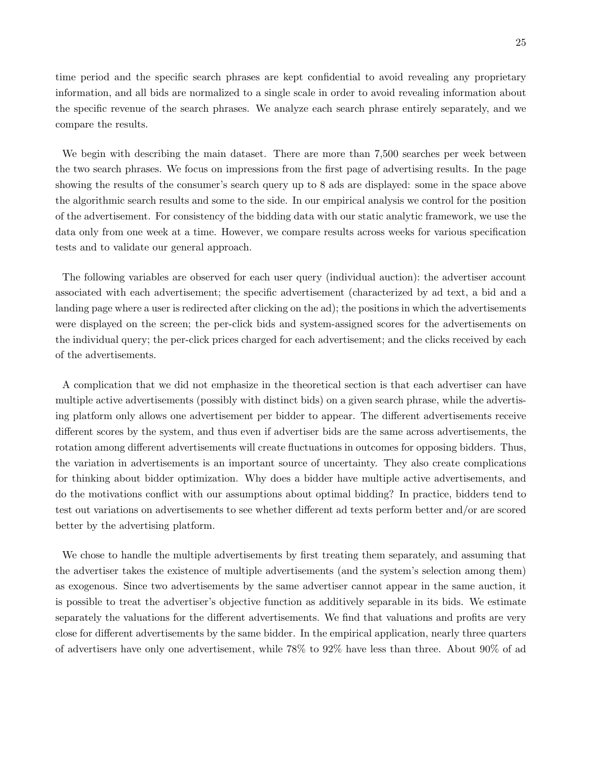time period and the specific search phrases are kept confidential to avoid revealing any proprietary information, and all bids are normalized to a single scale in order to avoid revealing information about the specific revenue of the search phrases. We analyze each search phrase entirely separately, and we compare the results.

We begin with describing the main dataset. There are more than 7,500 searches per week between the two search phrases. We focus on impressions from the first page of advertising results. In the page showing the results of the consumer's search query up to 8 ads are displayed: some in the space above the algorithmic search results and some to the side. In our empirical analysis we control for the position of the advertisement. For consistency of the bidding data with our static analytic framework, we use the data only from one week at a time. However, we compare results across weeks for various specification tests and to validate our general approach.

The following variables are observed for each user query (individual auction): the advertiser account associated with each advertisement; the specific advertisement (characterized by ad text, a bid and a landing page where a user is redirected after clicking on the ad); the positions in which the advertisements were displayed on the screen; the per-click bids and system-assigned scores for the advertisements on the individual query; the per-click prices charged for each advertisement; and the clicks received by each of the advertisements.

A complication that we did not emphasize in the theoretical section is that each advertiser can have multiple active advertisements (possibly with distinct bids) on a given search phrase, while the advertising platform only allows one advertisement per bidder to appear. The different advertisements receive different scores by the system, and thus even if advertiser bids are the same across advertisements, the rotation among different advertisements will create fluctuations in outcomes for opposing bidders. Thus, the variation in advertisements is an important source of uncertainty. They also create complications for thinking about bidder optimization. Why does a bidder have multiple active advertisements, and do the motivations conflict with our assumptions about optimal bidding? In practice, bidders tend to test out variations on advertisements to see whether different ad texts perform better and/or are scored better by the advertising platform.

We chose to handle the multiple advertisements by first treating them separately, and assuming that the advertiser takes the existence of multiple advertisements (and the system's selection among them) as exogenous. Since two advertisements by the same advertiser cannot appear in the same auction, it is possible to treat the advertiser's objective function as additively separable in its bids. We estimate separately the valuations for the different advertisements. We find that valuations and profits are very close for different advertisements by the same bidder. In the empirical application, nearly three quarters of advertisers have only one advertisement, while 78% to 92% have less than three. About 90% of ad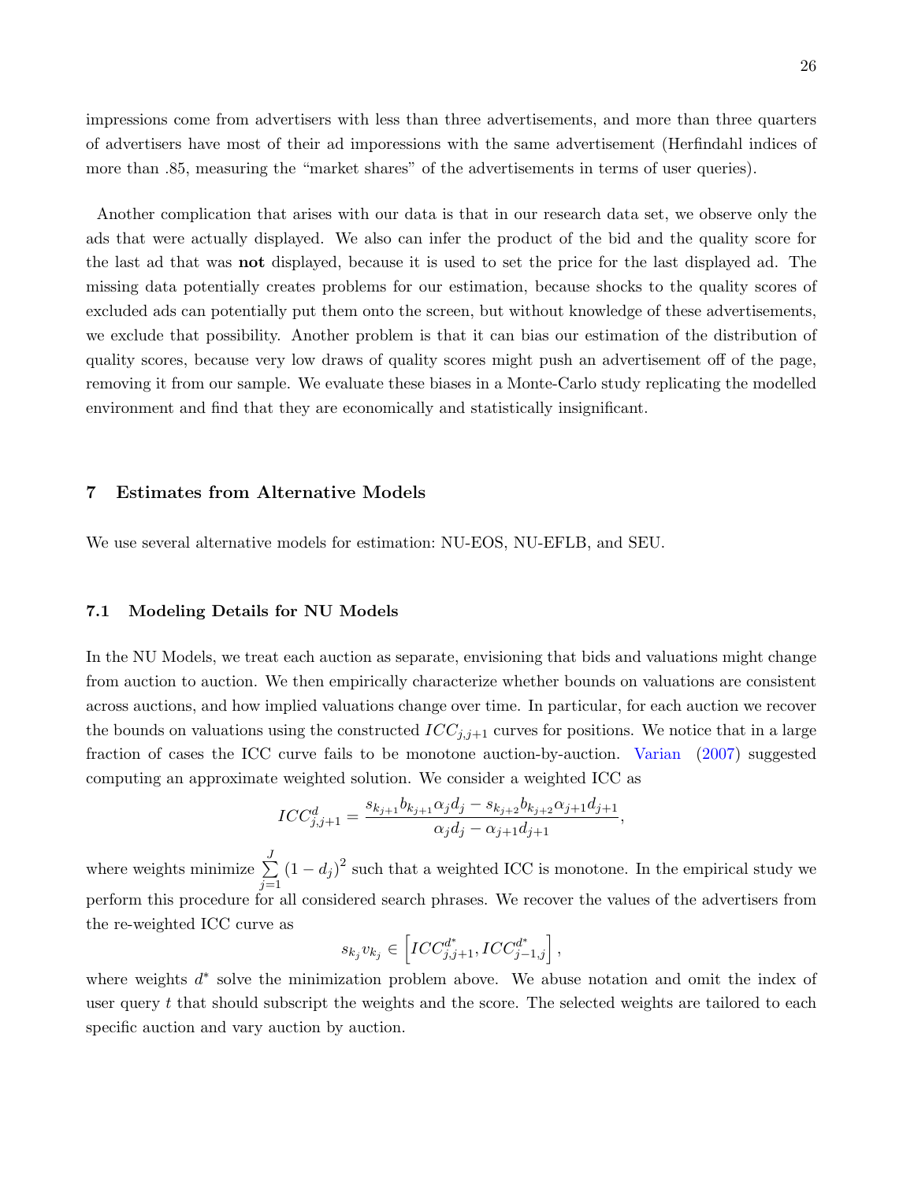impressions come from advertisers with less than three advertisements, and more than three quarters of advertisers have most of their ad imporessions with the same advertisement (Herfindahl indices of more than .85, measuring the "market shares" of the advertisements in terms of user queries).

Another complication that arises with our data is that in our research data set, we observe only the ads that were actually displayed. We also can infer the product of the bid and the quality score for the last ad that was **not** displayed, because it is used to set the price for the last displayed ad. The missing data potentially creates problems for our estimation, because shocks to the quality scores of excluded ads can potentially put them onto the screen, but without knowledge of these advertisements, we exclude that possibility. Another problem is that it can bias our estimation of the distribution of quality scores, because very low draws of quality scores might push an advertisement off of the page, removing it from our sample. We evaluate these biases in a Monte-Carlo study replicating the modelled environment and find that they are economically and statistically insignificant.

## 7 Estimates from Alternative Models

We use several alternative models for estimation: NU-EOS, NU-EFLB, and SEU.

### 7.1 Modeling Details for NU Models

In the NU Models, we treat each auction as separate, envisioning that bids and valuations might change from auction to auction. We then empirically characterize whether bounds on valuations are consistent across auctions, and how implied valuations change over time. In particular, for each auction we recover the bounds on valuations using the constructed $ICC_{j,j+1}$ curves for positions. We notice that in a large fraction of cases the ICC curve fails to be monotone auction-by-auction. Varian (2007) suggested computing an approximate weighted solution. We consider a weighted ICC as

$$ICC^{d}_{j,j+1} = \frac{s_{k_{j+1}} b_{k_{j+1}} \alpha_j d_j - s_{k_{j+2}} b_{k_{j+2}} \alpha_{j+1} d_{j+1}}{\alpha_j d_j - \alpha_{j+1} d_{j+1}},$$

where weights minimize $\sum\limits_{j=1}^{J} (1 - d_j)^2$ such that a weighted ICC is monotone. In the empirical study we perform this procedure for all considered search phrases. We recover the values of the advertisers from the re-weighted ICC curve as

$$s_{k_j} v_{k_j} \in \left[ ICC^{d^*}_{j,j+1}, ICC^{d^*}_{j-1,j} \right],$$

where weights $d^*$ solve the minimization problem above. We abuse notation and omit the index of user query $t$ that should subscript the weights and the score. The selected weights are tailored to each specific auction and vary auction by auction.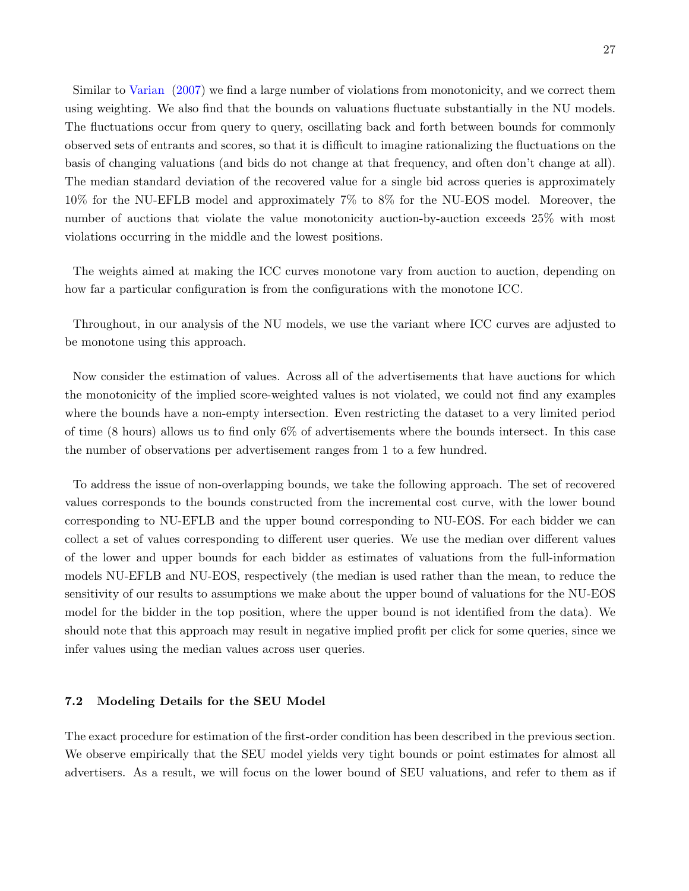Similar to Varian (2007) we find a large number of violations from monotonicity, and we correct them using weighting. We also find that the bounds on valuations fluctuate substantially in the NU models. The fluctuations occur from query to query, oscillating back and forth between bounds for commonly observed sets of entrants and scores, so that it is difficult to imagine rationalizing the fluctuations on the basis of changing valuations (and bids do not change at that frequency, and often don't change at all). The median standard deviation of the recovered value for a single bid across queries is approximately 10% for the NU-EFLB model and approximately 7% to 8% for the NU-EOS model. Moreover, the number of auctions that violate the value monotonicity auction-by-auction exceeds 25% with most violations occurring in the middle and the lowest positions.

The weights aimed at making the ICC curves monotone vary from auction to auction, depending on how far a particular configuration is from the configurations with the monotone ICC.

Throughout, in our analysis of the NU models, we use the variant where ICC curves are adjusted to be monotone using this approach.

Now consider the estimation of values. Across all of the advertisements that have auctions for which the monotonicity of the implied score-weighted values is not violated, we could not find any examples where the bounds have a non-empty intersection. Even restricting the dataset to a very limited period of time (8 hours) allows us to find only 6% of advertisements where the bounds intersect. In this case the number of observations per advertisement ranges from 1 to a few hundred.

To address the issue of non-overlapping bounds, we take the following approach. The set of recovered values corresponds to the bounds constructed from the incremental cost curve, with the lower bound corresponding to NU-EFLB and the upper bound corresponding to NU-EOS. For each bidder we can collect a set of values corresponding to different user queries. We use the median over different values of the lower and upper bounds for each bidder as estimates of valuations from the full-information models NU-EFLB and NU-EOS, respectively (the median is used rather than the mean, to reduce the sensitivity of our results to assumptions we make about the upper bound of valuations for the NU-EOS model for the bidder in the top position, where the upper bound is not identified from the data). We should note that this approach may result in negative implied profit per click for some queries, since we infer values using the median values across user queries.

### 7.2 Modeling Details for the SEU Model

The exact procedure for estimation of the first-order condition has been described in the previous section. We observe empirically that the SEU model yields very tight bounds or point estimates for almost all advertisers. As a result, we will focus on the lower bound of SEU valuations, and refer to them as if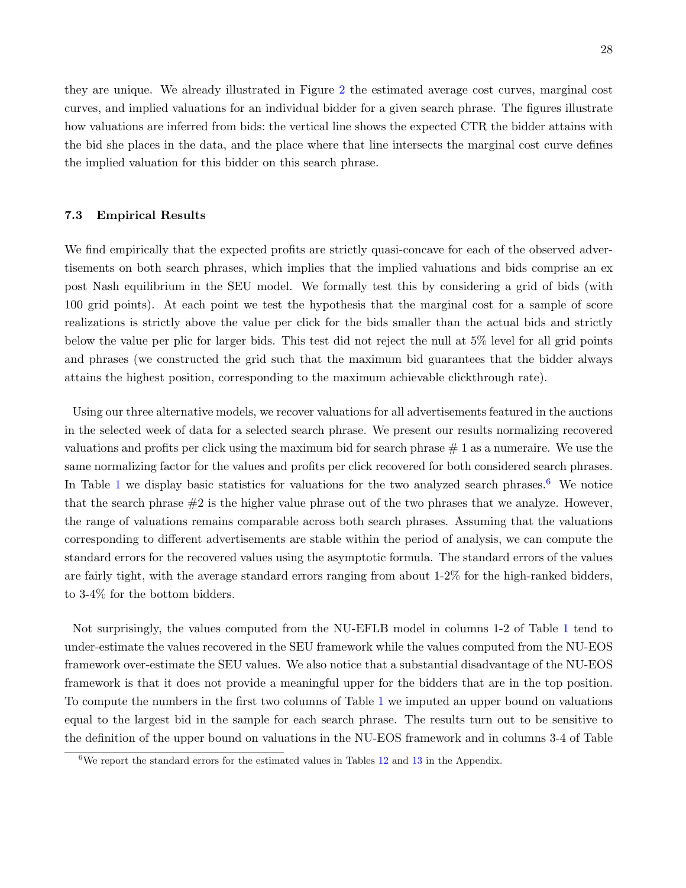they are unique. We already illustrated in Figure 2 the estimated average cost curves, marginal cost curves, and implied valuations for an individual bidder for a given search phrase. The figures illustrate how valuations are inferred from bids: the vertical line shows the expected CTR the bidder attains with the bid she places in the data, and the place where that line intersects the marginal cost curve defines the implied valuation for this bidder on this search phrase.

### 7.3 Empirical Results

We find empirically that the expected profits are strictly quasi-concave for each of the observed advertisements on both search phrases, which implies that the implied valuations and bids comprise an ex post Nash equilibrium in the SEU model. We formally test this by considering a grid of bids (with 100 grid points). At each point we test the hypothesis that the marginal cost for a sample of score realizations is strictly above the value per click for the bids smaller than the actual bids and strictly below the value per plic for larger bids. This test did not reject the null at 5% level for all grid points and phrases (we constructed the grid such that the maximum bid guarantees that the bidder always attains the highest position, corresponding to the maximum achievable clickthrough rate).

Using our three alternative models, we recover valuations for all advertisements featured in the auctions in the selected week of data for a selected search phrase. We present our results normalizing recovered valuations and profits per click using the maximum bid for search phrase # 1 as a numeraire. We use the same normalizing factor for the values and profits per click recovered for both considered search phrases. In Table 1 we display basic statistics for valuations for the two analyzed search phrases.[6] We notice that the search phrase #2 is the higher value phrase out of the two phrases that we analyze. However, the range of valuations remains comparable across both search phrases. Assuming that the valuations corresponding to different advertisements are stable within the period of analysis, we can compute the standard errors for the recovered values using the asymptotic formula. The standard errors of the values are fairly tight, with the average standard errors ranging from about 1-2% for the high-ranked bidders, to 3-4% for the bottom bidders.

Not surprisingly, the values computed from the NU-EFLB model in columns 1-2 of Table 1 tend to under-estimate the values recovered in the SEU framework while the values computed from the NU-EOS framework over-estimate the SEU values. We also notice that a substantial disadvantage of the NU-EOS framework is that it does not provide a meaningful upper for the bidders that are in the top position. To compute the numbers in the first two columns of Table 1 we imputed an upper bound on valuations equal to the largest bid in the sample for each search phrase. The results turn out to be sensitive to the definition of the upper bound on valuations in the NU-EOS framework and in columns 3-4 of Table

[6] We report the standard errors for the estimated values in Tables 12 and 13 in the Appendix.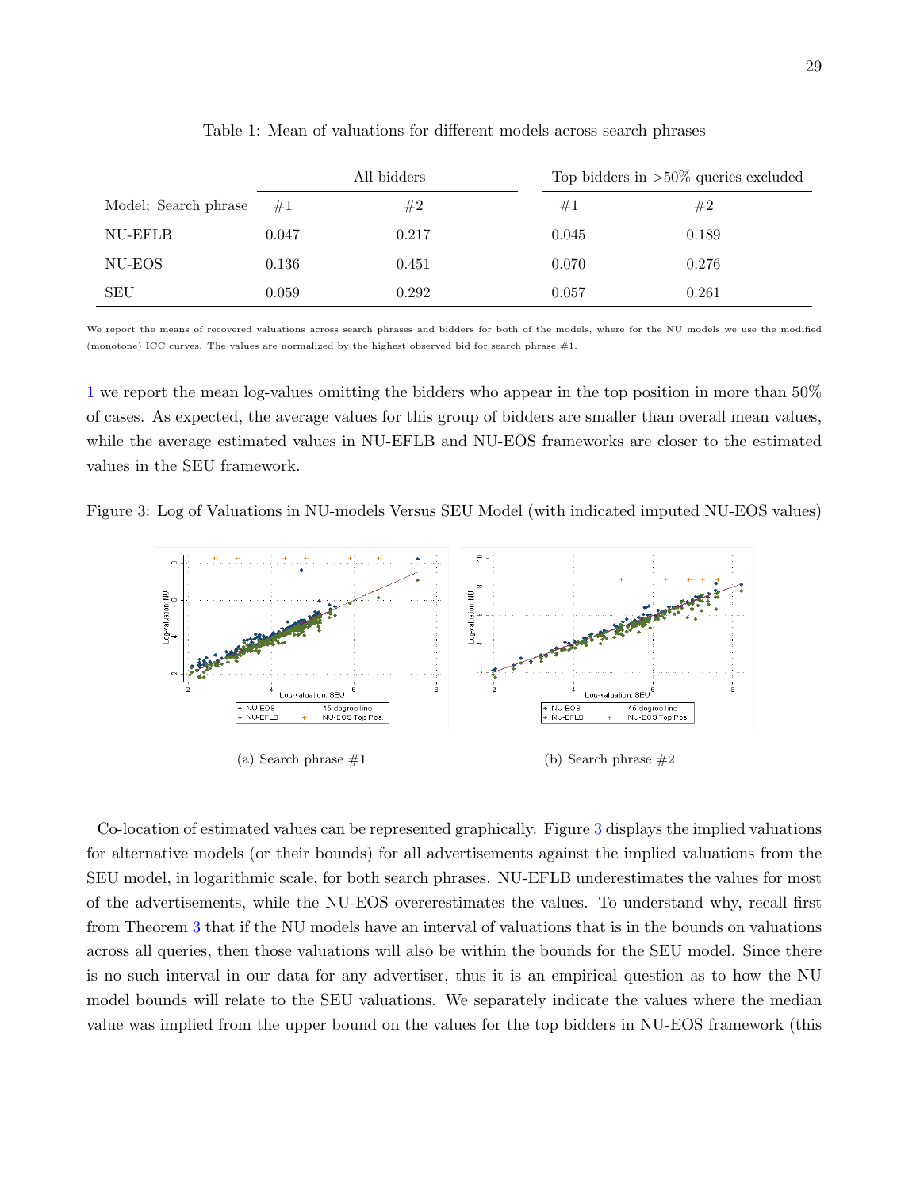Table 1: Mean of valuations for different models across search phrases

| | All bidders | | Top bidders in >50% queries excluded | |
|---|---|---|---|---|
| Model; Search phrase | #1 | #2 | #1 | #2 |
| NU-EFLB | 0.047 | 0.217 | 0.045 | 0.189 |
| NU-EOS | 0.136 | 0.451 | 0.070 | 0.276 |
| SEU | 0.059 | 0.292 | 0.057 | 0.261 |

We report the means of recovered valuations across search phrases and bidders for both of the models, where for the NU models we use the modified (monotone) ICC curves. The values are normalized by the highest observed bid for search phrase #1.

1 we report the mean log-values omitting the bidders who appear in the top position in more than 50% of cases. As expected, the average values for this group of bidders are smaller than overall mean values, while the average estimated values in NU-EFLB and NU-EOS frameworks are closer to the estimated values in the SEU framework.

Figure 3: Log of Valuations in NU-models Versus SEU Model (with indicated imputed NU-EOS values)

(a) Search phrase #1

(b) Search phrase #2

Co-location of estimated values can be represented graphically. Figure 3 displays the implied valuations for alternative models (or their bounds) for all advertisements against the implied valuations from the SEU model, in logarithmic scale, for both search phrases. NU-EFLB underestimates the values for most of the advertisements, while the NU-EOS overerestimates the values. To understand why, recall first from Theorem 3 that if the NU models have an interval of valuations that is in the bounds on valuations across all queries, then those valuations will also be within the bounds for the SEU model. Since there is no such interval in our data for any advertiser, thus it is an empirical question as to how the NU model bounds will relate to the SEU valuations. We separately indicate the values where the median value was implied from the upper bound on the values for the top bidders in NU-EOS framework (this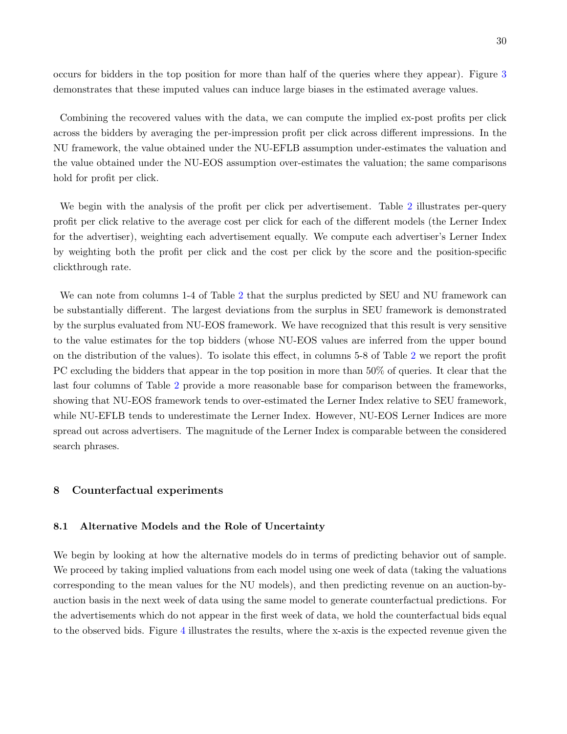occurs for bidders in the top position for more than half of the queries where they appear). Figure 3 demonstrates that these imputed values can induce large biases in the estimated average values.

Combining the recovered values with the data, we can compute the implied ex-post profits per click across the bidders by averaging the per-impression profit per click across different impressions. In the NU framework, the value obtained under the NU-EFLB assumption under-estimates the valuation and the value obtained under the NU-EOS assumption over-estimates the valuation; the same comparisons hold for profit per click.

We begin with the analysis of the profit per click per advertisement. Table 2 illustrates per-query profit per click relative to the average cost per click for each of the different models (the Lerner Index for the advertiser), weighting each advertisement equally. We compute each advertiser's Lerner Index by weighting both the profit per click and the cost per click by the score and the position-specific clickthrough rate.

We can note from columns 1-4 of Table 2 that the surplus predicted by SEU and NU framework can be substantially different. The largest deviations from the surplus in SEU framework is demonstrated by the surplus evaluated from NU-EOS framework. We have recognized that this result is very sensitive to the value estimates for the top bidders (whose NU-EOS values are inferred from the upper bound on the distribution of the values). To isolate this effect, in columns 5-8 of Table 2 we report the profit PC excluding the bidders that appear in the top position in more than 50% of queries. It clear that the last four columns of Table 2 provide a more reasonable base for comparison between the frameworks, showing that NU-EOS framework tends to over-estimated the Lerner Index relative to SEU framework, while NU-EFLB tends to underestimate the Lerner Index. However, NU-EOS Lerner Indices are more spread out across advertisers. The magnitude of the Lerner Index is comparable between the considered search phrases.

## 8 Counterfactual experiments

### 8.1 Alternative Models and the Role of Uncertainty

We begin by looking at how the alternative models do in terms of predicting behavior out of sample. We proceed by taking implied valuations from each model using one week of data (taking the valuations corresponding to the mean values for the NU models), and then predicting revenue on an auction-by-auction basis in the next week of data using the same model to generate counterfactual predictions. For the advertisements which do not appear in the first week of data, we hold the counterfactual bids equal to the observed bids. Figure 4 illustrates the results, where the x-axis is the expected revenue given the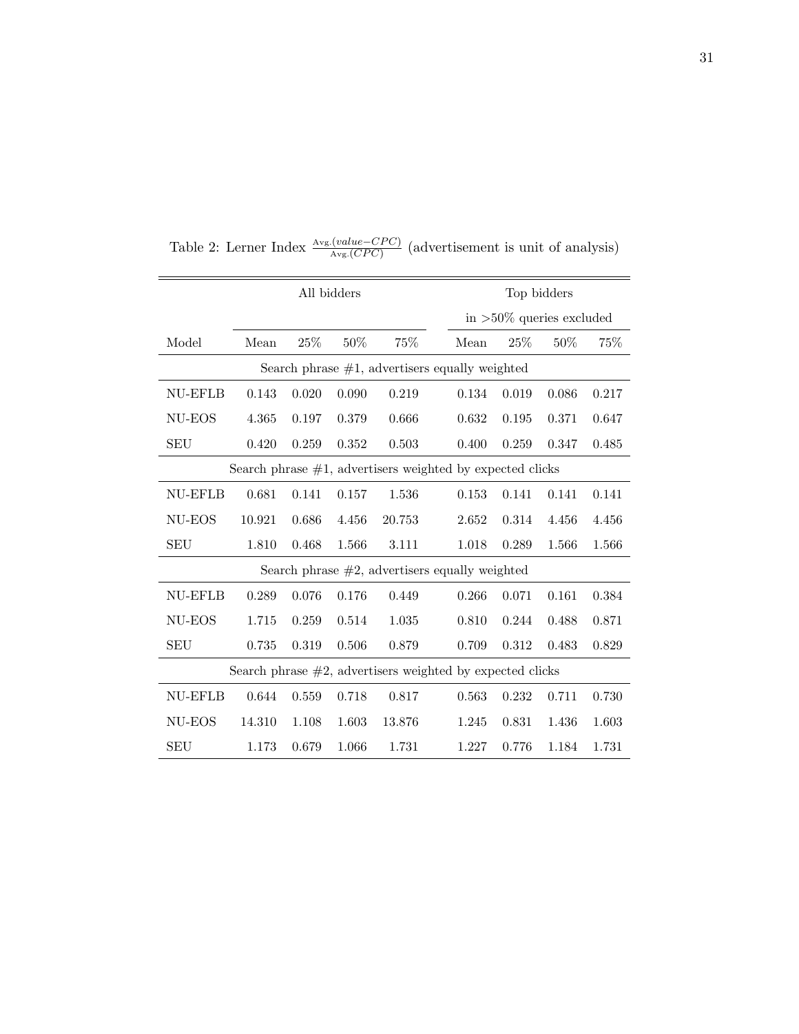Table 2: Lerner Index $\frac{\text{Avg.}(value-CPC)}{\text{Avg.}(CPC)}$ (advertisement is unit of analysis)

| | All bidders | | | | Top bidders in >50% queries excluded | | | |
|---|---|---|---|---|---|---|---|---|
| Model | Mean | 25% | 50% | 75% | Mean | 25% | 50% | 75% |
| **Search phrase #1, advertisers equally weighted** | | | | | | | | |
| NU-EFLB | 0.143 | 0.020 | 0.090 | 0.219 | 0.134 | 0.019 | 0.086 | 0.217 |
| NU-EOS | 4.365 | 0.197 | 0.379 | 0.666 | 0.632 | 0.195 | 0.371 | 0.647 |
| SEU | 0.420 | 0.259 | 0.352 | 0.503 | 0.400 | 0.259 | 0.347 | 0.485 |
| **Search phrase #1, advertisers weighted by expected clicks** | | | | | | | | |
| NU-EFLB | 0.681 | 0.141 | 0.157 | 1.536 | 0.153 | 0.141 | 0.141 | 0.141 |
| NU-EOS | 10.921 | 0.686 | 4.456 | 20.753 | 2.652 | 0.314 | 4.456 | 4.456 |
| SEU | 1.810 | 0.468 | 1.566 | 3.111 | 1.018 | 0.289 | 1.566 | 1.566 |
| **Search phrase #2, advertisers equally weighted** | | | | | | | | |
| NU-EFLB | 0.289 | 0.076 | 0.176 | 0.449 | 0.266 | 0.071 | 0.161 | 0.384 |
| NU-EOS | 1.715 | 0.259 | 0.514 | 1.035 | 0.810 | 0.244 | 0.488 | 0.871 |
| SEU | 0.735 | 0.319 | 0.506 | 0.879 | 0.709 | 0.312 | 0.483 | 0.829 |
| **Search phrase #2, advertisers weighted by expected clicks** | | | | | | | | |
| NU-EFLB | 0.644 | 0.559 | 0.718 | 0.817 | 0.563 | 0.232 | 0.711 | 0.730 |
| NU-EOS | 14.310 | 1.108 | 1.603 | 13.876 | 1.245 | 0.831 | 1.436 | 1.603 |
| SEU | 1.173 | 0.679 | 1.066 | 1.731 | 1.227 | 0.776 | 1.184 | 1.731 |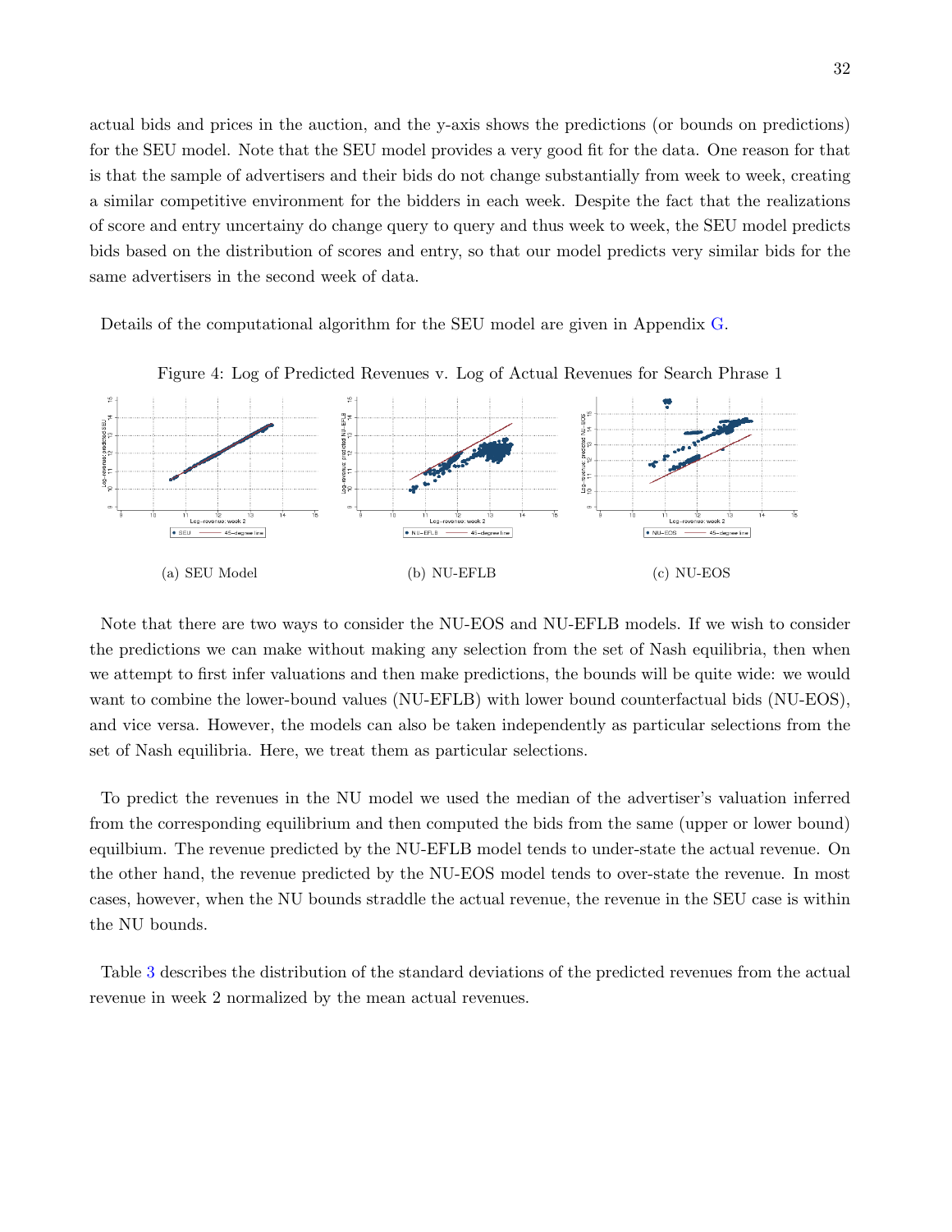actual bids and prices in the auction, and the y-axis shows the predictions (or bounds on predictions) for the SEU model. Note that the SEU model provides a very good fit for the data. One reason for that is that the sample of advertisers and their bids do not change substantially from week to week, creating a similar competitive environment for the bidders in each week. Despite the fact that the realizations of score and entry uncertainy do change query to query and thus week to week, the SEU model predicts bids based on the distribution of scores and entry, so that our model predicts very similar bids for the same advertisers in the second week of data.

Details of the computational algorithm for the SEU model are given in Appendix G.

Figure 4: Log of Predicted Revenues v. Log of Actual Revenues for Search Phrase 1

(a) SEU Model

(b) NU-EFLB

(c) NU-EOS

Note that there are two ways to consider the NU-EOS and NU-EFLB models. If we wish to consider the predictions we can make without making any selection from the set of Nash equilibria, then when we attempt to first infer valuations and then make predictions, the bounds will be quite wide: we would want to combine the lower-bound values (NU-EFLB) with lower bound counterfactual bids (NU-EOS), and vice versa. However, the models can also be taken independently as particular selections from the set of Nash equilibria. Here, we treat them as particular selections.

To predict the revenues in the NU model we used the median of the advertiser's valuation inferred from the corresponding equilibrium and then computed the bids from the same (upper or lower bound) equilbium. The revenue predicted by the NU-EFLB model tends to under-state the actual revenue. On the other hand, the revenue predicted by the NU-EOS model tends to over-state the revenue. In most cases, however, when the NU bounds straddle the actual revenue, the revenue in the SEU case is within the NU bounds.

Table 3 describes the distribution of the standard deviations of the predicted revenues from the actual revenue in week 2 normalized by the mean actual revenues.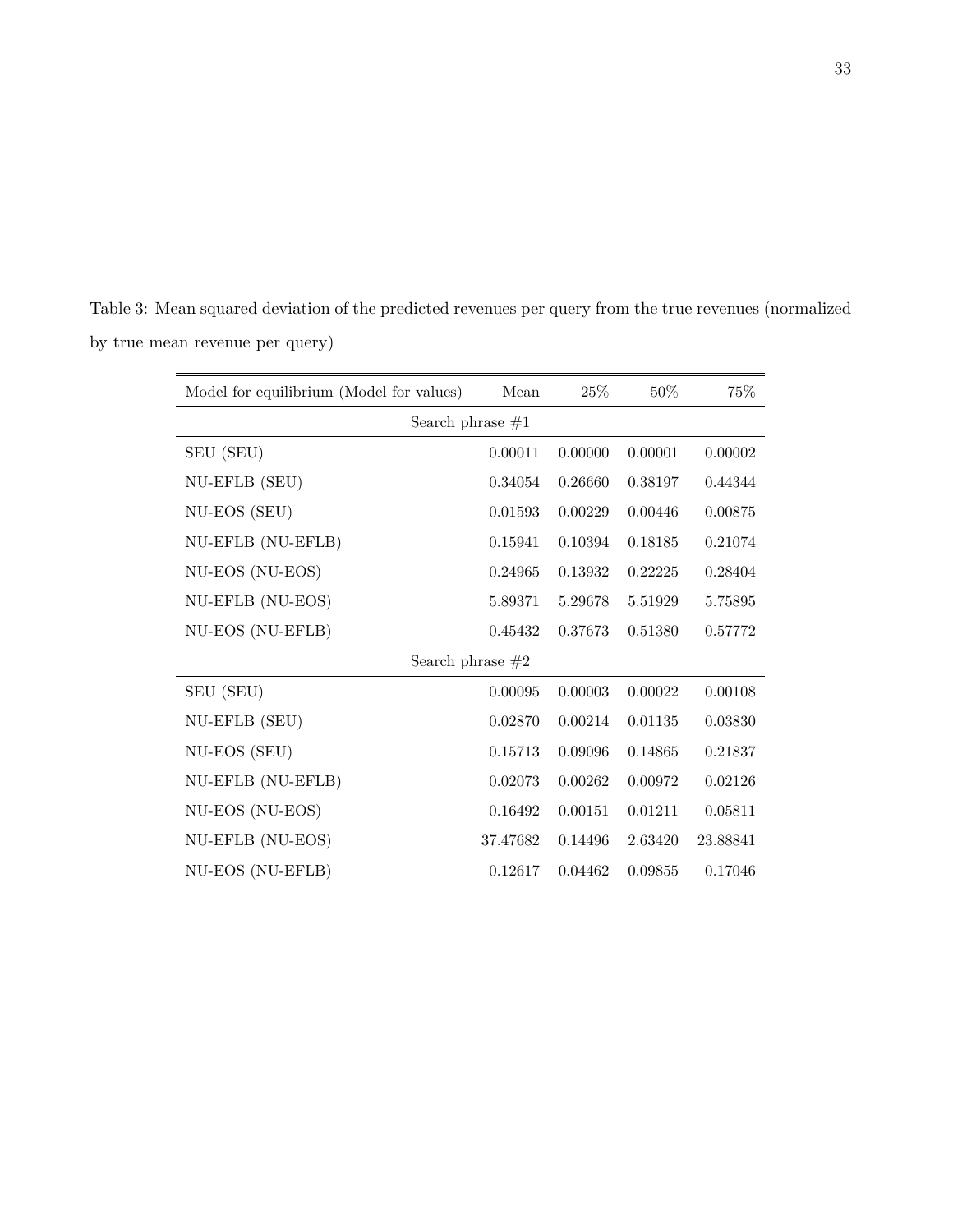Table 3: Mean squared deviation of the predicted revenues per query from the true revenues (normalized by true mean revenue per query)

| Model for equilibrium (Model for values) | Mean | 25% | 50% | 75% |
|---|---|---|---|---|
| Search phrase #1 | | | | |
| SEU (SEU) | 0.00011 | 0.00000 | 0.00001 | 0.00002 |
| NU-EFLB (SEU) | 0.34054 | 0.26660 | 0.38197 | 0.44344 |
| NU-EOS (SEU) | 0.01593 | 0.00229 | 0.00446 | 0.00875 |
| NU-EFLB (NU-EFLB) | 0.15941 | 0.10394 | 0.18185 | 0.21074 |
| NU-EOS (NU-EOS) | 0.24965 | 0.13932 | 0.22225 | 0.28404 |
| NU-EFLB (NU-EOS) | 5.89371 | 5.29678 | 5.51929 | 5.75895 |
| NU-EOS (NU-EFLB) | 0.45432 | 0.37673 | 0.51380 | 0.57772 |
| Search phrase #2 | | | | |
| SEU (SEU) | 0.00095 | 0.00003 | 0.00022 | 0.00108 |
| NU-EFLB (SEU) | 0.02870 | 0.00214 | 0.01135 | 0.03830 |
| NU-EOS (SEU) | 0.15713 | 0.09096 | 0.14865 | 0.21837 |
| NU-EFLB (NU-EFLB) | 0.02073 | 0.00262 | 0.00972 | 0.02126 |
| NU-EOS (NU-EOS) | 0.16492 | 0.00151 | 0.01211 | 0.05811 |
| NU-EFLB (NU-EOS) | 37.47682 | 0.14496 | 2.63420 | 23.88841 |
| NU-EOS (NU-EFLB) | 0.12617 | 0.04462 | 0.09855 | 0.17046 |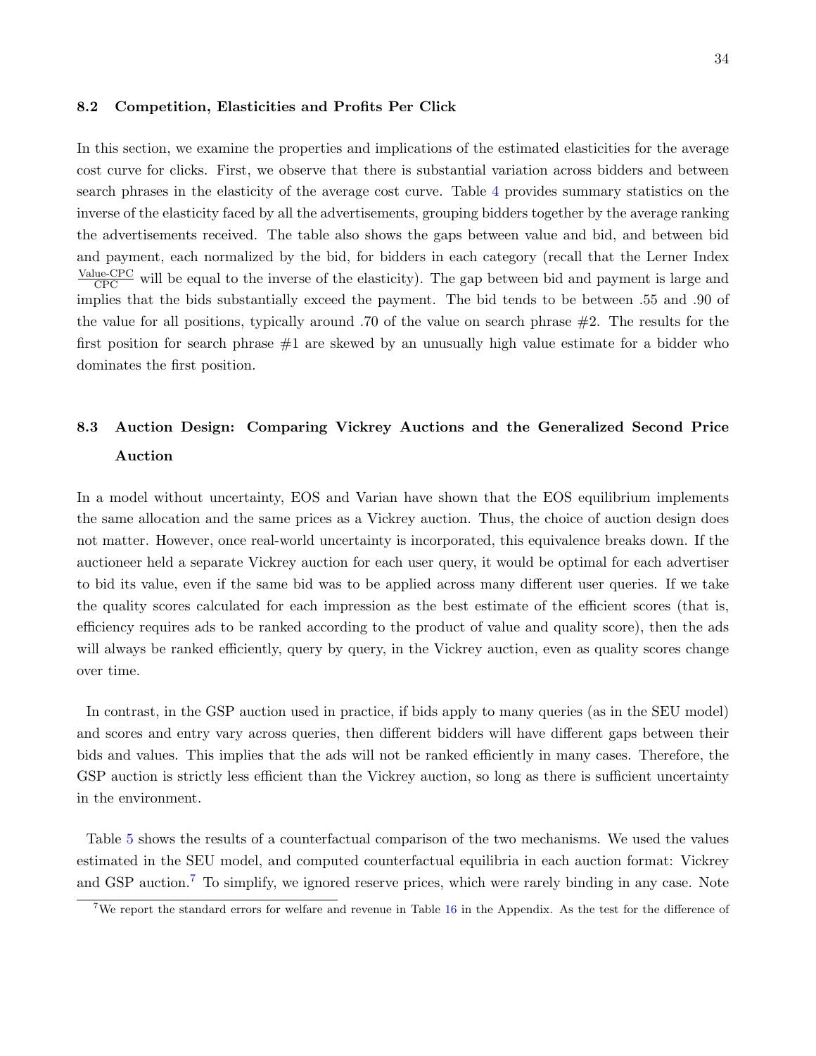### 8.2 Competition, Elasticities and Profits Per Click

In this section, we examine the properties and implications of the estimated elasticities for the average cost curve for clicks. First, we observe that there is substantial variation across bidders and between search phrases in the elasticity of the average cost curve. Table 4 provides summary statistics on the inverse of the elasticity faced by all the advertisements, grouping bidders together by the average ranking the advertisements received. The table also shows the gaps between value and bid, and between bid and payment, each normalized by the bid, for bidders in each category (recall that the Lerner Index $\frac{\text{Value-CPC}}{\text{CPC}}$ will be equal to the inverse of the elasticity). The gap between bid and payment is large and implies that the bids substantially exceed the payment. The bid tends to be between .55 and .90 of the value for all positions, typically around .70 of the value on search phrase #2. The results for the first position for search phrase #1 are skewed by an unusually high value estimate for a bidder who dominates the first position.

### 8.3 Auction Design: Comparing Vickrey Auctions and the Generalized Second Price Auction

In a model without uncertainty, EOS and Varian have shown that the EOS equilibrium implements the same allocation and the same prices as a Vickrey auction. Thus, the choice of auction design does not matter. However, once real-world uncertainty is incorporated, this equivalence breaks down. If the auctioneer held a separate Vickrey auction for each user query, it would be optimal for each advertiser to bid its value, even if the same bid was to be applied across many different user queries. If we take the quality scores calculated for each impression as the best estimate of the efficient scores (that is, efficiency requires ads to be ranked according to the product of value and quality score), then the ads will always be ranked efficiently, query by query, in the Vickrey auction, even as quality scores change over time.

In contrast, in the GSP auction used in practice, if bids apply to many queries (as in the SEU model) and scores and entry vary across queries, then different bidders will have different gaps between their bids and values. This implies that the ads will not be ranked efficiently in many cases. Therefore, the GSP auction is strictly less efficient than the Vickrey auction, so long as there is sufficient uncertainty in the environment.

Table 5 shows the results of a counterfactual comparison of the two mechanisms. We used the values estimated in the SEU model, and computed counterfactual equilibria in each auction format: Vickrey and GSP auction.[7] To simplify, we ignored reserve prices, which were rarely binding in any case. Note

[7] We report the standard errors for welfare and revenue in Table 16 in the Appendix. As the test for the difference of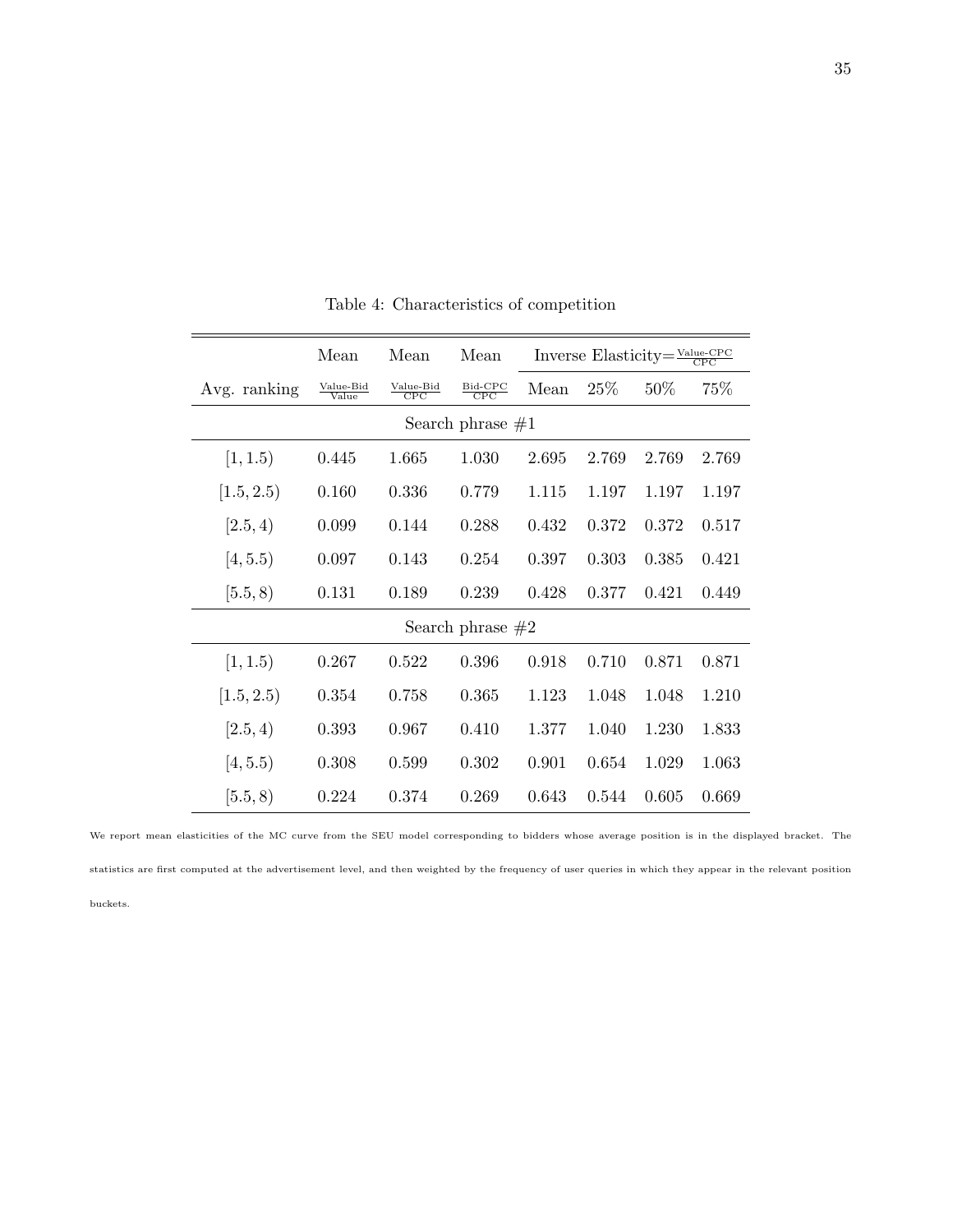Table 4: Characteristics of competition

| | Mean | Mean | Mean | Inverse Elasticity= $\frac{\text{Value-CPC}}{\text{CPC}}$ | | | |
|---|---|---|---|---|---|---|---|
| Avg. ranking | $\frac{\text{Value-Bid}}{\text{Value}}$ | $\frac{\text{Value-Bid}}{\text{CPC}}$ | $\frac{\text{Bid-CPC}}{\text{CPC}}$ | Mean | 25% | 50% | 75% |
| Search phrase #1 | | | | | | | |
| $[1, 1.5)$ | 0.445 | 1.665 | 1.030 | 2.695 | 2.769 | 2.769 | 2.769 |
| $[1.5, 2.5)$ | 0.160 | 0.336 | 0.779 | 1.115 | 1.197 | 1.197 | 1.197 |
| $[2.5, 4)$ | 0.099 | 0.144 | 0.288 | 0.432 | 0.372 | 0.372 | 0.517 |
| $[4, 5.5)$ | 0.097 | 0.143 | 0.254 | 0.397 | 0.303 | 0.385 | 0.421 |
| $[5.5, 8)$ | 0.131 | 0.189 | 0.239 | 0.428 | 0.377 | 0.421 | 0.449 |
| Search phrase #2 | | | | | | | |
| $[1, 1.5)$ | 0.267 | 0.522 | 0.396 | 0.918 | 0.710 | 0.871 | 0.871 |
| $[1.5, 2.5)$ | 0.354 | 0.758 | 0.365 | 1.123 | 1.048 | 1.048 | 1.210 |
| $[2.5, 4)$ | 0.393 | 0.967 | 0.410 | 1.377 | 1.040 | 1.230 | 1.833 |
| $[4, 5.5)$ | 0.308 | 0.599 | 0.302 | 0.901 | 0.654 | 1.029 | 1.063 |
| $[5.5, 8)$ | 0.224 | 0.374 | 0.269 | 0.643 | 0.544 | 0.605 | 0.669 |

We report mean elasticities of the MC curve from the SEU model corresponding to bidders whose average position is in the displayed bracket. The statistics are first computed at the advertisement level, and then weighted by the frequency of user queries in which they appear in the relevant position buckets.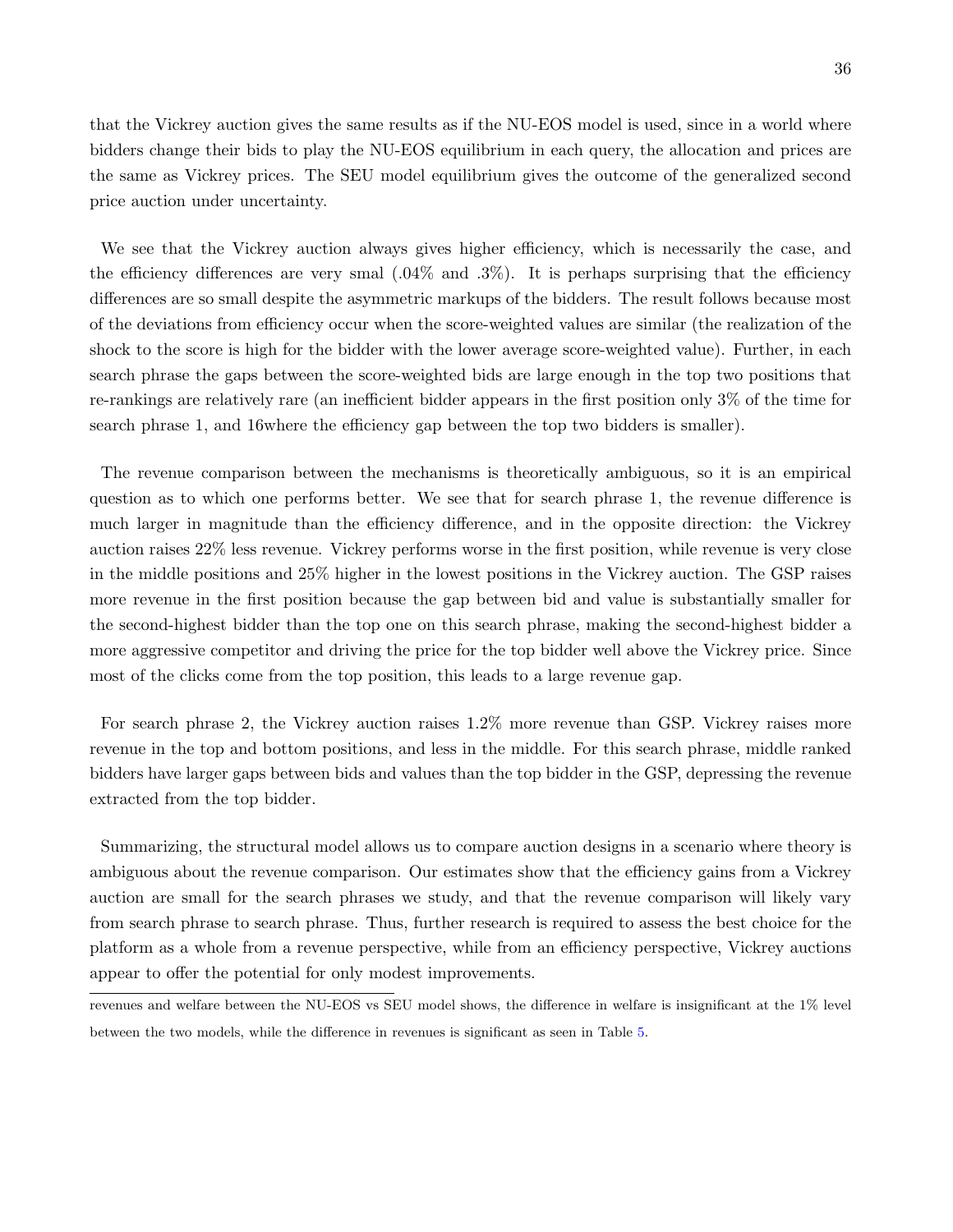that the Vickrey auction gives the same results as if the NU-EOS model is used, since in a world where bidders change their bids to play the NU-EOS equilibrium in each query, the allocation and prices are the same as Vickrey prices. The SEU model equilibrium gives the outcome of the generalized second price auction under uncertainty.

We see that the Vickrey auction always gives higher efficiency, which is necessarily the case, and the efficiency differences are very smal (.04% and .3%). It is perhaps surprising that the efficiency differences are so small despite the asymmetric markups of the bidders. The result follows because most of the deviations from efficiency occur when the score-weighted values are similar (the realization of the shock to the score is high for the bidder with the lower average score-weighted value). Further, in each search phrase the gaps between the score-weighted bids are large enough in the top two positions that re-rankings are relatively rare (an inefficient bidder appears in the first position only 3% of the time for search phrase 1, and 16where the efficiency gap between the top two bidders is smaller).

The revenue comparison between the mechanisms is theoretically ambiguous, so it is an empirical question as to which one performs better. We see that for search phrase 1, the revenue difference is much larger in magnitude than the efficiency difference, and in the opposite direction: the Vickrey auction raises 22% less revenue. Vickrey performs worse in the first position, while revenue is very close in the middle positions and 25% higher in the lowest positions in the Vickrey auction. The GSP raises more revenue in the first position because the gap between bid and value is substantially smaller for the second-highest bidder than the top one on this search phrase, making the second-highest bidder a more aggressive competitor and driving the price for the top bidder well above the Vickrey price. Since most of the clicks come from the top position, this leads to a large revenue gap.

For search phrase 2, the Vickrey auction raises 1.2% more revenue than GSP. Vickrey raises more revenue in the top and bottom positions, and less in the middle. For this search phrase, middle ranked bidders have larger gaps between bids and values than the top bidder in the GSP, depressing the revenue extracted from the top bidder.

Summarizing, the structural model allows us to compare auction designs in a scenario where theory is ambiguous about the revenue comparison. Our estimates show that the efficiency gains from a Vickrey auction are small for the search phrases we study, and that the revenue comparison will likely vary from search phrase to search phrase. Thus, further research is required to assess the best choice for the platform as a whole from a revenue perspective, while from an efficiency perspective, Vickrey auctions appear to offer the potential for only modest improvements.

---

revenues and welfare between the NU-EOS vs SEU model shows, the difference in welfare is insignificant at the 1% level between the two models, while the difference in revenues is significant as seen in Table 5.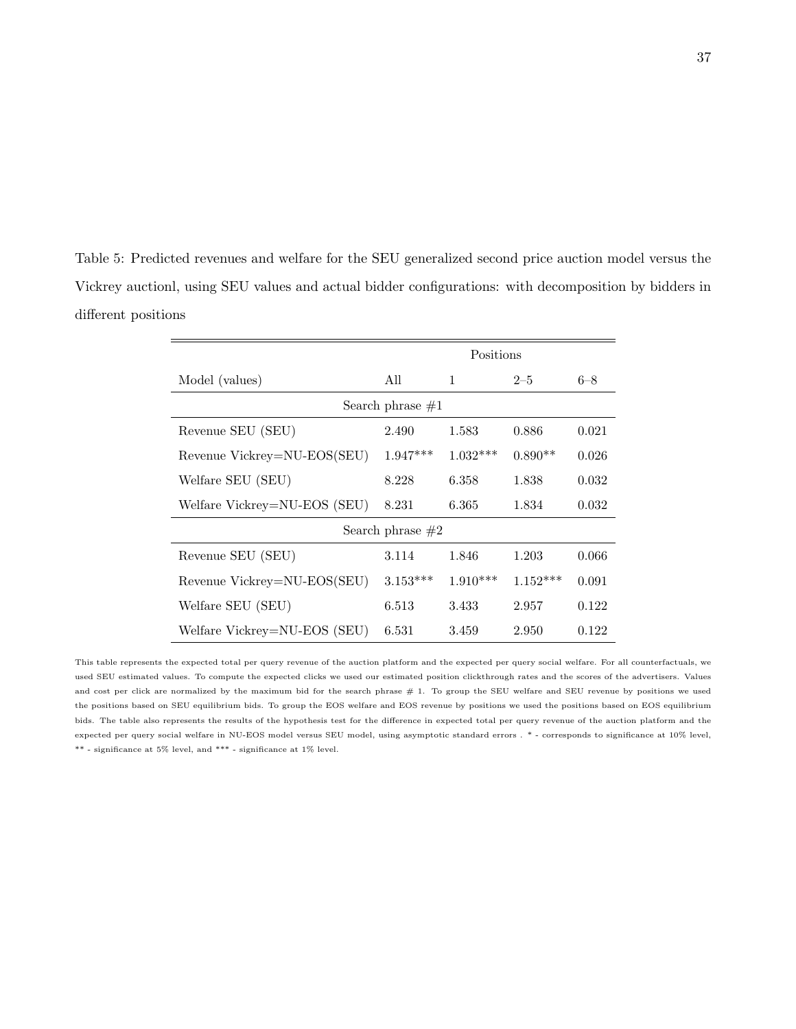Table 5: Predicted revenues and welfare for the SEU generalized second price auction model versus the Vickrey auctionl, using SEU values and actual bidder configurations: with decomposition by bidders in different positions

| | Positions | | | |
|---|---|---|---|---|
| Model (values) | All | 1 | 2–5 | 6–8 |
| Search phrase #1 | | | | |
| Revenue SEU (SEU) | 2.490 | 1.583 | 0.886 | 0.021 |
| Revenue Vickrey=NU-EOS(SEU) | 1.947*** | 1.032*** | 0.890** | 0.026 |
| Welfare SEU (SEU) | 8.228 | 6.358 | 1.838 | 0.032 |
| Welfare Vickrey=NU-EOS (SEU) | 8.231 | 6.365 | 1.834 | 0.032 |
| Search phrase #2 | | | | |
| Revenue SEU (SEU) | 3.114 | 1.846 | 1.203 | 0.066 |
| Revenue Vickrey=NU-EOS(SEU) | 3.153*** | 1.910*** | 1.152*** | 0.091 |
| Welfare SEU (SEU) | 6.513 | 3.433 | 2.957 | 0.122 |
| Welfare Vickrey=NU-EOS (SEU) | 6.531 | 3.459 | 2.950 | 0.122 |

This table represents the expected total per query revenue of the auction platform and the expected per query social welfare. For all counterfactuals, we used SEU estimated values. To compute the expected clicks we used our estimated position clickthrough rates and the scores of the advertisers. Values and cost per click are normalized by the maximum bid for the search phrase # 1. To group the SEU welfare and SEU revenue by positions we used the positions based on SEU equilibrium bids. To group the EOS welfare and EOS revenue by positions we used the positions based on EOS equilibrium bids. The table also represents the results of the hypothesis test for the difference in expected total per query revenue of the auction platform and the expected per query social welfare in NU-EOS model versus SEU model, using asymptotic standard errors . * - corresponds to significance at 10% level, ** - significance at 5% level, and *** - significance at 1% level.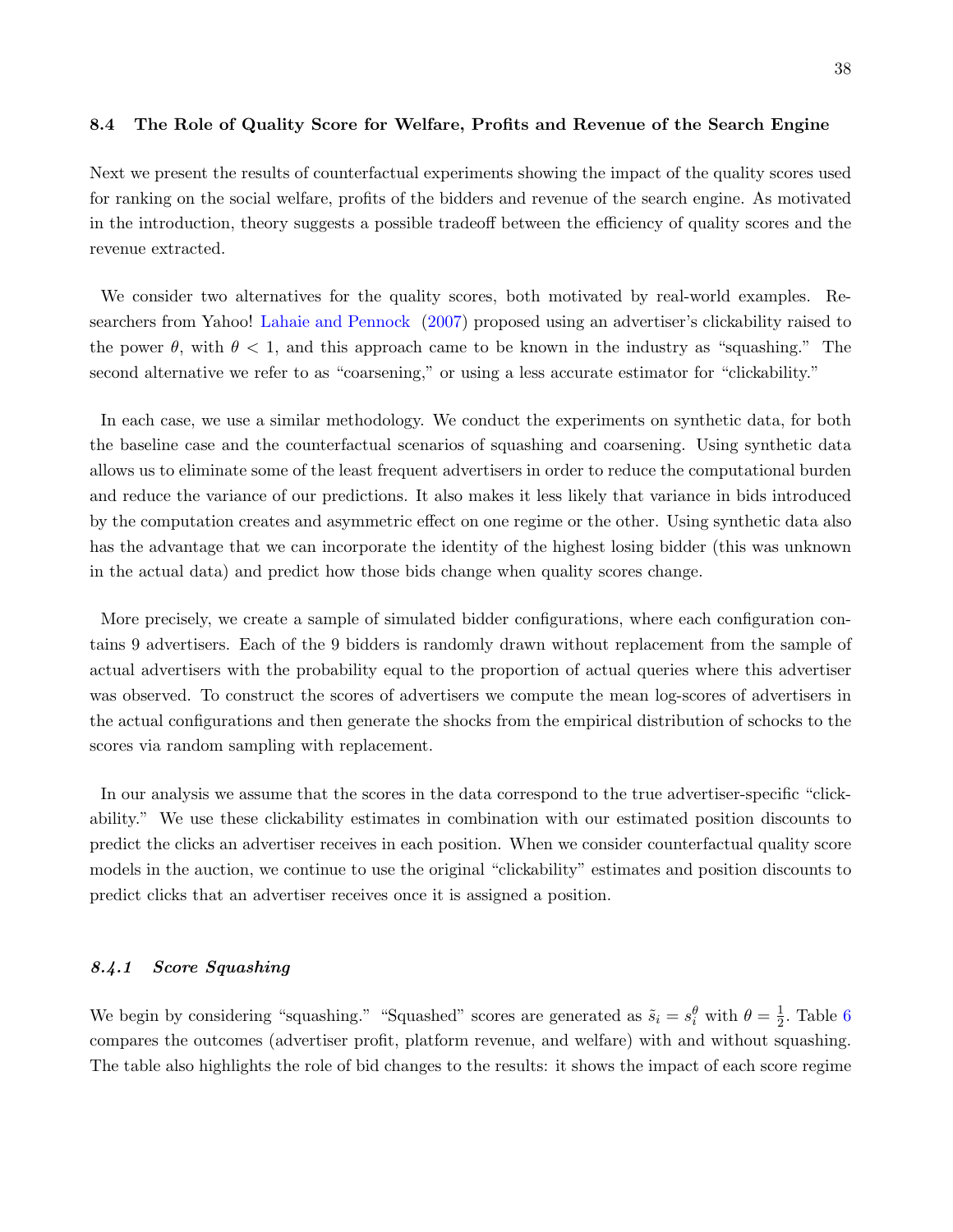### 8.4 The Role of Quality Score for Welfare, Profits and Revenue of the Search Engine

Next we present the results of counterfactual experiments showing the impact of the quality scores used for ranking on the social welfare, profits of the bidders and revenue of the search engine. As motivated in the introduction, theory suggests a possible tradeoff between the efficiency of quality scores and the revenue extracted.

We consider two alternatives for the quality scores, both motivated by real-world examples. Researchers from Yahoo! Lahaie and Pennock (2007) proposed using an advertiser's clickability raised to the power $\theta$, with $\theta < 1$, and this approach came to be known in the industry as "squashing." The second alternative we refer to as "coarsening," or using a less accurate estimator for "clickability."

In each case, we use a similar methodology. We conduct the experiments on synthetic data, for both the baseline case and the counterfactual scenarios of squashing and coarsening. Using synthetic data allows us to eliminate some of the least frequent advertisers in order to reduce the computational burden and reduce the variance of our predictions. It also makes it less likely that variance in bids introduced by the computation creates and asymmetric effect on one regime or the other. Using synthetic data also has the advantage that we can incorporate the identity of the highest losing bidder (this was unknown in the actual data) and predict how those bids change when quality scores change.

More precisely, we create a sample of simulated bidder configurations, where each configuration contains 9 advertisers. Each of the 9 bidders is randomly drawn without replacement from the sample of actual advertisers with the probability equal to the proportion of actual queries where this advertiser was observed. To construct the scores of advertisers we compute the mean log-scores of advertisers in the actual configurations and then generate the shocks from the empirical distribution of schocks to the scores via random sampling with replacement.

In our analysis we assume that the scores in the data correspond to the true advertiser-specific "clickability." We use these clickability estimates in combination with our estimated position discounts to predict the clicks an advertiser receives in each position. When we consider counterfactual quality score models in the auction, we continue to use the original "clickability" estimates and position discounts to predict clicks that an advertiser receives once it is assigned a position.

#### 8.4.1 Score Squashing

We begin by considering "squashing." "Squashed" scores are generated as $\tilde{s}_i = s_i^{\theta}$ with $\theta = \frac{1}{2}$. Table 6 compares the outcomes (advertiser profit, platform revenue, and welfare) with and without squashing. The table also highlights the role of bid changes to the results: it shows the impact of each score regime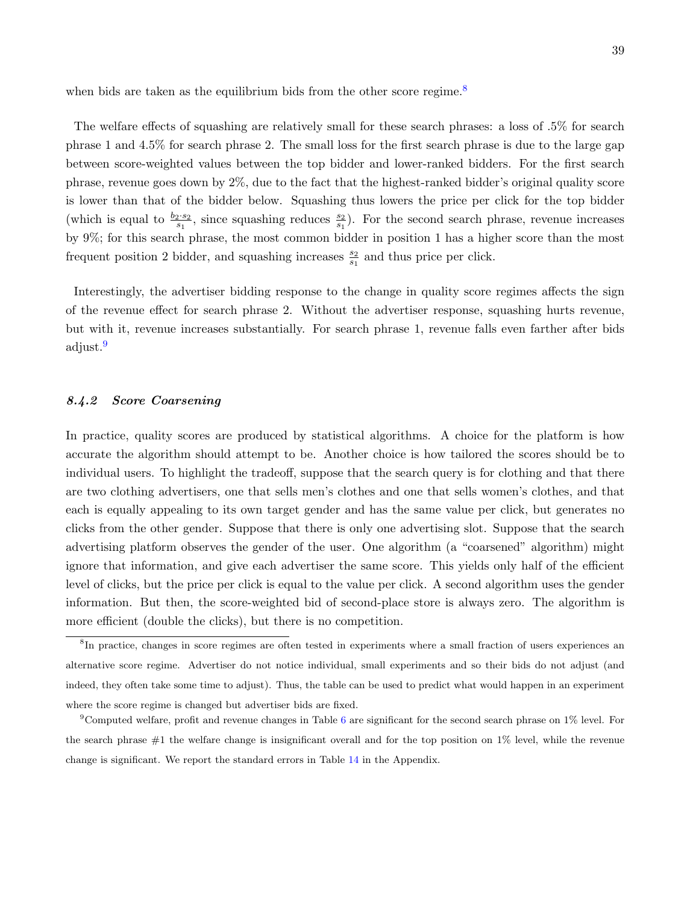when bids are taken as the equilibrium bids from the other score regime.[8]

The welfare effects of squashing are relatively small for these search phrases: a loss of .5% for search phrase 1 and 4.5% for search phrase 2. The small loss for the first search phrase is due to the large gap between score-weighted values between the top bidder and lower-ranked bidders. For the first search phrase, revenue goes down by 2%, due to the fact that the highest-ranked bidder's original quality score is lower than that of the bidder below. Squashing thus lowers the price per click for the top bidder (which is equal to $\frac{b_2 \cdot s_2}{s_1}$, since squashing reduces $\frac{s_2}{s_1}$). For the second search phrase, revenue increases by 9%; for this search phrase, the most common bidder in position 1 has a higher score than the most frequent position 2 bidder, and squashing increases $\frac{s_2}{s_1}$ and thus price per click.

Interestingly, the advertiser bidding response to the change in quality score regimes affects the sign of the revenue effect for search phrase 2. Without the advertiser response, squashing hurts revenue, but with it, revenue increases substantially. For search phrase 1, revenue falls even farther after bids adjust.[9]

### *8.4.2 Score Coarsening*

In practice, quality scores are produced by statistical algorithms. A choice for the platform is how accurate the algorithm should attempt to be. Another choice is how tailored the scores should be to individual users. To highlight the tradeoff, suppose that the search query is for clothing and that there are two clothing advertisers, one that sells men's clothes and one that sells women's clothes, and that each is equally appealing to its own target gender and has the same value per click, but generates no clicks from the other gender. Suppose that there is only one advertising slot. Suppose that the search advertising platform observes the gender of the user. One algorithm (a "coarsened" algorithm) might ignore that information, and give each advertiser the same score. This yields only half of the efficient level of clicks, but the price per click is equal to the value per click. A second algorithm uses the gender information. But then, the score-weighted bid of second-place store is always zero. The algorithm is more efficient (double the clicks), but there is no competition.

[8] In practice, changes in score regimes are often tested in experiments where a small fraction of users experiences an alternative score regime. Advertiser do not notice individual, small experiments and so their bids do not adjust (and indeed, they often take some time to adjust). Thus, the table can be used to predict what would happen in an experiment where the score regime is changed but advertiser bids are fixed.

[9] Computed welfare, profit and revenue changes in Table 6 are significant for the second search phrase on 1% level. For the search phrase #1 the welfare change is insignificant overall and for the top position on 1% level, while the revenue change is significant. We report the standard errors in Table 14 in the Appendix.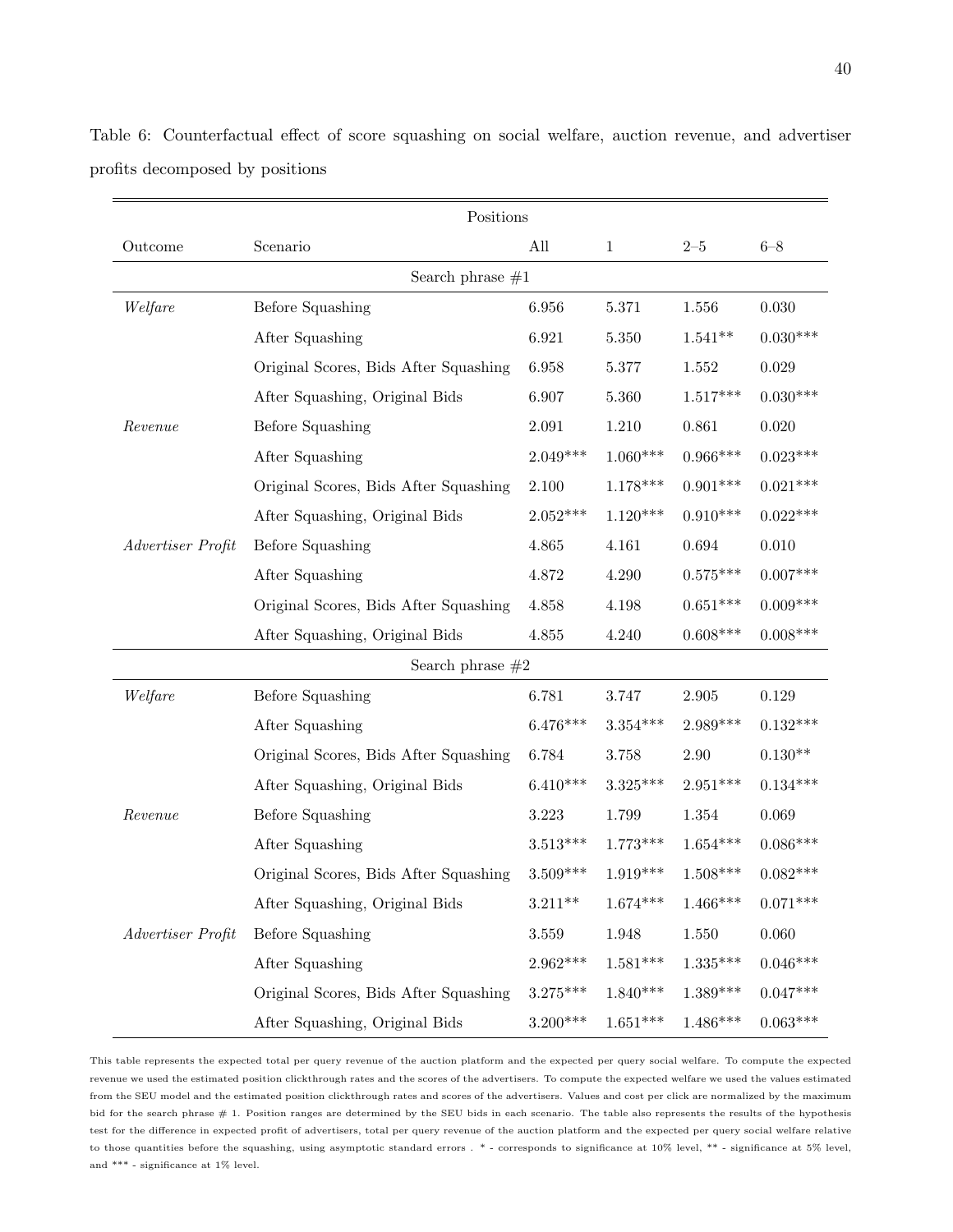Table 6: Counterfactual effect of score squashing on social welfare, auction revenue, and advertiser profits decomposed by positions

| | | Positions | | | |
|---|---|---|---|---|---|
| Outcome | Scenario | All | 1 | 2–5 | 6–8 |
| | | Search phrase #1 | | | |
| *Welfare* | Before Squashing | 6.956 | 5.371 | 1.556 | 0.030 |
| | After Squashing | 6.921 | 5.350 | 1.541** | 0.030*** |
| | Original Scores, Bids After Squashing | 6.958 | 5.377 | 1.552 | 0.029 |
| | After Squashing, Original Bids | 6.907 | 5.360 | 1.517*** | 0.030*** |
| *Revenue* | Before Squashing | 2.091 | 1.210 | 0.861 | 0.020 |
| | After Squashing | 2.049*** | 1.060*** | 0.966*** | 0.023*** |
| | Original Scores, Bids After Squashing | 2.100 | 1.178*** | 0.901*** | 0.021*** |
| | After Squashing, Original Bids | 2.052*** | 1.120*** | 0.910*** | 0.022*** |
| *Advertiser Profit* | Before Squashing | 4.865 | 4.161 | 0.694 | 0.010 |
| | After Squashing | 4.872 | 4.290 | 0.575*** | 0.007*** |
| | Original Scores, Bids After Squashing | 4.858 | 4.198 | 0.651*** | 0.009*** |
| | After Squashing, Original Bids | 4.855 | 4.240 | 0.608*** | 0.008*** |
| | | Search phrase #2 | | | |
| *Welfare* | Before Squashing | 6.781 | 3.747 | 2.905 | 0.129 |
| | After Squashing | 6.476*** | 3.354*** | 2.989*** | 0.132*** |
| | Original Scores, Bids After Squashing | 6.784 | 3.758 | 2.90 | 0.130** |
| | After Squashing, Original Bids | 6.410*** | 3.325*** | 2.951*** | 0.134*** |
| *Revenue* | Before Squashing | 3.223 | 1.799 | 1.354 | 0.069 |
| | After Squashing | 3.513*** | 1.773*** | 1.654*** | 0.086*** |
| | Original Scores, Bids After Squashing | 3.509*** | 1.919*** | 1.508*** | 0.082*** |
| | After Squashing, Original Bids | 3.211** | 1.674*** | 1.466*** | 0.071*** |
| *Advertiser Profit* | Before Squashing | 3.559 | 1.948 | 1.550 | 0.060 |
| | After Squashing | 2.962*** | 1.581*** | 1.335*** | 0.046*** |
| | Original Scores, Bids After Squashing | 3.275*** | 1.840*** | 1.389*** | 0.047*** |
| | After Squashing, Original Bids | 3.200*** | 1.651*** | 1.486*** | 0.063*** |

This table represents the expected total per query revenue of the auction platform and the expected per query social welfare. To compute the expected revenue we used the estimated position clickthrough rates and the scores of the advertisers. To compute the expected welfare we used the values estimated from the SEU model and the estimated position clickthrough rates and scores of the advertisers. Values and cost per click are normalized by the maximum bid for the search phrase # 1. Position ranges are determined by the SEU bids in each scenario. The table also represents the results of the hypothesis test for the difference in expected profit of advertisers, total per query revenue of the auction platform and the expected per query social welfare relative to those quantities before the squashing, using asymptotic standard errors . * - corresponds to significance at 10% level, ** - significance at 5% level, and *** - significance at 1% level.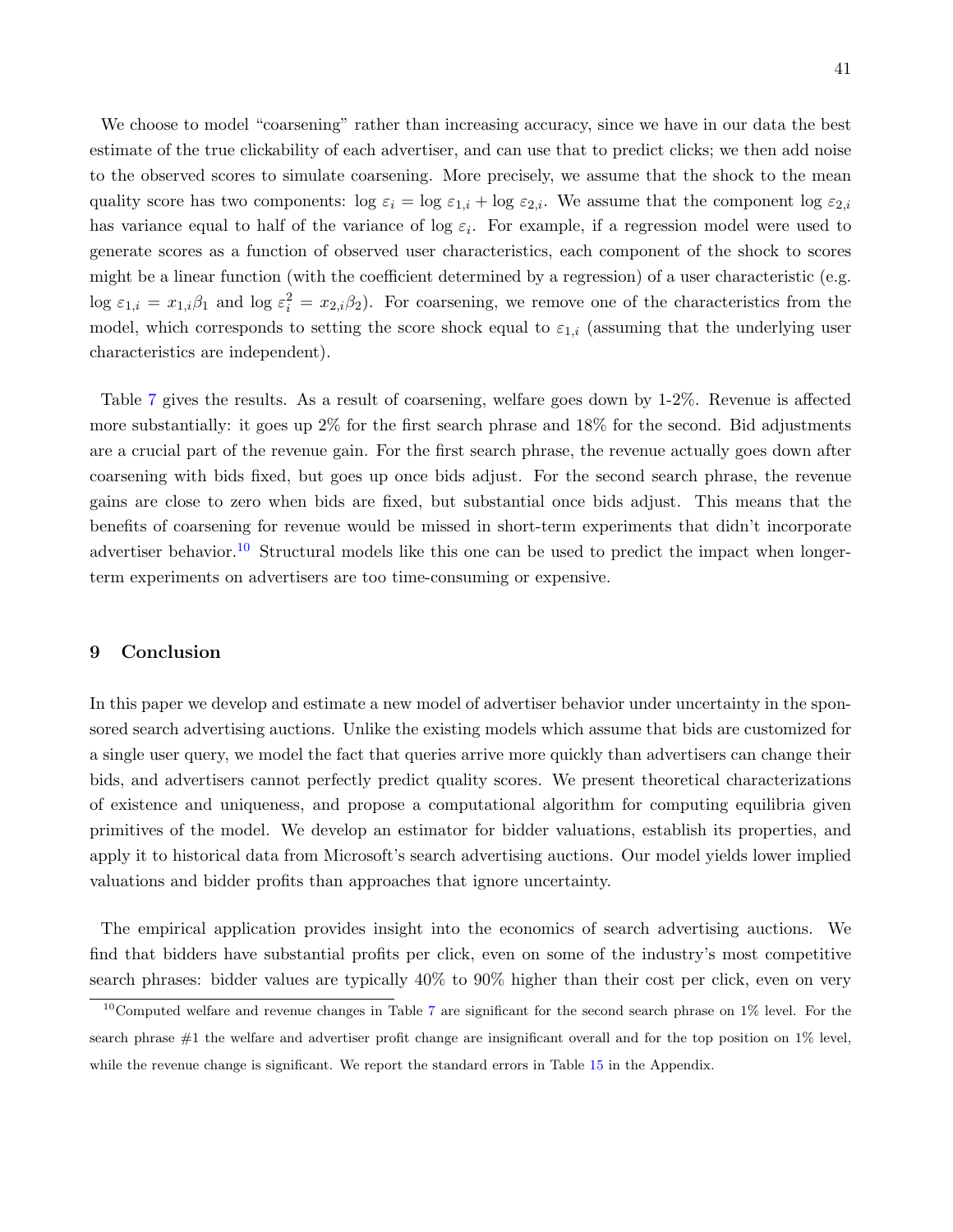We choose to model "coarsening" rather than increasing accuracy, since we have in our data the best estimate of the true clickability of each advertiser, and can use that to predict clicks; we then add noise to the observed scores to simulate coarsening. More precisely, we assume that the shock to the mean quality score has two components: $\log \varepsilon_i = \log \varepsilon_{1,i} + \log \varepsilon_{2,i}$. We assume that the component $\log \varepsilon_{2,i}$ has variance equal to half of the variance of $\log \varepsilon_i$. For example, if a regression model were used to generate scores as a function of observed user characteristics, each component of the shock to scores might be a linear function (with the coefficient determined by a regression) of a user characteristic (e.g. $\log \varepsilon_{1,i} = x_{1,i}\beta_1$ and $\log \varepsilon_i^2 = x_{2,i}\beta_2$). For coarsening, we remove one of the characteristics from the model, which corresponds to setting the score shock equal to $\varepsilon_{1,i}$ (assuming that the underlying user characteristics are independent).

Table 7 gives the results. As a result of coarsening, welfare goes down by 1-2%. Revenue is affected more substantially: it goes up 2% for the first search phrase and 18% for the second. Bid adjustments are a crucial part of the revenue gain. For the first search phrase, the revenue actually goes down after coarsening with bids fixed, but goes up once bids adjust. For the second search phrase, the revenue gains are close to zero when bids are fixed, but substantial once bids adjust. This means that the benefits of coarsening for revenue would be missed in short-term experiments that didn't incorporate advertiser behavior.[10] Structural models like this one can be used to predict the impact when longer-term experiments on advertisers are too time-consuming or expensive.

## 9 Conclusion

In this paper we develop and estimate a new model of advertiser behavior under uncertainty in the sponsored search advertising auctions. Unlike the existing models which assume that bids are customized for a single user query, we model the fact that queries arrive more quickly than advertisers can change their bids, and advertisers cannot perfectly predict quality scores. We present theoretical characterizations of existence and uniqueness, and propose a computational algorithm for computing equilibria given primitives of the model. We develop an estimator for bidder valuations, establish its properties, and apply it to historical data from Microsoft's search advertising auctions. Our model yields lower implied valuations and bidder profits than approaches that ignore uncertainty.

The empirical application provides insight into the economics of search advertising auctions. We find that bidders have substantial profits per click, even on some of the industry's most competitive search phrases: bidder values are typically 40% to 90% higher than their cost per click, even on very

[10] Computed welfare and revenue changes in Table 7 are significant for the second search phrase on 1% level. For the search phrase #1 the welfare and advertiser profit change are insignificant overall and for the top position on 1% level, while the revenue change is significant. We report the standard errors in Table 15 in the Appendix.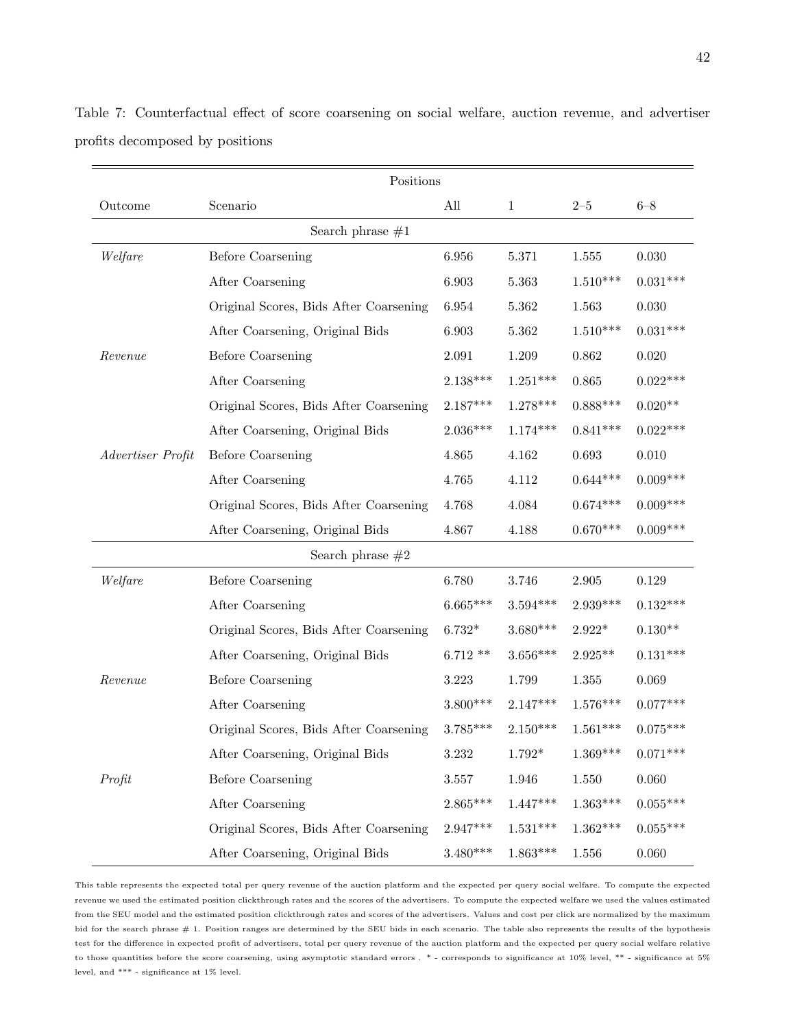Table 7: Counterfactual effect of score coarsening on social welfare, auction revenue, and advertiser profits decomposed by positions

| | | Positions | | | |
|---|---|---|---|---|---|
| Outcome | Scenario | All | 1 | 2–5 | 6–8 |
| | Search phrase #1 | | | | |
| *Welfare* | Before Coarsening | 6.956 | 5.371 | 1.555 | 0.030 |
| | After Coarsening | 6.903 | 5.363 | 1.510*** | 0.031*** |
| | Original Scores, Bids After Coarsening | 6.954 | 5.362 | 1.563 | 0.030 |
| | After Coarsening, Original Bids | 6.903 | 5.362 | 1.510*** | 0.031*** |
| *Revenue* | Before Coarsening | 2.091 | 1.209 | 0.862 | 0.020 |
| | After Coarsening | 2.138*** | 1.251*** | 0.865 | 0.022*** |
| | Original Scores, Bids After Coarsening | 2.187*** | 1.278*** | 0.888*** | 0.020** |
| | After Coarsening, Original Bids | 2.036*** | 1.174*** | 0.841*** | 0.022*** |
| *Advertiser Profit* | Before Coarsening | 4.865 | 4.162 | 0.693 | 0.010 |
| | After Coarsening | 4.765 | 4.112 | 0.644*** | 0.009*** |
| | Original Scores, Bids After Coarsening | 4.768 | 4.084 | 0.674*** | 0.009*** |
| | After Coarsening, Original Bids | 4.867 | 4.188 | 0.670*** | 0.009*** |
| | Search phrase #2 | | | | |
| *Welfare* | Before Coarsening | 6.780 | 3.746 | 2.905 | 0.129 |
| | After Coarsening | 6.665*** | 3.594*** | 2.939*** | 0.132*** |
| | Original Scores, Bids After Coarsening | 6.732* | 3.680*** | 2.922* | 0.130** |
| | After Coarsening, Original Bids | 6.712 ** | 3.656*** | 2.925** | 0.131*** |
| *Revenue* | Before Coarsening | 3.223 | 1.799 | 1.355 | 0.069 |
| | After Coarsening | 3.800*** | 2.147*** | 1.576*** | 0.077*** |
| | Original Scores, Bids After Coarsening | 3.785*** | 2.150*** | 1.561*** | 0.075*** |
| | After Coarsening, Original Bids | 3.232 | 1.792* | 1.369*** | 0.071*** |
| *Profit* | Before Coarsening | 3.557 | 1.946 | 1.550 | 0.060 |
| | After Coarsening | 2.865*** | 1.447*** | 1.363*** | 0.055*** |
| | Original Scores, Bids After Coarsening | 2.947*** | 1.531*** | 1.362*** | 0.055*** |
| | After Coarsening, Original Bids | 3.480*** | 1.863*** | 1.556 | 0.060 |

This table represents the expected total per query revenue of the auction platform and the expected per query social welfare. To compute the expected revenue we used the estimated position clickthrough rates and the scores of the advertisers. To compute the expected welfare we used the values estimated from the SEU model and the estimated position clickthrough rates and scores of the advertisers. Values and cost per click are normalized by the maximum bid for the search phrase # 1. Position ranges are determined by the SEU bids in each scenario. The table also represents the results of the hypothesis test for the difference in expected profit of advertisers, total per query revenue of the auction platform and the expected per query social welfare relative to those quantities before the score coarsening, using asymptotic standard errors . * - corresponds to significance at 10% level, ** - significance at 5% level, and *** - significance at 1% level.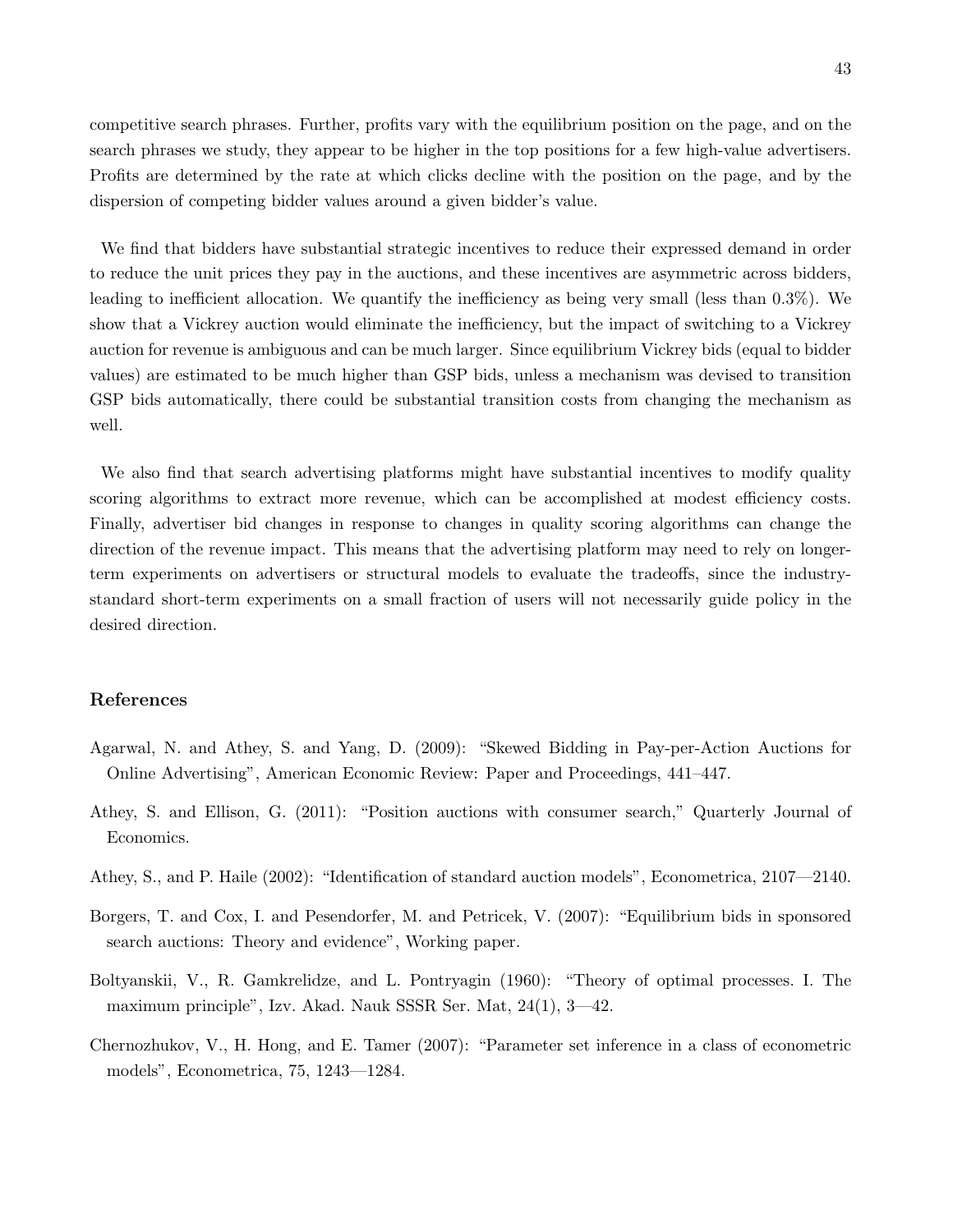competitive search phrases. Further, profits vary with the equilibrium position on the page, and on the search phrases we study, they appear to be higher in the top positions for a few high-value advertisers. Profits are determined by the rate at which clicks decline with the position on the page, and by the dispersion of competing bidder values around a given bidder's value.

We find that bidders have substantial strategic incentives to reduce their expressed demand in order to reduce the unit prices they pay in the auctions, and these incentives are asymmetric across bidders, leading to inefficient allocation. We quantify the inefficiency as being very small (less than 0.3%). We show that a Vickrey auction would eliminate the inefficiency, but the impact of switching to a Vickrey auction for revenue is ambiguous and can be much larger. Since equilibrium Vickrey bids (equal to bidder values) are estimated to be much higher than GSP bids, unless a mechanism was devised to transition GSP bids automatically, there could be substantial transition costs from changing the mechanism as well.

We also find that search advertising platforms might have substantial incentives to modify quality scoring algorithms to extract more revenue, which can be accomplished at modest efficiency costs. Finally, advertiser bid changes in response to changes in quality scoring algorithms can change the direction of the revenue impact. This means that the advertising platform may need to rely on longer-term experiments on advertisers or structural models to evaluate the tradeoffs, since the industry-standard short-term experiments on a small fraction of users will not necessarily guide policy in the desired direction.

## References

Agarwal, N. and Athey, S. and Yang, D. (2009): "Skewed Bidding in Pay-per-Action Auctions for Online Advertising", American Economic Review: Paper and Proceedings, 441–447.

Athey, S. and Ellison, G. (2011): "Position auctions with consumer search," Quarterly Journal of Economics.

Athey, S., and P. Haile (2002): "Identification of standard auction models", Econometrica, 2107—2140.

Borgers, T. and Cox, I. and Pesendorfer, M. and Petricek, V. (2007): "Equilibrium bids in sponsored search auctions: Theory and evidence", Working paper.

Boltyanskii, V., R. Gamkrelidze, and L. Pontryagin (1960): "Theory of optimal processes. I. The maximum principle", Izv. Akad. Nauk SSSR Ser. Mat, 24(1), 3—42.

Chernozhukov, V., H. Hong, and E. Tamer (2007): "Parameter set inference in a class of econometric models", Econometrica, 75, 1243—1284.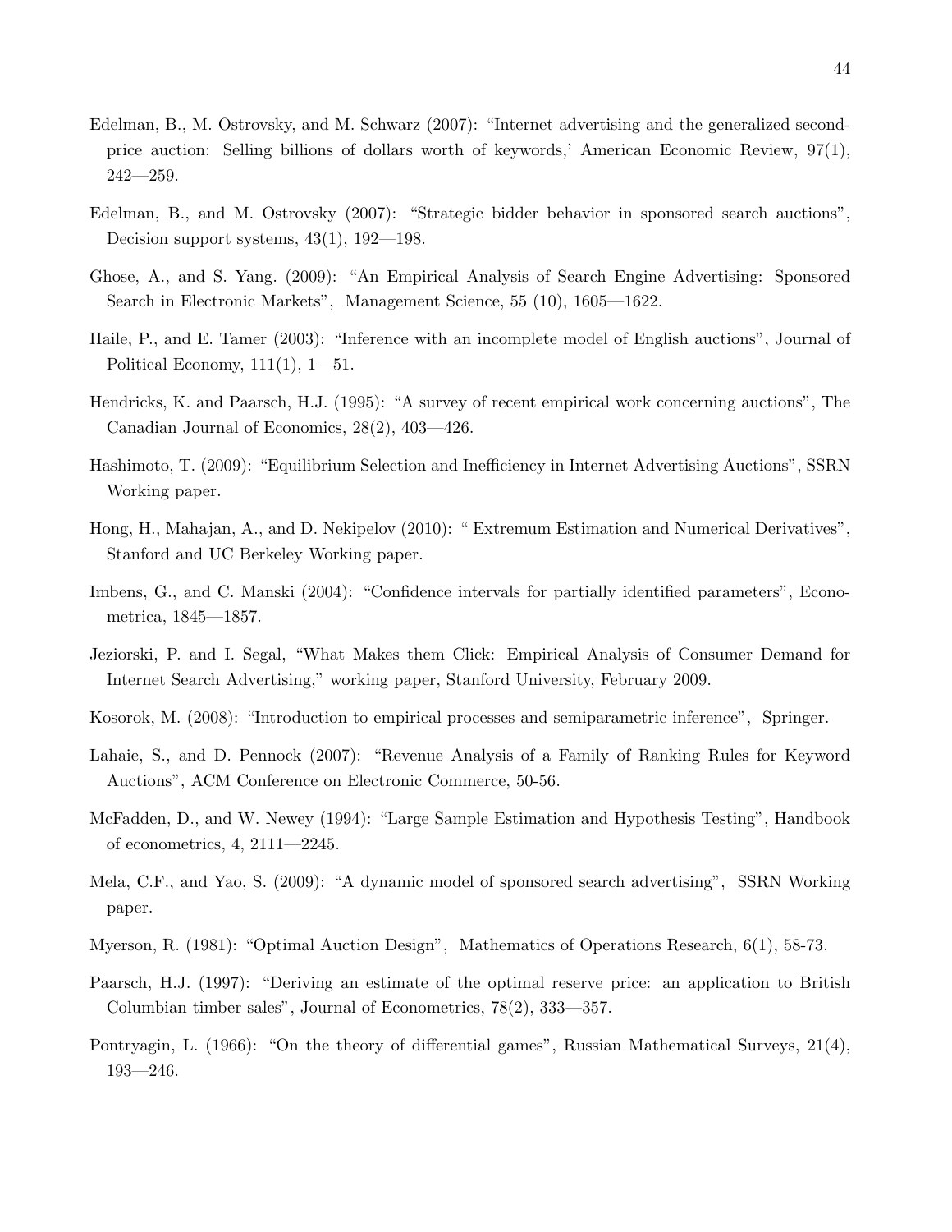Edelman, B., M. Ostrovsky, and M. Schwarz (2007): "Internet advertising and the generalized second-price auction: Selling billions of dollars worth of keywords,' American Economic Review, 97(1), 242—259.

Edelman, B., and M. Ostrovsky (2007): "Strategic bidder behavior in sponsored search auctions", Decision support systems, 43(1), 192—198.

Ghose, A., and S. Yang. (2009): "An Empirical Analysis of Search Engine Advertising: Sponsored Search in Electronic Markets", Management Science, 55 (10), 1605—1622.

Haile, P., and E. Tamer (2003): "Inference with an incomplete model of English auctions", Journal of Political Economy, 111(1), 1—51.

Hendricks, K. and Paarsch, H.J. (1995): "A survey of recent empirical work concerning auctions", The Canadian Journal of Economics, 28(2), 403—426.

Hashimoto, T. (2009): "Equilibrium Selection and Inefficiency in Internet Advertising Auctions", SSRN Working paper.

Hong, H., Mahajan, A., and D. Nekipelov (2010): " Extremum Estimation and Numerical Derivatives", Stanford and UC Berkeley Working paper.

Imbens, G., and C. Manski (2004): "Confidence intervals for partially identified parameters", Econometrica, 1845—1857.

Jeziorski, P. and I. Segal, "What Makes them Click: Empirical Analysis of Consumer Demand for Internet Search Advertising," working paper, Stanford University, February 2009.

Kosorok, M. (2008): "Introduction to empirical processes and semiparametric inference", Springer.

Lahaie, S., and D. Pennock (2007): "Revenue Analysis of a Family of Ranking Rules for Keyword Auctions", ACM Conference on Electronic Commerce, 50-56.

McFadden, D., and W. Newey (1994): "Large Sample Estimation and Hypothesis Testing", Handbook of econometrics, 4, 2111—2245.

Mela, C.F., and Yao, S. (2009): "A dynamic model of sponsored search advertising", SSRN Working paper.

Myerson, R. (1981): "Optimal Auction Design", Mathematics of Operations Research, 6(1), 58-73.

Paarsch, H.J. (1997): "Deriving an estimate of the optimal reserve price: an application to British Columbian timber sales", Journal of Econometrics, 78(2), 333—357.

Pontryagin, L. (1966): "On the theory of differential games", Russian Mathematical Surveys, 21(4), 193—246.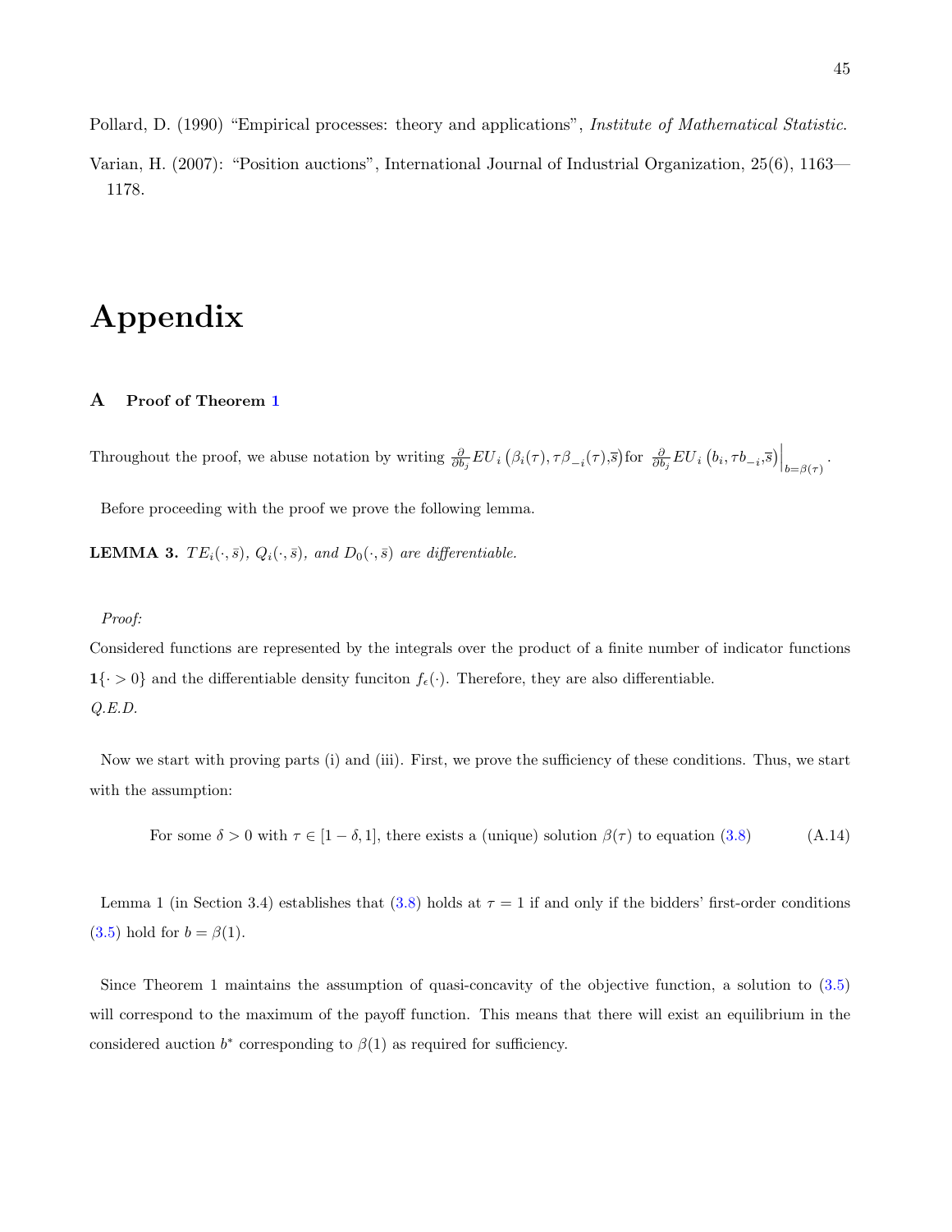Pollard, D. (1990) "Empirical processes: theory and applications", *Institute of Mathematical Statistic*.

Varian, H. (2007): "Position auctions", International Journal of Industrial Organization, 25(6), 1163—1178.

# Appendix

## A Proof of Theorem 1

Throughout the proof, we abuse notation by writing $\frac{\partial}{\partial b_j} EU_i\left(\beta_i(\tau), \tau\beta_{-i}(\tau), \overline{s}\right)$ for $\frac{\partial}{\partial b_j} EU_i\left(b_i, \tau b_{-i}, \overline{s}\right)\Big|_{b=\beta(\tau)}$.

Before proceeding with the proof we prove the following lemma.

**LEMMA 3.** *$TE_i(\cdot, \bar{s})$, $Q_i(\cdot, \bar{s})$, and $D_0(\cdot, \bar{s})$ are differentiable.*

*Proof:*

Considered functions are represented by the integrals over the product of a finite number of indicator functions $\mathbf{1}\{\cdot > 0\}$ and the differentiable density funciton $f_\epsilon(\cdot)$. Therefore, they are also differentiable.
*Q.E.D.*

Now we start with proving parts (i) and (iii). First, we prove the sufficiency of these conditions. Thus, we start with the assumption:

$$\text{For some } \delta > 0 \text{ with } \tau \in [1-\delta, 1] \text{, there exists a (unique) solution } \beta(\tau) \text{ to equation (3.8)} \tag{A.14}$$

Lemma 1 (in Section 3.4) establishes that (3.8) holds at $\tau = 1$ if and only if the bidders' first-order conditions (3.5) hold for $b = \beta(1)$.

Since Theorem 1 maintains the assumption of quasi-concavity of the objective function, a solution to (3.5) will correspond to the maximum of the payoff function. This means that there will exist an equilibrium in the considered auction $b^*$ corresponding to $\beta(1)$ as required for sufficiency.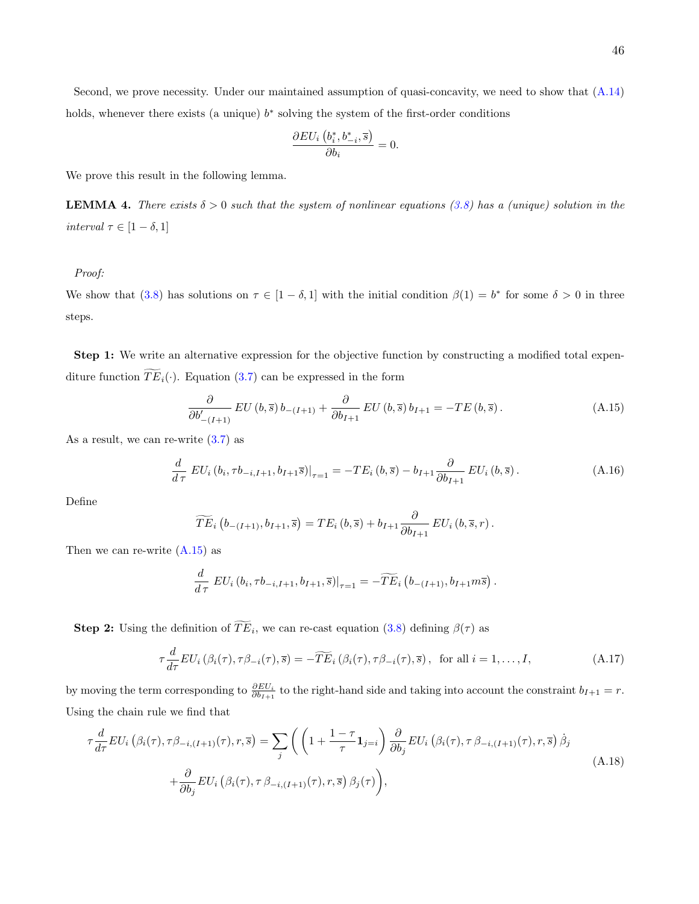Second, we prove necessity. Under our maintained assumption of quasi-concavity, we need to show that (A.14) holds, whenever there exists (a unique) $b^*$ solving the system of the first-order conditions

$$\frac{\partial EU_i\left(b_i^*, b_{-i}^*, \overline{s}\right)}{\partial b_i} = 0.$$

We prove this result in the following lemma.

**LEMMA 4.** *There exists $\delta > 0$ such that the system of nonlinear equations (3.8) has a (unique) solution in the interval $\tau \in [1-\delta, 1]$*

*Proof:*

We show that (3.8) has solutions on $\tau \in [1-\delta, 1]$ with the initial condition $\beta(1) = b^*$ for some $\delta > 0$ in three steps.

**Step 1:** We write an alternative expression for the objective function by constructing a modified total expenditure function $\widetilde{TE}_i(\cdot)$. Equation (3.7) can be expressed in the form

$$\frac{\partial}{\partial b'_{-(I+1)}} EU\left(b, \overline{s}\right) b_{-(I+1)} + \frac{\partial}{\partial b_{I+1}} EU\left(b, \overline{s}\right) b_{I+1} = -TE\left(b, \overline{s}\right). \tag{A.15}$$

As a result, we can re-write (3.7) as

$$\frac{d}{d\,\tau} EU_i\left(b_i, \tau b_{-i,I+1}, b_{I+1}\overline{s}\right)\big|_{\tau=1} = -TE_i\left(b, \overline{s}\right) - b_{I+1}\frac{\partial}{\partial b_{I+1}} EU_i\left(b, \overline{s}\right). \tag{A.16}$$

Define

$$\widetilde{TE}_i\left(b_{-(I+1)}, b_{I+1}, \overline{s}\right) = TE_i\left(b, \overline{s}\right) + b_{I+1}\frac{\partial}{\partial b_{I+1}} EU_i\left(b, \overline{s}, r\right).$$

Then we can re-write (A.15) as

$$\frac{d}{d\,\tau} EU_i\left(b_i, \tau b_{-i,I+1}, b_{I+1}, \overline{s}\right)\big|_{\tau=1} = -\widetilde{TE}_i\left(b_{-(I+1)}, b_{I+1}m\overline{s}\right).$$

**Step 2:** Using the definition of $\widetilde{TE}_i$, we can re-cast equation (3.8) defining $\beta(\tau)$ as

$$\tau\frac{d}{d\tau}EU_i\left(\beta_i(\tau), \tau\beta_{-i}(\tau), \overline{s}\right) = -\widetilde{TE}_i\left(\beta_i(\tau), \tau\beta_{-i}(\tau), \overline{s}\right), \text{ for all } i = 1, \ldots, I, \tag{A.17}$$

by moving the term corresponding to $\frac{\partial EU_i}{\partial b_{I+1}}$ to the right-hand side and taking into account the constraint $b_{I+1} = r$. Using the chain rule we find that

$$\begin{aligned}\tau\frac{d}{d\tau}EU_i\left(\beta_i(\tau), \tau\beta_{-i,(I+1)}(\tau), r, \overline{s}\right) = \sum_j \Bigg( &\left(1 + \frac{1-\tau}{\tau}\mathbf{1}_{j=i}\right)\frac{\partial}{\partial b_j}EU_i\left(\beta_i(\tau), \tau\,\beta_{-i,(I+1)}(\tau), r, \overline{s}\right)\dot{\beta}_j \\ &+ \frac{\partial}{\partial b_j}EU_i\left(\beta_i(\tau), \tau\,\beta_{-i,(I+1)}(\tau), r, \overline{s}\right)\beta_j(\tau)\Bigg),\end{aligned} \tag{A.18}$$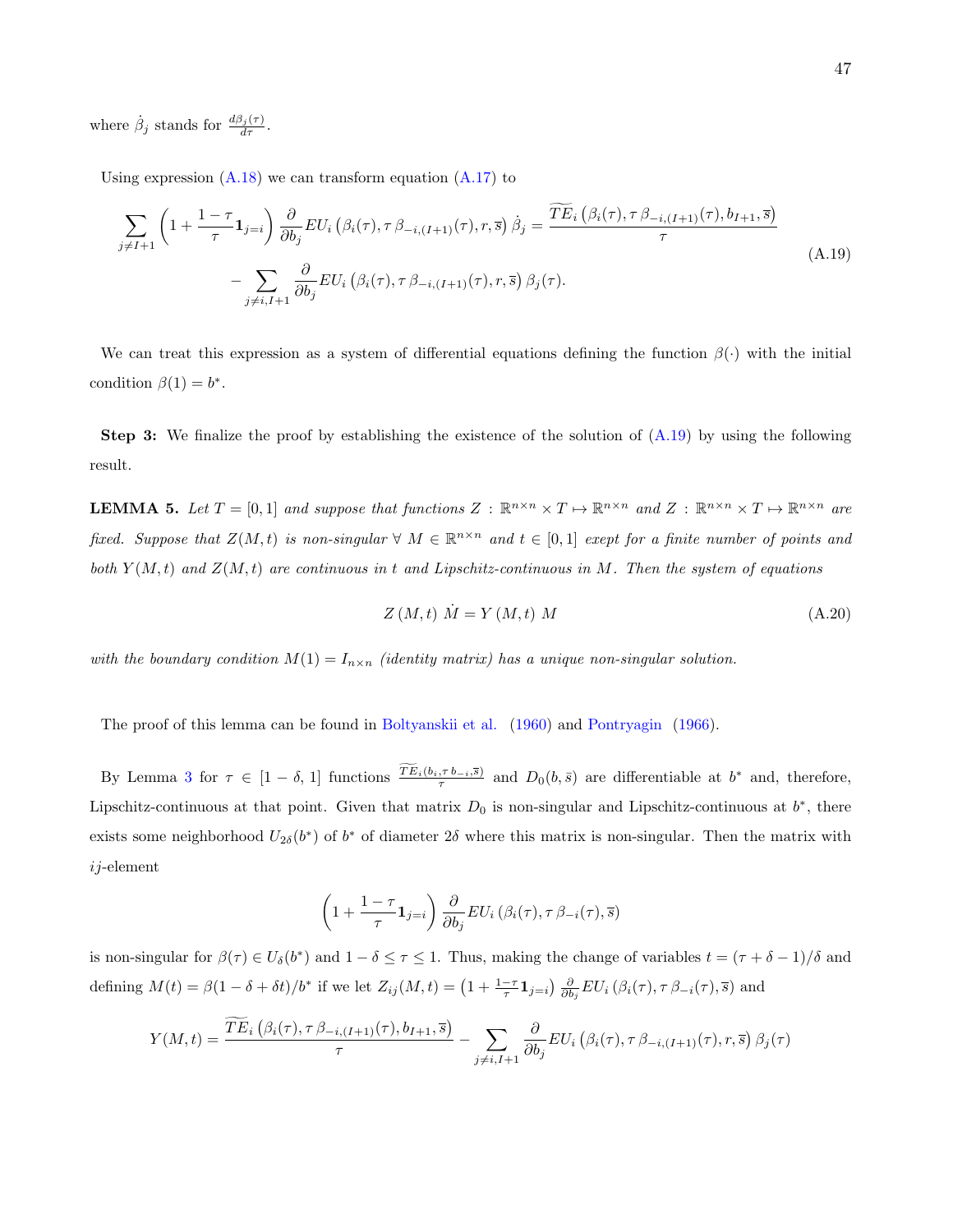where $\dot{\beta}_j$ stands for $\frac{d\beta_j(\tau)}{d\tau}$.

Using expression (A.18) we can transform equation (A.17) to

$$
\begin{aligned}
\sum_{j \neq I+1} \left(1 + \frac{1-\tau}{\tau} \mathbf{1}_{j=i}\right) \frac{\partial}{\partial b_j} EU_i\left(\beta_i(\tau), \tau\, \beta_{-i,(I+1)}(\tau), r, \overline{s}\right) \dot{\beta}_j = \frac{\widetilde{TE}_i\left(\beta_i(\tau), \tau\, \beta_{-i,(I+1)}(\tau), b_{I+1}, \overline{s}\right)}{\tau} \\
- \sum_{j \neq i, I+1} \frac{\partial}{\partial b_j} EU_i\left(\beta_i(\tau), \tau\, \beta_{-i,(I+1)}(\tau), r, \overline{s}\right) \beta_j(\tau).
\end{aligned}
\tag{A.19}
$$

We can treat this expression as a system of differential equations defining the function $\beta(\cdot)$ with the initial condition $\beta(1) = b^*$.

**Step 3:** We finalize the proof by establishing the existence of the solution of (A.19) by using the following result.

**LEMMA 5.** *Let $T = [0, 1]$ and suppose that functions $Z : \mathbb{R}^{n \times n} \times T \mapsto \mathbb{R}^{n \times n}$ and $Z : \mathbb{R}^{n \times n} \times T \mapsto \mathbb{R}^{n \times n}$ are fixed. Suppose that $Z(M, t)$ is non-singular $\forall\ M \in \mathbb{R}^{n \times n}$ and $t \in [0, 1]$ exept for a finite number of points and both $Y(M, t)$ and $Z(M, t)$ are continuous in $t$ and Lipschitz-continuous in $M$. Then the system of equations*

$$
Z\left(M, t\right)\, \dot{M} = Y\left(M, t\right)\, M \tag{A.20}
$$

*with the boundary condition $M(1) = I_{n \times n}$ (identity matrix) has a unique non-singular solution.*

The proof of this lemma can be found in Boltyanskii et al. (1960) and Pontryagin (1966).

By Lemma 3 for $\tau \in [1 - \delta, 1]$ functions $\frac{\widetilde{TE}_i(b_i, \tau\, b_{-i}, \overline{s})}{\tau}$ and $D_0(b, \bar{s})$ are differentiable at $b^*$ and, therefore, Lipschitz-continuous at that point. Given that matrix $D_0$ is non-singular and Lipschitz-continuous at $b^*$, there exists some neighborhood $U_{2\delta}(b^*)$ of $b^*$ of diameter $2\delta$ where this matrix is non-singular. Then the matrix with $ij$-element

$$
\left(1 + \frac{1-\tau}{\tau} \mathbf{1}_{j=i}\right) \frac{\partial}{\partial b_j} EU_i\left(\beta_i(\tau), \tau\, \beta_{-i}(\tau), \overline{s}\right)
$$

is non-singular for $\beta(\tau) \in U_\delta(b^*)$ and $1 - \delta \leq \tau \leq 1$. Thus, making the change of variables $t = (\tau + \delta - 1)/\delta$ and defining $M(t) = \beta(1 - \delta + \delta t)/b^*$ if we let $Z_{ij}(M, t) = \left(1 + \frac{1-\tau}{\tau} \mathbf{1}_{j=i}\right) \frac{\partial}{\partial b_j} EU_i\left(\beta_i(\tau), \tau\, \beta_{-i}(\tau), \overline{s}\right)$ and

$$
Y(M, t) = \frac{\widetilde{TE}_i\left(\beta_i(\tau), \tau\, \beta_{-i,(I+1)}(\tau), b_{I+1}, \overline{s}\right)}{\tau} - \sum_{j \neq i, I+1} \frac{\partial}{\partial b_j} EU_i\left(\beta_i(\tau), \tau\, \beta_{-i,(I+1)}(\tau), r, \overline{s}\right) \beta_j(\tau)
$$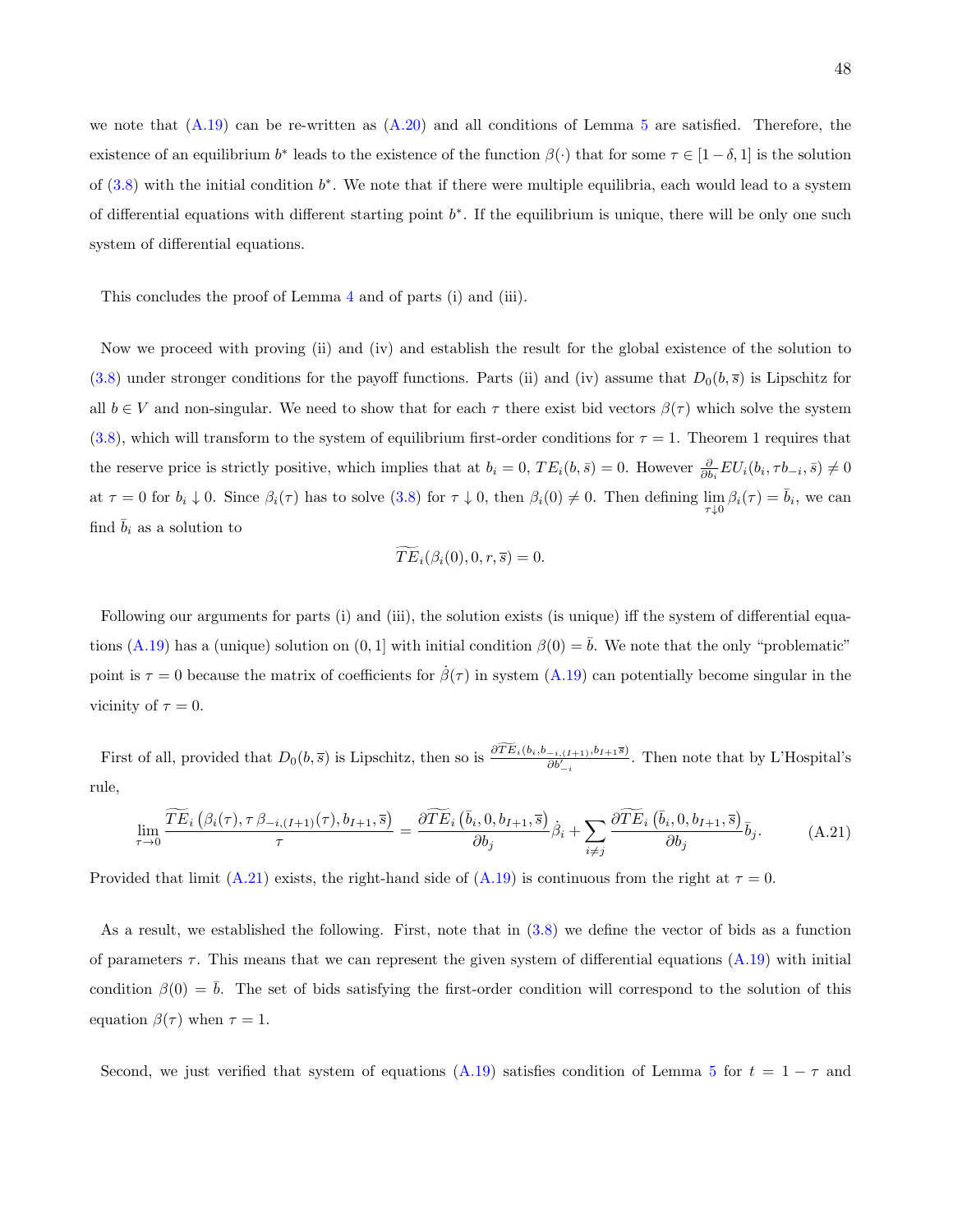we note that (A.19) can be re-written as (A.20) and all conditions of Lemma 5 are satisfied. Therefore, the existence of an equilibrium $b^*$ leads to the existence of the function $\beta(\cdot)$ that for some $\tau \in [1-\delta, 1]$ is the solution of (3.8) with the initial condition $b^*$. We note that if there were multiple equilibria, each would lead to a system of differential equations with different starting point $b^*$. If the equilibrium is unique, there will be only one such system of differential equations.

This concludes the proof of Lemma 4 and of parts (i) and (iii).

Now we proceed with proving (ii) and (iv) and establish the result for the global existence of the solution to (3.8) under stronger conditions for the payoff functions. Parts (ii) and (iv) assume that $D_0(b, \overline{s})$ is Lipschitz for all $b \in V$ and non-singular. We need to show that for each $\tau$ there exist bid vectors $\beta(\tau)$ which solve the system (3.8), which will transform to the system of equilibrium first-order conditions for $\tau = 1$. Theorem 1 requires that the reserve price is strictly positive, which implies that at $b_i = 0$, $TE_i(b, \bar{s}) = 0$. However $\frac{\partial}{\partial b_i} EU_i(b_i, \tau b_{-i}, \bar{s}) \neq 0$ at $\tau = 0$ for $b_i \downarrow 0$. Since $\beta_i(\tau)$ has to solve (3.8) for $\tau \downarrow 0$, then $\beta_i(0) \neq 0$. Then defining $\lim\limits_{\tau \downarrow 0} \beta_i(\tau) = \bar{b}_i$, we can find $\bar{b}_i$ as a solution to

$$\widetilde{TE}_i(\beta_i(0), 0, r, \overline{s}) = 0.$$

Following our arguments for parts (i) and (iii), the solution exists (is unique) iff the system of differential equations (A.19) has a (unique) solution on $(0, 1]$ with initial condition $\beta(0) = \bar{b}$. We note that the only "problematic" point is $\tau = 0$ because the matrix of coefficients for $\dot{\beta}(\tau)$ in system (A.19) can potentially become singular in the vicinity of $\tau = 0$.

First of all, provided that $D_0(b, \overline{s})$ is Lipschitz, then so is $\frac{\partial \widetilde{TE}_i(b_i, b_{-i,(I+1)}, b_{I+1}\overline{s})}{\partial b'_{-i}}$. Then note that by L'Hospital's rule,

$$\lim_{\tau \to 0} \frac{\widetilde{TE}_i\left(\beta_i(\tau), \tau\, \beta_{-i,(I+1)}(\tau), b_{I+1}, \overline{s}\right)}{\tau} = \frac{\partial \widetilde{TE}_i\left(\bar{b}_i, 0, b_{I+1}, \overline{s}\right)}{\partial b_j} \dot{\beta}_i + \sum_{i \neq j} \frac{\partial \widetilde{TE}_i\left(\bar{b}_i, 0, b_{I+1}, \overline{s}\right)}{\partial b_j} \bar{b}_j. \tag{A.21}$$

Provided that limit (A.21) exists, the right-hand side of (A.19) is continuous from the right at $\tau = 0$.

As a result, we established the following. First, note that in (3.8) we define the vector of bids as a function of parameters $\tau$. This means that we can represent the given system of differential equations (A.19) with initial condition $\beta(0) = \bar{b}$. The set of bids satisfying the first-order condition will correspond to the solution of this equation $\beta(\tau)$ when $\tau = 1$.

Second, we just verified that system of equations (A.19) satisfies condition of Lemma 5 for $t = 1 - \tau$ and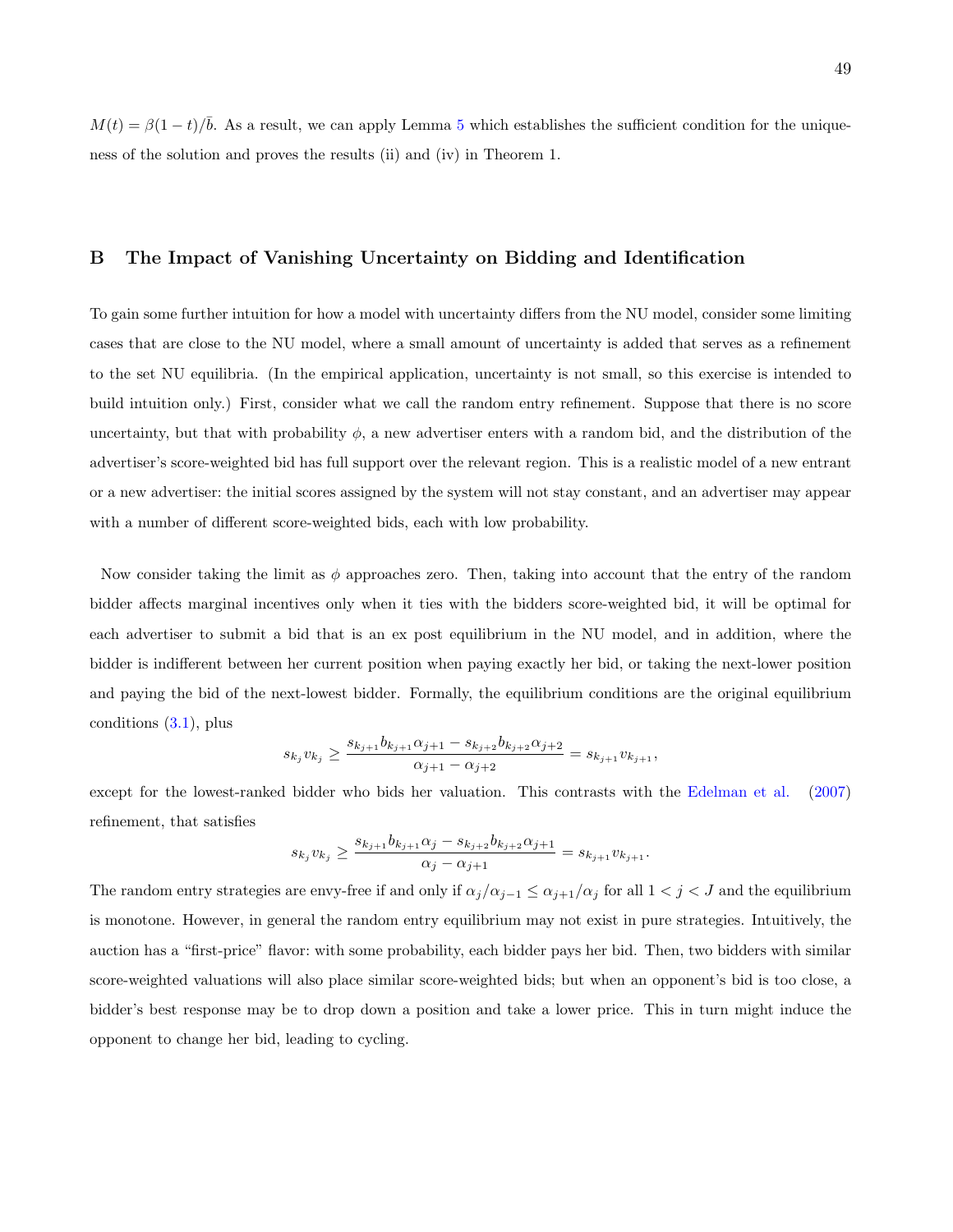$M(t) = \beta(1-t)/\bar{b}$. As a result, we can apply Lemma 5 which establishes the sufficient condition for the uniqueness of the solution and proves the results (ii) and (iv) in Theorem 1.

## B The Impact of Vanishing Uncertainty on Bidding and Identification

To gain some further intuition for how a model with uncertainty differs from the NU model, consider some limiting cases that are close to the NU model, where a small amount of uncertainty is added that serves as a refinement to the set NU equilibria. (In the empirical application, uncertainty is not small, so this exercise is intended to build intuition only.) First, consider what we call the random entry refinement. Suppose that there is no score uncertainty, but that with probability $\phi$, a new advertiser enters with a random bid, and the distribution of the advertiser's score-weighted bid has full support over the relevant region. This is a realistic model of a new entrant or a new advertiser: the initial scores assigned by the system will not stay constant, and an advertiser may appear with a number of different score-weighted bids, each with low probability.

Now consider taking the limit as $\phi$ approaches zero. Then, taking into account that the entry of the random bidder affects marginal incentives only when it ties with the bidders score-weighted bid, it will be optimal for each advertiser to submit a bid that is an ex post equilibrium in the NU model, and in addition, where the bidder is indifferent between her current position when paying exactly her bid, or taking the next-lower position and paying the bid of the next-lowest bidder. Formally, the equilibrium conditions are the original equilibrium conditions (3.1), plus

$$s_{k_j} v_{k_j} \geq \frac{s_{k_{j+1}} b_{k_{j+1}} \alpha_{j+1} - s_{k_{j+2}} b_{k_{j+2}} \alpha_{j+2}}{\alpha_{j+1} - \alpha_{j+2}} = s_{k_{j+1}} v_{k_{j+1}},$$

except for the lowest-ranked bidder who bids her valuation. This contrasts with the Edelman et al. (2007) refinement, that satisfies

$$s_{k_j} v_{k_j} \geq \frac{s_{k_{j+1}} b_{k_{j+1}} \alpha_{j} - s_{k_{j+2}} b_{k_{j+2}} \alpha_{j+1}}{\alpha_{j} - \alpha_{j+1}} = s_{k_{j+1}} v_{k_{j+1}}.$$

The random entry strategies are envy-free if and only if $\alpha_j/\alpha_{j-1} \leq \alpha_{j+1}/\alpha_j$ for all $1 < j < J$ and the equilibrium is monotone. However, in general the random entry equilibrium may not exist in pure strategies. Intuitively, the auction has a "first-price" flavor: with some probability, each bidder pays her bid. Then, two bidders with similar score-weighted valuations will also place similar score-weighted bids; but when an opponent's bid is too close, a bidder's best response may be to drop down a position and take a lower price. This in turn might induce the opponent to change her bid, leading to cycling.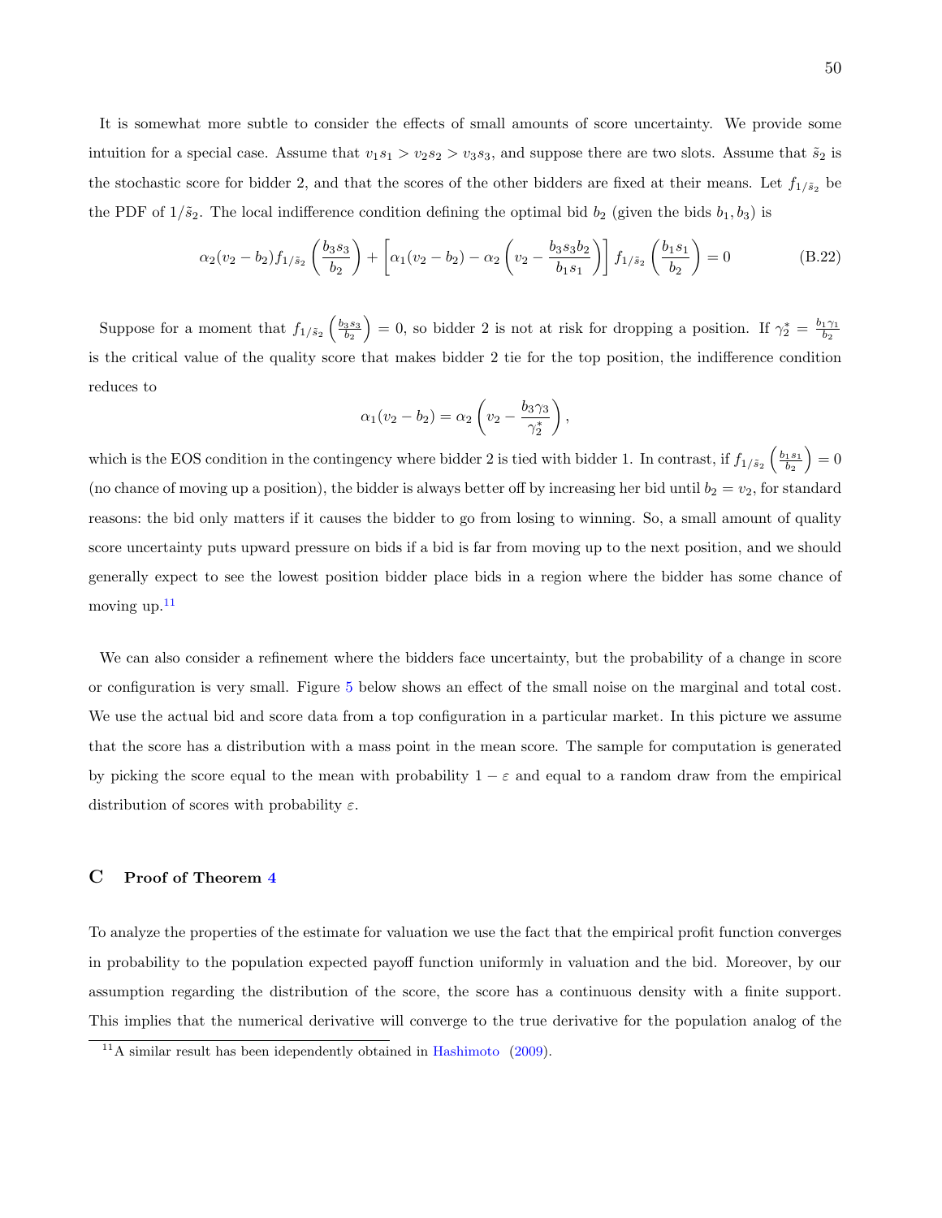It is somewhat more subtle to consider the effects of small amounts of score uncertainty. We provide some intuition for a special case. Assume that $v_1 s_1 > v_2 s_2 > v_3 s_3$, and suppose there are two slots. Assume that $\tilde{s}_2$ is the stochastic score for bidder 2, and that the scores of the other bidders are fixed at their means. Let $f_{1/\tilde{s}_2}$ be the PDF of $1/\tilde{s}_2$. The local indifference condition defining the optimal bid $b_2$ (given the bids $b_1, b_3$) is

$$\alpha_2 (v_2 - b_2) f_{1/\tilde{s}_2}\left(\frac{b_3 s_3}{b_2}\right) + \left[\alpha_1 (v_2 - b_2) - \alpha_2 \left(v_2 - \frac{b_3 s_3 b_2}{b_1 s_1}\right)\right] f_{1/\tilde{s}_2}\left(\frac{b_1 s_1}{b_2}\right) = 0 \tag{B.22}$$

Suppose for a moment that $f_{1/\tilde{s}_2}\left(\frac{b_3 s_3}{b_2}\right) = 0$, so bidder 2 is not at risk for dropping a position. If $\gamma_2^* = \frac{b_1 \gamma_1}{b_2}$ is the critical value of the quality score that makes bidder 2 tie for the top position, the indifference condition reduces to

$$\alpha_1 (v_2 - b_2) = \alpha_2 \left(v_2 - \frac{b_3 \gamma_3}{\gamma_2^*}\right),$$

which is the EOS condition in the contingency where bidder 2 is tied with bidder 1. In contrast, if $f_{1/\tilde{s}_2}\left(\frac{b_1 s_1}{b_2}\right) = 0$ (no chance of moving up a position), the bidder is always better off by increasing her bid until $b_2 = v_2$, for standard reasons: the bid only matters if it causes the bidder to go from losing to winning. So, a small amount of quality score uncertainty puts upward pressure on bids if a bid is far from moving up to the next position, and we should generally expect to see the lowest position bidder place bids in a region where the bidder has some chance of moving up.[11]

We can also consider a refinement where the bidders face uncertainty, but the probability of a change in score or configuration is very small. Figure 5 below shows an effect of the small noise on the marginal and total cost. We use the actual bid and score data from a top configuration in a particular market. In this picture we assume that the score has a distribution with a mass point in the mean score. The sample for computation is generated by picking the score equal to the mean with probability $1 - \varepsilon$ and equal to a random draw from the empirical distribution of scores with probability $\varepsilon$.

## C Proof of Theorem 4

To analyze the properties of the estimate for valuation we use the fact that the empirical profit function converges in probability to the population expected payoff function uniformly in valuation and the bid. Moreover, by our assumption regarding the distribution of the score, the score has a continuous density with a finite support. This implies that the numerical derivative will converge to the true derivative for the population analog of the

[11] A similar result has been idependently obtained in Hashimoto (2009).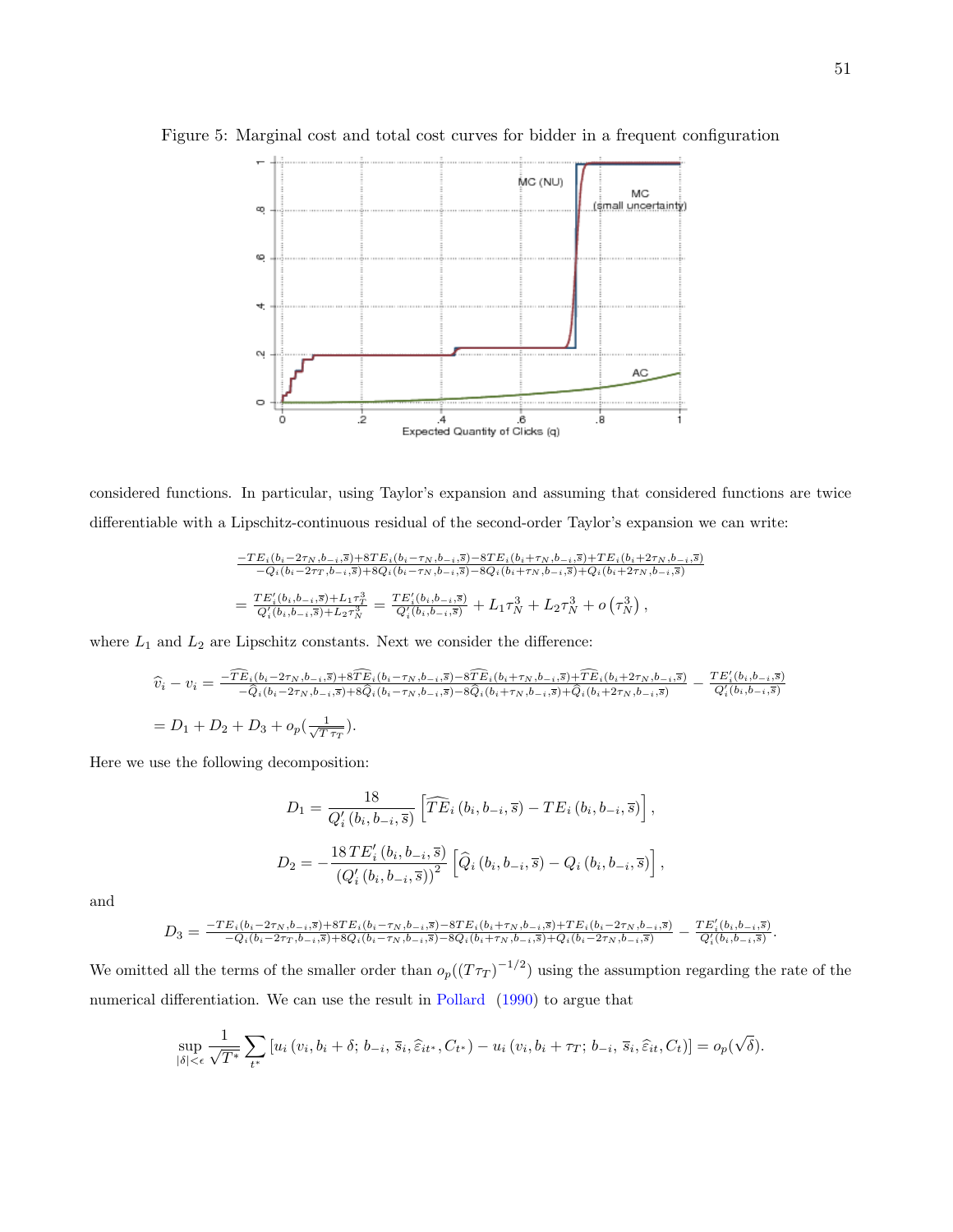Figure 5: Marginal cost and total cost curves for bidder in a frequent configuration

considered functions. In particular, using Taylor's expansion and assuming that considered functions are twice differentiable with a Lipschitz-continuous residual of the second-order Taylor's expansion we can write:

$$\frac{-TE_i(b_i-2\tau_N,b_{-i},\bar{s})+8TE_i(b_i-\tau_N,b_{-i},\bar{s})-8TE_i(b_i+\tau_N,b_{-i},\bar{s})+TE_i(b_i+2\tau_N,b_{-i},\bar{s})}{-Q_i(b_i-2\tau_T,b_{-i},\bar{s})+8Q_i(b_i-\tau_N,b_{-i},\bar{s})-8Q_i(b_i+\tau_N,b_{-i},\bar{s})+Q_i(b_i+2\tau_N,b_{-i},\bar{s})}$$

$$= \frac{TE_i'(b_i,b_{-i},\bar{s})+L_1\tau_T^3}{Q_i'(b_i,b_{-i},\bar{s})+L_2\tau_N^3} = \frac{TE_i'(b_i,b_{-i},\bar{s})}{Q_i'(b_i,b_{-i},\bar{s})} + L_1\tau_N^3 + L_2\tau_N^3 + o\left(\tau_N^3\right),$$

where $L_1$ and $L_2$ are Lipschitz constants. Next we consider the difference:

$$\widehat{v}_i - v_i = \frac{-\widehat{TE}_i(b_i-2\tau_N,b_{-i},\bar{s})+8\widehat{TE}_i(b_i-\tau_N,b_{-i},\bar{s})-8\widehat{TE}_i(b_i+\tau_N,b_{-i},\bar{s})+\widehat{TE}_i(b_i+2\tau_N,b_{-i},\bar{s})}{-\widehat{Q}_i(b_i-2\tau_N,b_{-i},\bar{s})+8\widehat{Q}_i(b_i-\tau_N,b_{-i},\bar{s})-8\widehat{Q}_i(b_i+\tau_N,b_{-i},\bar{s})+\widehat{Q}_i(b_i+2\tau_N,b_{-i},\bar{s})} - \frac{TE_i'(b_i,b_{-i},\bar{s})}{Q_i'(b_i,b_{-i},\bar{s})}$$

$$= D_1 + D_2 + D_3 + o_p\left(\frac{1}{\sqrt{T\tau_T}}\right).$$

Here we use the following decomposition:

$$D_1 = \frac{18}{Q_i'\left(b_i,b_{-i},\bar{s}\right)}\left[\widehat{TE}_i\left(b_i,b_{-i},\bar{s}\right) - TE_i\left(b_i,b_{-i},\bar{s}\right)\right],$$

$$D_2 = -\frac{18\,TE_i'\left(b_i,b_{-i},\bar{s}\right)}{\left(Q_i'\left(b_i,b_{-i},\bar{s}\right)\right)^2}\left[\widehat{Q}_i\left(b_i,b_{-i},\bar{s}\right) - Q_i\left(b_i,b_{-i},\bar{s}\right)\right],$$

and

$$D_3 = \frac{-TE_i(b_i-2\tau_N,b_{-i},\bar{s})+8TE_i(b_i-\tau_N,b_{-i},\bar{s})-8TE_i(b_i+\tau_N,b_{-i},\bar{s})+TE_i(b_i-2\tau_N,b_{-i},\bar{s})}{-Q_i(b_i-2\tau_T,b_{-i},\bar{s})+8Q_i(b_i-\tau_N,b_{-i},\bar{s})-8Q_i(b_i+\tau_N,b_{-i},\bar{s})+Q_i(b_i-2\tau_N,b_{-i},\bar{s})} - \frac{TE_i'(b_i,b_{-i},\bar{s})}{Q_i'(b_i,b_{-i},\bar{s})}.$$

We omitted all the terms of the smaller order than $o_p((T\tau_T)^{-1/2})$ using the assumption regarding the rate of the numerical differentiation. We can use the result in Pollard (1990) to argue that

$$\sup_{|\delta|<\epsilon} \frac{1}{\sqrt{T^*}} \sum_{t^*} \left[u_i\left(v_i, b_i+\delta;\, b_{-i},\, \bar{s}_i, \widehat{\varepsilon}_{it^*}, C_{t^*}\right) - u_i\left(v_i, b_i+\tau_T;\, b_{-i},\, \bar{s}_i, \widehat{\varepsilon}_{it}, C_t\right)\right] = o_p(\sqrt{\delta}).$$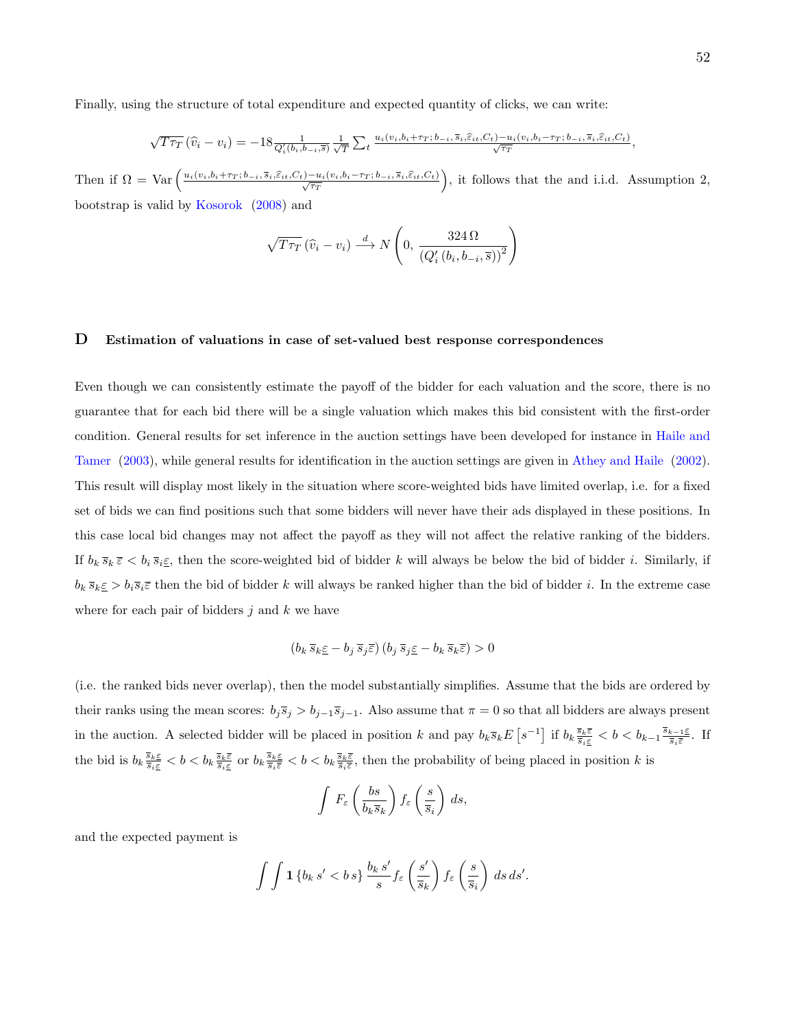Finally, using the structure of total expenditure and expected quantity of clicks, we can write:

$$\sqrt{T\tau_T}\,(\widehat{v}_i - v_i) = -18\frac{1}{Q_i'(b_i,b_{-i},\overline{s})}\frac{1}{\sqrt{T}}\sum_t \frac{u_i(v_i,b_i+\tau_T;b_{-i},\overline{s}_i,\widehat{\varepsilon}_{it},C_t)-u_i(v_i,b_i-\tau_T;b_{-i},\overline{s}_i,\widehat{\varepsilon}_{it},C_t)}{\sqrt{\tau_T}},$$

Then if $\Omega = \operatorname{Var}\left(\frac{u_i(v_i,b_i+\tau_T;b_{-i},\overline{s}_i,\widehat{\varepsilon}_{it},C_t)-u_i(v_i,b_i-\tau_T;b_{-i},\overline{s}_i,\widehat{\varepsilon}_{it},C_t)}{\sqrt{\tau_T}}\right)$, it follows that the and i.i.d. Assumption 2, bootstrap is valid by Kosorok (2008) and

$$\sqrt{T\tau_T}\,(\widehat{v}_i - v_i) \xrightarrow{d} N\left(0,\,\frac{324\,\Omega}{\left(Q_i'\left(b_i,b_{-i},\overline{s}\right)\right)^2}\right)$$

## D Estimation of valuations in case of set-valued best response correspondences

Even though we can consistently estimate the payoff of the bidder for each valuation and the score, there is no guarantee that for each bid there will be a single valuation which makes this bid consistent with the first-order condition. General results for set inference in the auction settings have been developed for instance in Haile and Tamer (2003), while general results for identification in the auction settings are given in Athey and Haile (2002). This result will display most likely in the situation where score-weighted bids have limited overlap, i.e. for a fixed set of bids we can find positions such that some bidders will never have their ads displayed in these positions. In this case local bid changes may not affect the payoff as they will not affect the relative ranking of the bidders. If $b_k\,\overline{s}_k\,\overline{\varepsilon} < b_i\,\overline{s}_i\underline{\varepsilon}$, then the score-weighted bid of bidder $k$ will always be below the bid of bidder $i$. Similarly, if $b_k\,\overline{s}_k\underline{\varepsilon} > b_i\overline{s}_i\overline{\varepsilon}$ then the bid of bidder $k$ will always be ranked higher than the bid of bidder $i$. In the extreme case where for each pair of bidders $j$ and $k$ we have

$$\left(b_k\,\overline{s}_k\underline{\varepsilon} - b_j\,\overline{s}_j\overline{\varepsilon}\right)\left(b_j\,\overline{s}_j\underline{\varepsilon} - b_k\,\overline{s}_k\overline{\varepsilon}\right) > 0$$

(i.e. the ranked bids never overlap), then the model substantially simplifies. Assume that the bids are ordered by their ranks using the mean scores: $b_j\overline{s}_j > b_{j-1}\overline{s}_{j-1}$. Also assume that $\pi = 0$ so that all bidders are always present in the auction. A selected bidder will be placed in position $k$ and pay $b_k\overline{s}_kE\left[s^{-1}\right]$ if $b_k\frac{\overline{s}_k\overline{\varepsilon}}{\overline{s}_i\underline{\varepsilon}} < b < b_{k-1}\frac{\overline{s}_{k-1}\underline{\varepsilon}}{\overline{s}_i\overline{\varepsilon}}$. If the bid is $b_k\frac{\overline{s}_k\underline{\varepsilon}}{\overline{s}_i\underline{\varepsilon}} < b < b_k\frac{\overline{s}_k\overline{\varepsilon}}{\overline{s}_i\underline{\varepsilon}}$ or $b_k\frac{\overline{s}_k\underline{\varepsilon}}{\overline{s}_i\overline{\varepsilon}} < b < b_k\frac{\overline{s}_k\overline{\varepsilon}}{\overline{s}_i\overline{\varepsilon}}$, then the probability of being placed in position $k$ is

$$\int F_\varepsilon\left(\frac{bs}{b_k\overline{s}_k}\right)f_\varepsilon\left(\frac{s}{\overline{s}_i}\right)\,ds,$$

and the expected payment is

$$\int\int \mathbf{1}\left\{b_k\,s' < b\,s\right\}\frac{b_k\,s'}{s}f_\varepsilon\left(\frac{s'}{\overline{s}_k}\right)f_\varepsilon\left(\frac{s}{\overline{s}_i}\right)\,ds\,ds'.$$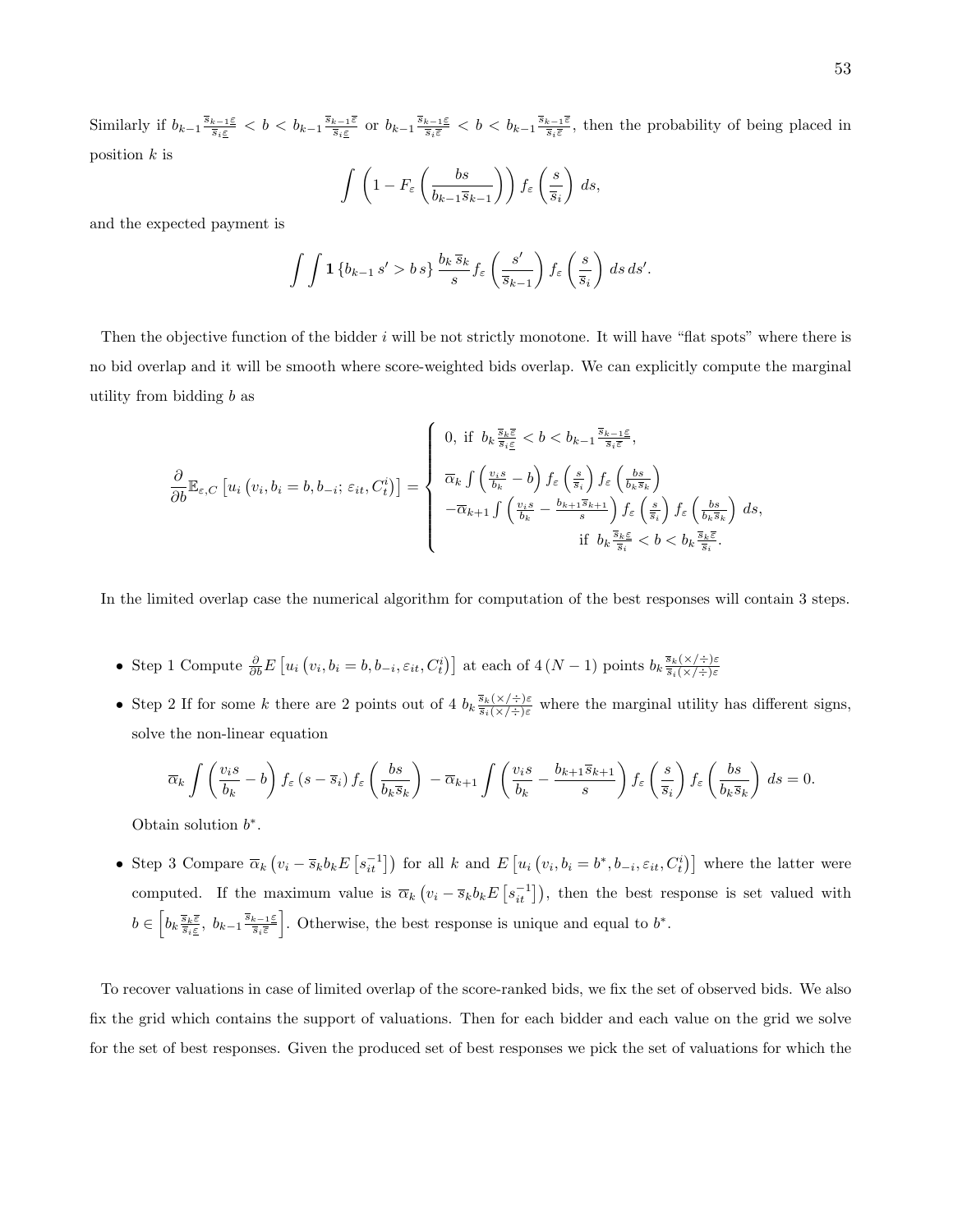Similarly if $b_{k-1}\frac{\overline{s}_{k-1}\underline{\varepsilon}}{\overline{s}_i\underline{\varepsilon}} < b < b_{k-1}\frac{\overline{s}_{k-1}\overline{\varepsilon}}{\overline{s}_i\underline{\varepsilon}}$ or $b_{k-1}\frac{\overline{s}_{k-1}\underline{\varepsilon}}{\overline{s}_i\overline{\varepsilon}} < b < b_{k-1}\frac{\overline{s}_{k-1}\overline{\varepsilon}}{\overline{s}_i\overline{\varepsilon}}$, then the probability of being placed in position $k$ is

$$\int \left(1 - F_\varepsilon\left(\frac{bs}{b_{k-1}\overline{s}_{k-1}}\right)\right) f_\varepsilon\left(\frac{s}{\overline{s}_i}\right)\, ds,$$

and the expected payment is

$$\int\int \mathbf{1}\left\{b_{k-1}\, s' > b\, s\right\} \frac{b_k\, \overline{s}_k}{s} f_\varepsilon\left(\frac{s'}{\overline{s}_{k-1}}\right) f_\varepsilon\left(\frac{s}{\overline{s}_i}\right)\, ds\, ds'.$$

Then the objective function of the bidder $i$ will be not strictly monotone. It will have "flat spots" where there is no bid overlap and it will be smooth where score-weighted bids overlap. We can explicitly compute the marginal utility from bidding $b$ as

$$\frac{\partial}{\partial b}\mathbb{E}_{\varepsilon,C}\left[u_i\left(v_i, b_i = b, b_{-i};\, \varepsilon_{it}, C_t^i\right)\right] = \begin{cases} 0, \text{ if } b_k\frac{\overline{s}_k\overline{\varepsilon}}{\overline{s}_i\underline{\varepsilon}} < b < b_{k-1}\frac{\overline{s}_{k-1}\underline{\varepsilon}}{\overline{s}_i\overline{\varepsilon}}, \\ \overline{\alpha}_k \int \left(\frac{v_i s}{b_k} - b\right) f_\varepsilon\left(\frac{s}{\overline{s}_i}\right) f_\varepsilon\left(\frac{bs}{b_k\overline{s}_k}\right) \\ -\overline{\alpha}_{k+1}\int\left(\frac{v_i s}{b_k} - \frac{b_{k+1}\overline{s}_{k+1}}{s}\right) f_\varepsilon\left(\frac{s}{\overline{s}_i}\right) f_\varepsilon\left(\frac{bs}{b_k\overline{s}_k}\right)\, ds, \\ \qquad\qquad\qquad \text{if } b_k\frac{\overline{s}_k\underline{\varepsilon}}{\overline{s}_i} < b < b_k\frac{\overline{s}_k\overline{\varepsilon}}{\overline{s}_i}. \end{cases}$$

In the limited overlap case the numerical algorithm for computation of the best responses will contain 3 steps.

- Step 1 Compute $\frac{\partial}{\partial b}E\left[u_i\left(v_i, b_i = b, b_{-i}, \varepsilon_{it}, C_t^i\right)\right]$ at each of $4\,(N-1)$ points $b_k\frac{\overline{s}_k(\times/\div)\varepsilon}{\overline{s}_i(\times/\div)\varepsilon}$
- Step 2 If for some $k$ there are 2 points out of 4 $b_k\frac{\overline{s}_k(\times/\div)\varepsilon}{\overline{s}_i(\times/\div)\varepsilon}$ where the marginal utility has different signs, solve the non-linear equation

$$\overline{\alpha}_k\int\left(\frac{v_i s}{b_k} - b\right) f_\varepsilon\left(s - \overline{s}_i\right) f_\varepsilon\left(\frac{bs}{b_k\overline{s}_k}\right) - \overline{\alpha}_{k+1}\int\left(\frac{v_i s}{b_k} - \frac{b_{k+1}\overline{s}_{k+1}}{s}\right) f_\varepsilon\left(\frac{s}{\overline{s}_i}\right) f_\varepsilon\left(\frac{bs}{b_k\overline{s}_k}\right)\, ds = 0.$$

  Obtain solution $b^*$.

- Step 3 Compare $\overline{\alpha}_k\left(v_i - \overline{s}_k b_k E\left[s_{it}^{-1}\right]\right)$ for all $k$ and $E\left[u_i\left(v_i, b_i = b^*, b_{-i}, \varepsilon_{it}, C_t^i\right)\right]$ where the latter were computed. If the maximum value is $\overline{\alpha}_k\left(v_i - \overline{s}_k b_k E\left[s_{it}^{-1}\right]\right)$, then the best response is set valued with $b \in \left[b_k\frac{\overline{s}_k\overline{\varepsilon}}{\overline{s}_i\underline{\varepsilon}},\ b_{k-1}\frac{\overline{s}_{k-1}\underline{\varepsilon}}{\overline{s}_i\overline{\varepsilon}}\right]$. Otherwise, the best response is unique and equal to $b^*$.

To recover valuations in case of limited overlap of the score-ranked bids, we fix the set of observed bids. We also fix the grid which contains the support of valuations. Then for each bidder and each value on the grid we solve for the set of best responses. Given the produced set of best responses we pick the set of valuations for which the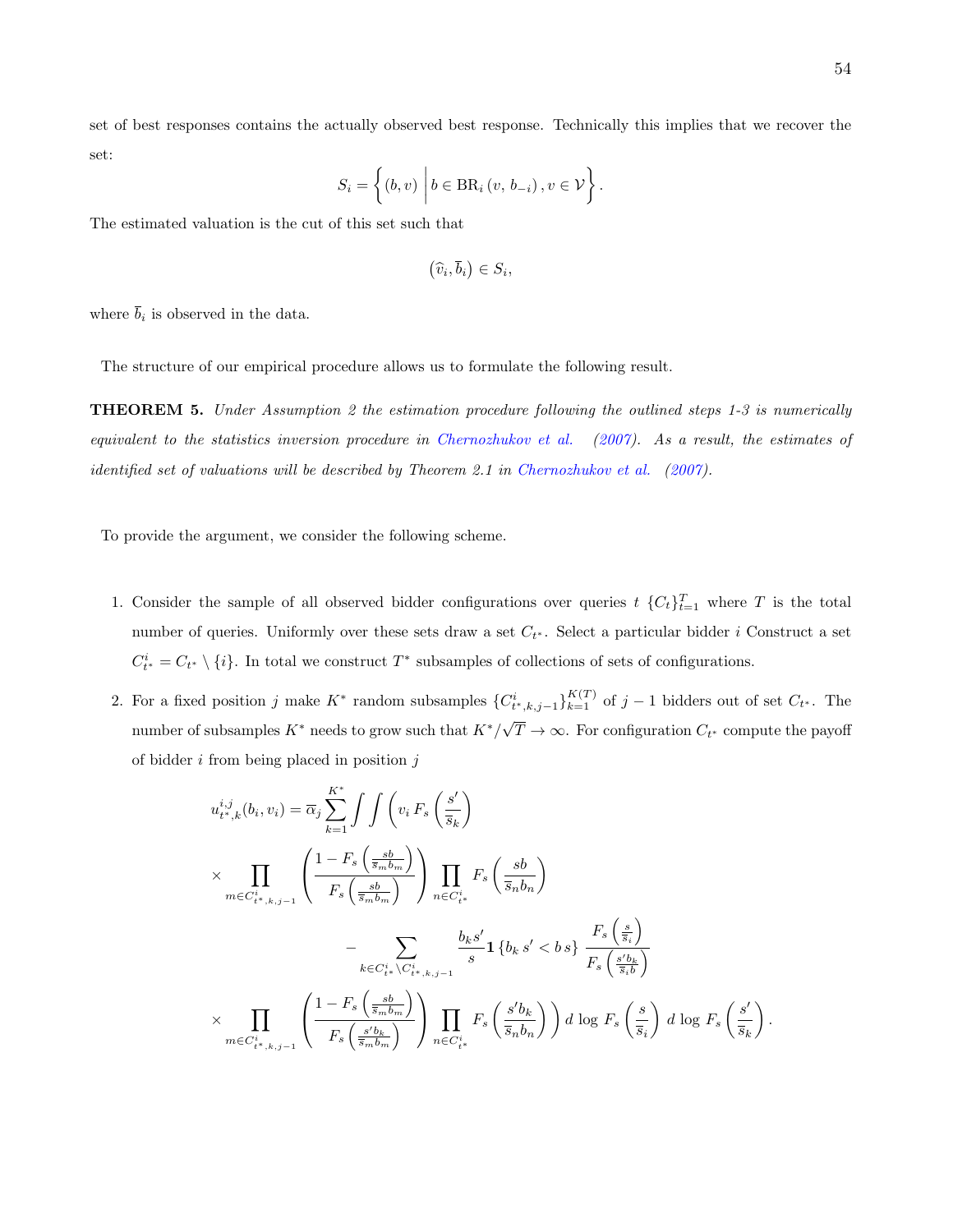set of best responses contains the actually observed best response. Technically this implies that we recover the set:

$$S_i = \left\{ (b, v) \,\middle|\, b \in \mathrm{BR}_i\left(v,\, b_{-i}\right), v \in \mathcal{V} \right\}.$$

The estimated valuation is the cut of this set such that

$$\left(\widehat{v}_i, \overline{b}_i\right) \in S_i,$$

where $\overline{b}_i$ is observed in the data.

The structure of our empirical procedure allows us to formulate the following result.

**THEOREM 5.** *Under Assumption 2 the estimation procedure following the outlined steps 1-3 is numerically equivalent to the statistics inversion procedure in Chernozhukov et al. (2007). As a result, the estimates of identified set of valuations will be described by Theorem 2.1 in Chernozhukov et al. (2007).*

To provide the argument, we consider the following scheme.

1. Consider the sample of all observed bidder configurations over queries $t$ $\{C_t\}_{t=1}^{T}$ where $T$ is the total number of queries. Uniformly over these sets draw a set $C_{t^*}$. Select a particular bidder $i$ Construct a set $C_{t^*}^i = C_{t^*} \setminus \{i\}$. In total we construct $T^*$ subsamples of collections of sets of configurations.

2. For a fixed position $j$ make $K^*$ random subsamples $\{C_{t^*,k,j-1}^i\}_{k=1}^{K(T)}$ of $j-1$ bidders out of set $C_{t^*}$. The number of subsamples $K^*$ needs to grow such that $K^*/\sqrt{T} \to \infty$. For configuration $C_{t^*}$ compute the payoff of bidder $i$ from being placed in position $j$

$$u_{t^*,k}^{i,j}(b_i, v_i) = \overline{\alpha}_j \sum_{k=1}^{K^*} \int\int \left( v_i\, F_s\left(\frac{s'}{\overline{s}_k}\right) \right.$$

$$\times \prod_{m \in C_{t^*,k,j-1}^i} \left( \frac{1 - F_s\left(\frac{sb}{\overline{s}_m b_m}\right)}{F_s\left(\frac{sb}{\overline{s}_m b_m}\right)} \right) \prod_{n \in C_{t^*}^i} F_s\left(\frac{sb}{\overline{s}_n b_n}\right)$$

$$- \sum_{k \in C_{t^*}^i \setminus C_{t^*,k,j-1}^i} \frac{b_k s'}{s} \mathbf{1}\left\{b_k\, s' < b\, s\right\} \frac{F_s\left(\frac{s}{\overline{s}_i}\right)}{F_s\left(\frac{s' b_k}{\overline{s}_i b}\right)}$$

$$\times \left. \prod_{m \in C_{t^*,k,j-1}^i} \left( \frac{1 - F_s\left(\frac{sb}{\overline{s}_m b_m}\right)}{F_s\left(\frac{s' b_k}{\overline{s}_m b_m}\right)} \right) \prod_{n \in C_{t^*}^i} F_s\left(\frac{s' b_k}{\overline{s}_n b_n}\right) \right) d\, \log\, F_s\left(\frac{s}{\overline{s}_i}\right)\, d\, \log\, F_s\left(\frac{s'}{\overline{s}_k}\right).$$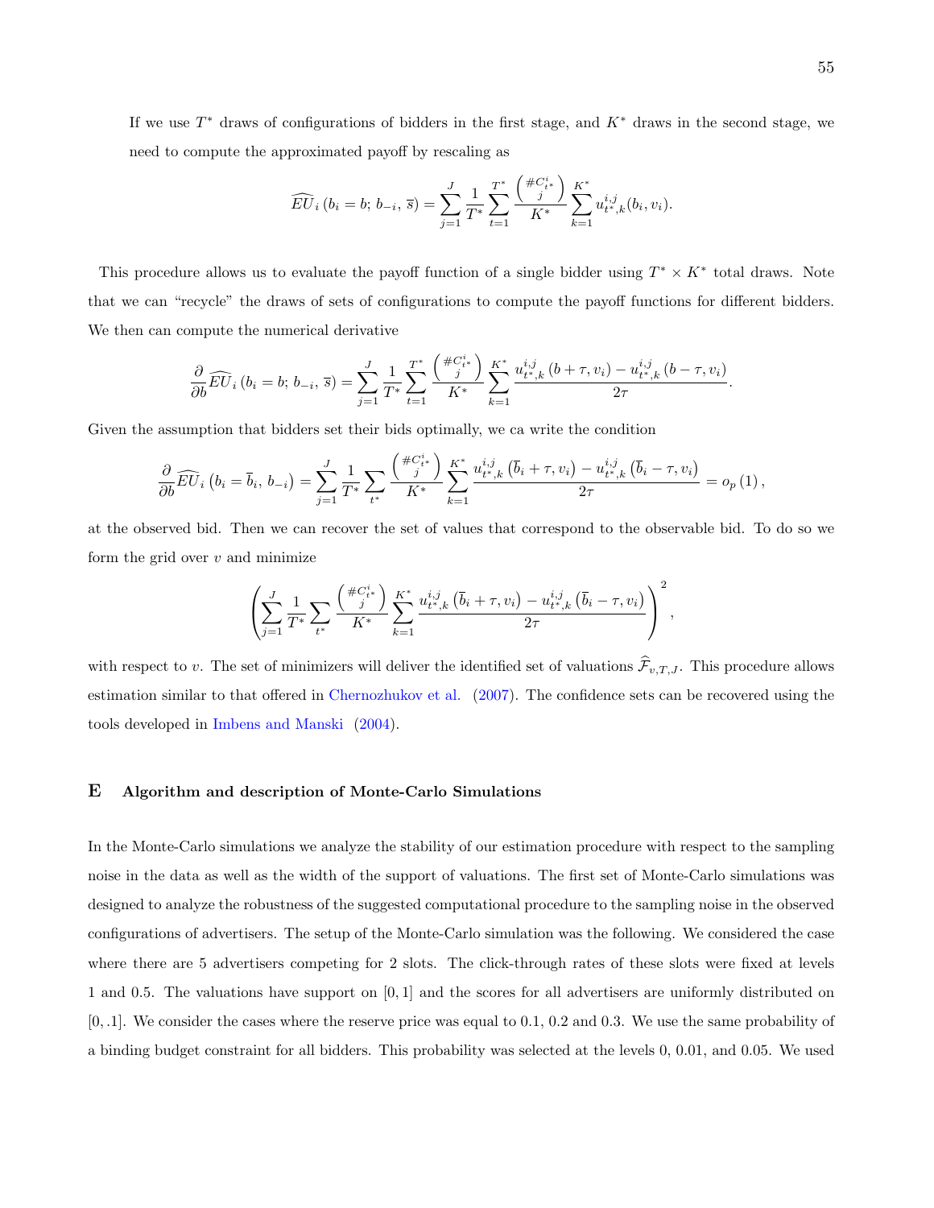If we use $T^*$ draws of configurations of bidders in the first stage, and $K^*$ draws in the second stage, we need to compute the approximated payoff by rescaling as

$$\widehat{EU}_i\left(b_i = b;\, b_{-i},\, \overline{s}\right) = \sum_{j=1}^{J} \frac{1}{T^*} \sum_{t=1}^{T^*} \frac{\binom{\#C^i_{t^*}}{j}}{K^*} \sum_{k=1}^{K^*} u^{i,j}_{t^*,k}(b_i, v_i).$$

This procedure allows us to evaluate the payoff function of a single bidder using $T^* \times K^*$ total draws. Note that we can "recycle" the draws of sets of configurations to compute the payoff functions for different bidders. We then can compute the numerical derivative

$$\frac{\partial}{\partial b}\widehat{EU}_i\left(b_i = b;\, b_{-i},\, \overline{s}\right) = \sum_{j=1}^{J} \frac{1}{T^*} \sum_{t=1}^{T^*} \frac{\binom{\#C^i_{t^*}}{j}}{K^*} \sum_{k=1}^{K^*} \frac{u^{i,j}_{t^*,k}\left(b+\tau, v_i\right) - u^{i,j}_{t^*,k}\left(b-\tau, v_i\right)}{2\tau}.$$

Given the assumption that bidders set their bids optimally, we ca write the condition

$$\frac{\partial}{\partial b}\widehat{EU}_i\left(b_i = \overline{b}_i,\, b_{-i}\right) = \sum_{j=1}^{J} \frac{1}{T^*} \sum_{t^*} \frac{\binom{\#C^i_{t^*}}{j}}{K^*} \sum_{k=1}^{K^*} \frac{u^{i,j}_{t^*,k}\left(\overline{b}_i+\tau, v_i\right) - u^{i,j}_{t^*,k}\left(\overline{b}_i-\tau, v_i\right)}{2\tau} = o_p\left(1\right),$$

at the observed bid. Then we can recover the set of values that correspond to the observable bid. To do so we form the grid over $v$ and minimize

$$\left(\sum_{j=1}^{J} \frac{1}{T^*} \sum_{t^*} \frac{\binom{\#C^i_{t^*}}{j}}{K^*} \sum_{k=1}^{K^*} \frac{u^{i,j}_{t^*,k}\left(\overline{b}_i+\tau, v_i\right) - u^{i,j}_{t^*,k}\left(\overline{b}_i-\tau, v_i\right)}{2\tau}\right)^2,$$

with respect to $v$. The set of minimizers will deliver the identified set of valuations $\widehat{\mathcal{F}}_{v,T,J}$. This procedure allows estimation similar to that offered in Chernozhukov et al. (2007). The confidence sets can be recovered using the tools developed in Imbens and Manski (2004).

## E Algorithm and description of Monte-Carlo Simulations

In the Monte-Carlo simulations we analyze the stability of our estimation procedure with respect to the sampling noise in the data as well as the width of the support of valuations. The first set of Monte-Carlo simulations was designed to analyze the robustness of the suggested computational procedure to the sampling noise in the observed configurations of advertisers. The setup of the Monte-Carlo simulation was the following. We considered the case where there are 5 advertisers competing for 2 slots. The click-through rates of these slots were fixed at levels 1 and 0.5. The valuations have support on $[0, 1]$ and the scores for all advertisers are uniformly distributed on $[0, .1]$. We consider the cases where the reserve price was equal to 0.1, 0.2 and 0.3. We use the same probability of a binding budget constraint for all bidders. This probability was selected at the levels 0, 0.01, and 0.05. We used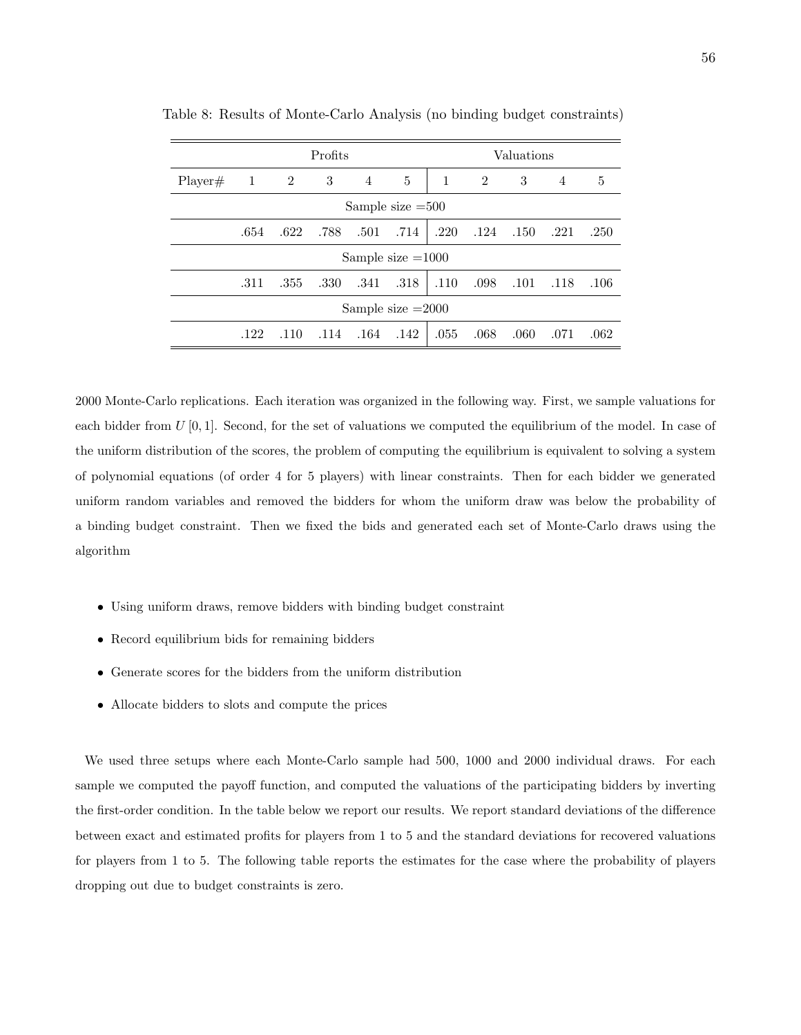Table 8: Results of Monte-Carlo Analysis (no binding budget constraints)

| | Profits | | | | | Valuations | | | | |
|---|---|---|---|---|---|---|---|---|---|---|
| Player# | 1 | 2 | 3 | 4 | 5 | 1 | 2 | 3 | 4 | 5 |
| Sample size =500 | | | | | | | | | | |
| | .654 | .622 | .788 | .501 | .714 | .220 | .124 | .150 | .221 | .250 |
| Sample size =1000 | | | | | | | | | | |
| | .311 | .355 | .330 | .341 | .318 | .110 | .098 | .101 | .118 | .106 |
| Sample size =2000 | | | | | | | | | | |
| | .122 | .110 | .114 | .164 | .142 | .055 | .068 | .060 | .071 | .062 |

2000 Monte-Carlo replications. Each iteration was organized in the following way. First, we sample valuations for each bidder from $U[0,1]$. Second, for the set of valuations we computed the equilibrium of the model. In case of the uniform distribution of the scores, the problem of computing the equilibrium is equivalent to solving a system of polynomial equations (of order 4 for 5 players) with linear constraints. Then for each bidder we generated uniform random variables and removed the bidders for whom the uniform draw was below the probability of a binding budget constraint. Then we fixed the bids and generated each set of Monte-Carlo draws using the algorithm

- Using uniform draws, remove bidders with binding budget constraint
- Record equilibrium bids for remaining bidders
- Generate scores for the bidders from the uniform distribution
- Allocate bidders to slots and compute the prices

We used three setups where each Monte-Carlo sample had 500, 1000 and 2000 individual draws. For each sample we computed the payoff function, and computed the valuations of the participating bidders by inverting the first-order condition. In the table below we report our results. We report standard deviations of the difference between exact and estimated profits for players from 1 to 5 and the standard deviations for recovered valuations for players from 1 to 5. The following table reports the estimates for the case where the probability of players dropping out due to budget constraints is zero.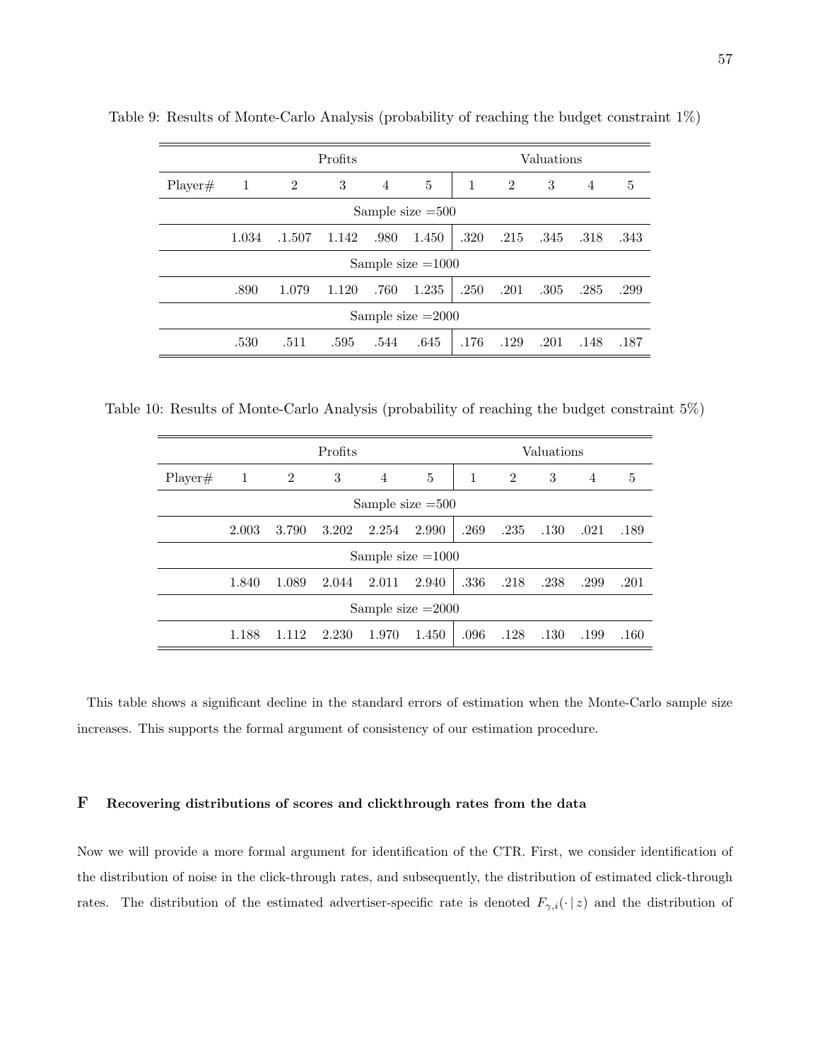Table 9: Results of Monte-Carlo Analysis (probability of reaching the budget constraint 1%)

| | Profits | | | | | Valuations | | | | |
|---|---|---|---|---|---|---|---|---|---|---|
| Player# | 1 | 2 | 3 | 4 | 5 | 1 | 2 | 3 | 4 | 5 |
| | | | | | Sample size =500 | | | | | |
| | 1.034 | .1.507 | 1.142 | .980 | 1.450 | .320 | .215 | .345 | .318 | .343 |
| | | | | | Sample size =1000 | | | | | |
| | .890 | 1.079 | 1.120 | .760 | 1.235 | .250 | .201 | .305 | .285 | .299 |
| | | | | | Sample size =2000 | | | | | |
| | .530 | .511 | .595 | .544 | .645 | .176 | .129 | .201 | .148 | .187 |

Table 10: Results of Monte-Carlo Analysis (probability of reaching the budget constraint 5%)

| | Profits | | | | | Valuations | | | | |
|---|---|---|---|---|---|---|---|---|---|---|
| Player# | 1 | 2 | 3 | 4 | 5 | 1 | 2 | 3 | 4 | 5 |
| | | | | | Sample size =500 | | | | | |
| | 2.003 | 3.790 | 3.202 | 2.254 | 2.990 | .269 | .235 | .130 | .021 | .189 |
| | | | | | Sample size =1000 | | | | | |
| | 1.840 | 1.089 | 2.044 | 2.011 | 2.940 | .336 | .218 | .238 | .299 | .201 |
| | | | | | Sample size =2000 | | | | | |
| | 1.188 | 1.112 | 2.230 | 1.970 | 1.450 | .096 | .128 | .130 | .199 | .160 |

This table shows a significant decline in the standard errors of estimation when the Monte-Carlo sample size increases. This supports the formal argument of consistency of our estimation procedure.

## F Recovering distributions of scores and clickthrough rates from the data

Now we will provide a more formal argument for identification of the CTR. First, we consider identification of the distribution of noise in the click-through rates, and subsequently, the distribution of estimated click-through rates. The distribution of the estimated advertiser-specific rate is denoted $F_{\gamma,i}(\cdot\,|\,z)$ and the distribution of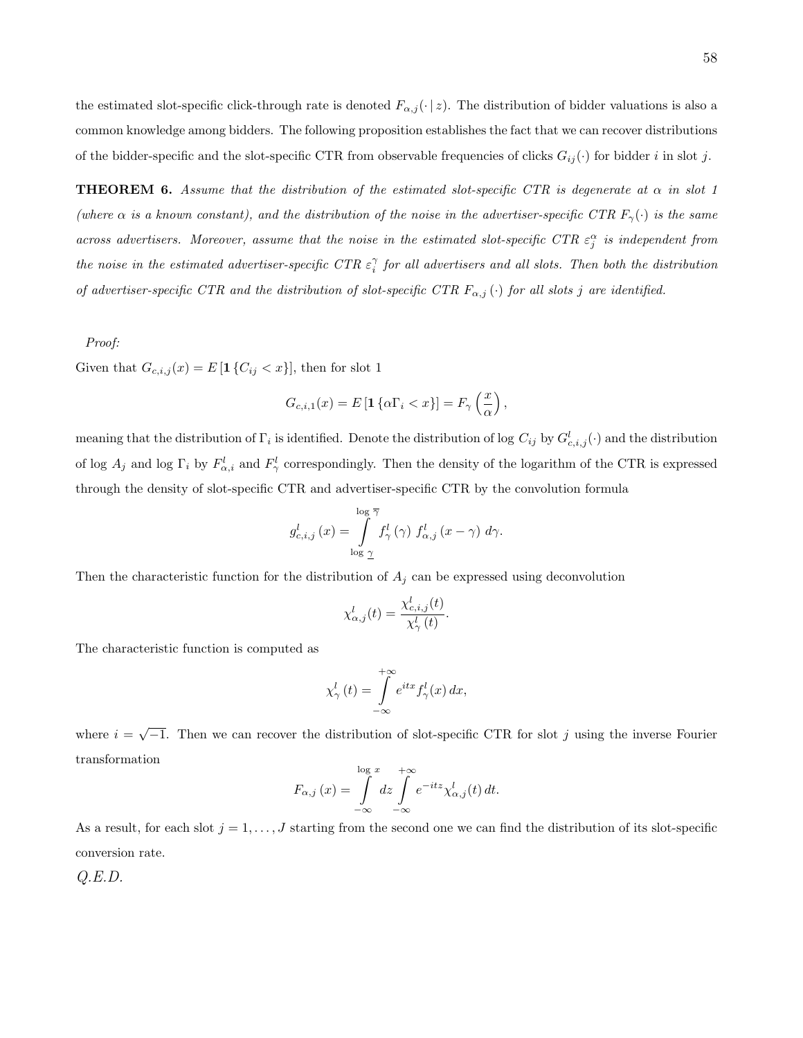the estimated slot-specific click-through rate is denoted $F_{\alpha,j}(\cdot\,|\,z)$. The distribution of bidder valuations is also a common knowledge among bidders. The following proposition establishes the fact that we can recover distributions of the bidder-specific and the slot-specific CTR from observable frequencies of clicks $G_{ij}(\cdot)$ for bidder $i$ in slot $j$.

**THEOREM 6.** *Assume that the distribution of the estimated slot-specific CTR is degenerate at $\alpha$ in slot 1 (where $\alpha$ is a known constant), and the distribution of the noise in the advertiser-specific CTR $F_\gamma(\cdot)$ is the same across advertisers. Moreover, assume that the noise in the estimated slot-specific CTR $\varepsilon_j^\alpha$ is independent from the noise in the estimated advertiser-specific CTR $\varepsilon_i^\gamma$ for all advertisers and all slots. Then both the distribution of advertiser-specific CTR and the distribution of slot-specific CTR $F_{\alpha,j}(\cdot)$ for all slots $j$ are identified.*

*Proof:*

Given that $G_{c,i,j}(x) = E\left[\mathbf{1}\left\{C_{ij} < x\right\}\right]$, then for slot 1

$$G_{c,i,1}(x) = E\left[\mathbf{1}\left\{\alpha\Gamma_i < x\right\}\right] = F_\gamma\left(\frac{x}{\alpha}\right),$$

meaning that the distribution of $\Gamma_i$ is identified. Denote the distribution of $\log C_{ij}$ by $G^l_{c,i,j}(\cdot)$ and the distribution of $\log A_j$ and $\log \Gamma_i$ by $F^l_{\alpha,i}$ and $F^l_\gamma$ correspondingly. Then the density of the logarithm of the CTR is expressed through the density of slot-specific CTR and advertiser-specific CTR by the convolution formula

$$g^l_{c,i,j}(x) = \int_{\log \underline{\gamma}}^{\log \overline{\gamma}} f^l_\gamma(\gamma)\, f^l_{\alpha,j}(x-\gamma)\, d\gamma.$$

Then the characteristic function for the distribution of $A_j$ can be expressed using deconvolution

$$\chi^l_{\alpha,j}(t) = \frac{\chi^l_{c,i,j}(t)}{\chi^l_\gamma(t)}.$$

The characteristic function is computed as

$$\chi^l_\gamma(t) = \int_{-\infty}^{+\infty} e^{itx} f^l_\gamma(x)\, dx,$$

where $i = \sqrt{-1}$. Then we can recover the distribution of slot-specific CTR for slot $j$ using the inverse Fourier transformation

$$F_{\alpha,j}(x) = \int_{-\infty}^{\log x} dz \int_{-\infty}^{+\infty} e^{-itz} \chi^l_{\alpha,j}(t)\, dt.$$

As a result, for each slot $j = 1, \ldots, J$ starting from the second one we can find the distribution of its slot-specific conversion rate.

*Q.E.D.*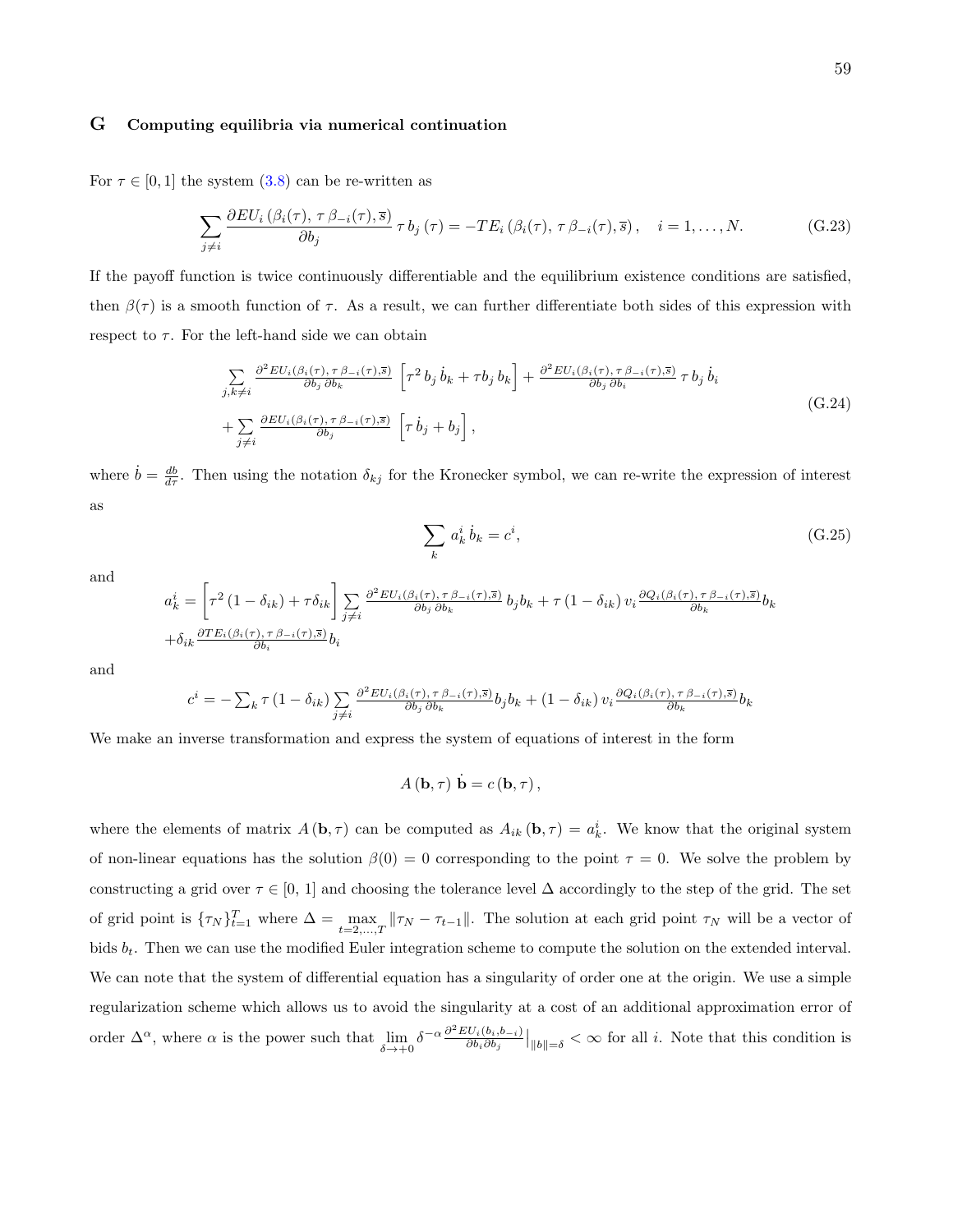## G Computing equilibria via numerical continuation

For $\tau \in [0,1]$ the system (3.8) can be re-written as

$$\sum_{j \neq i} \frac{\partial EU_i\left(\beta_i(\tau),\, \tau\, \beta_{-i}(\tau), \overline{s}\right)}{\partial b_j}\, \tau\, b_j\left(\tau\right) = -TE_i\left(\beta_i(\tau),\, \tau\, \beta_{-i}(\tau), \overline{s}\right), \quad i = 1, \ldots, N. \tag{G.23}$$

If the payoff function is twice continuously differentiable and the equilibrium existence conditions are satisfied, then $\beta(\tau)$ is a smooth function of $\tau$. As a result, we can further differentiate both sides of this expression with respect to $\tau$. For the left-hand side we can obtain

$$\begin{aligned}
&\sum_{j,k \neq i} \frac{\partial^2 EU_i(\beta_i(\tau),\, \tau\, \beta_{-i}(\tau), \overline{s})}{\partial b_j\, \partial b_k} \left[\tau^2\, b_j\, \dot{b}_k + \tau b_j\, b_k\right] + \frac{\partial^2 EU_i(\beta_i(\tau),\, \tau\, \beta_{-i}(\tau), \overline{s})}{\partial b_j\, \partial b_i}\, \tau\, b_j\, \dot{b}_i \\
&+ \sum_{j \neq i} \frac{\partial EU_i(\beta_i(\tau),\, \tau\, \beta_{-i}(\tau), \overline{s})}{\partial b_j} \left[\tau\, \dot{b}_j + b_j\right],
\end{aligned} \tag{G.24}$$

where $\dot{b} = \frac{db}{d\tau}$. Then using the notation $\delta_{kj}$ for the Kronecker symbol, we can re-write the expression of interest as

$$\sum_k a_k^i\, \dot{b}_k = c^i, \tag{G.25}$$

and

$$\begin{aligned}
a_k^i &= \left[\tau^2\left(1 - \delta_{ik}\right) + \tau \delta_{ik}\right] \sum_{j \neq i} \frac{\partial^2 EU_i(\beta_i(\tau),\, \tau\, \beta_{-i}(\tau), \overline{s})}{\partial b_j\, \partial b_k}\, b_j b_k + \tau\left(1 - \delta_{ik}\right) v_i \frac{\partial Q_i(\beta_i(\tau),\, \tau\, \beta_{-i}(\tau), \overline{s})}{\partial b_k} b_k \\
&+ \delta_{ik} \frac{\partial TE_i(\beta_i(\tau),\, \tau\, \beta_{-i}(\tau), \overline{s})}{\partial b_i} b_i
\end{aligned}$$

and

$$c^i = -\sum_k \tau\left(1 - \delta_{ik}\right) \sum_{j \neq i} \frac{\partial^2 EU_i(\beta_i(\tau),\, \tau\, \beta_{-i}(\tau), \overline{s})}{\partial b_j\, \partial b_k} b_j b_k + \left(1 - \delta_{ik}\right) v_i \frac{\partial Q_i(\beta_i(\tau),\, \tau\, \beta_{-i}(\tau), \overline{s})}{\partial b_k} b_k$$

We make an inverse transformation and express the system of equations of interest in the form

$$A\left(\mathbf{b}, \tau\right)\, \dot{\mathbf{b}} = c\left(\mathbf{b}, \tau\right),$$

where the elements of matrix $A\left(\mathbf{b}, \tau\right)$ can be computed as $A_{ik}\left(\mathbf{b}, \tau\right) = a_k^i$. We know that the original system of non-linear equations has the solution $\beta(0) = 0$ corresponding to the point $\tau = 0$. We solve the problem by constructing a grid over $\tau \in [0,\, 1]$ and choosing the tolerance level $\Delta$ accordingly to the step of the grid. The set of grid point is $\{\tau_N\}_{t=1}^{T}$ where $\Delta = \max\limits_{t=2,\ldots,T} \|\tau_N - \tau_{t-1}\|$. The solution at each grid point $\tau_N$ will be a vector of bids $b_t$. Then we can use the modified Euler integration scheme to compute the solution on the extended interval. We can note that the system of differential equation has a singularity of order one at the origin. We use a simple regularization scheme which allows us to avoid the singularity at a cost of an additional approximation error of order $\Delta^{\alpha}$, where $\alpha$ is the power such that $\lim\limits_{\delta \to +0} \delta^{-\alpha} \frac{\partial^2 EU_i(b_i, b_{-i})}{\partial b_i \partial b_j}\Big|_{\|b\| = \delta} < \infty$ for all $i$. Note that this condition is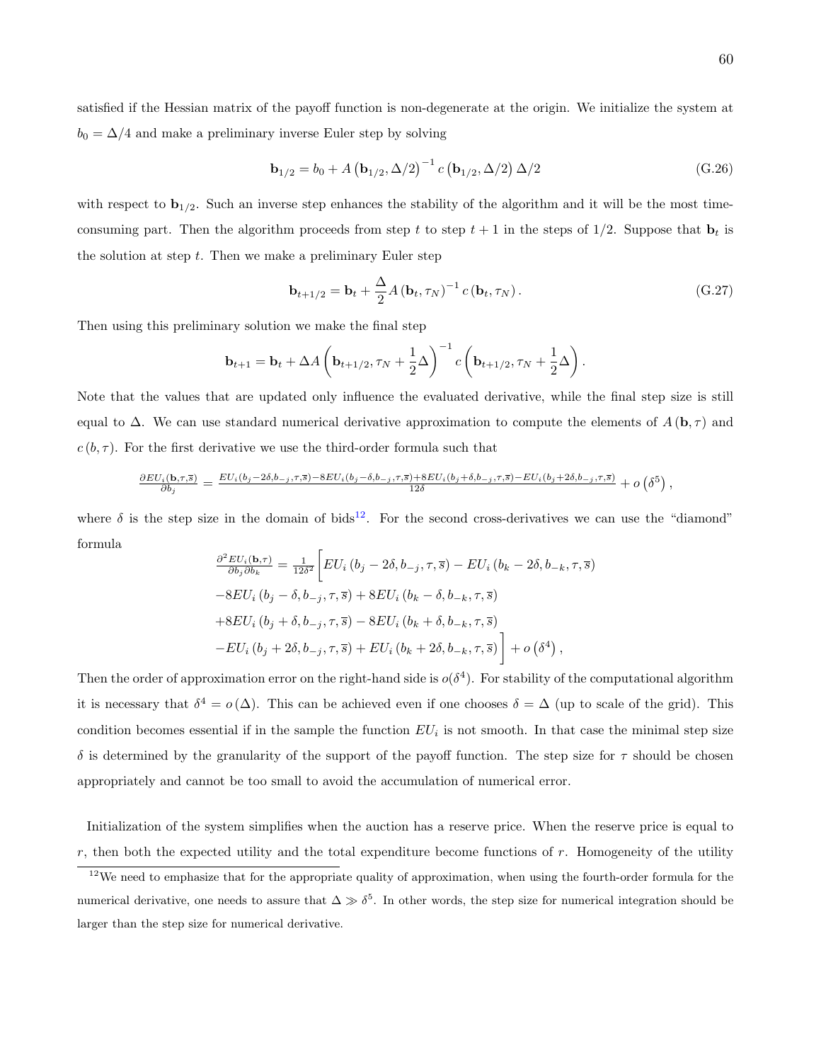satisfied if the Hessian matrix of the payoff function is non-degenerate at the origin. We initialize the system at $b_0 = \Delta/4$ and make a preliminary inverse Euler step by solving

$$\mathbf{b}_{1/2} = b_0 + A\left(\mathbf{b}_{1/2}, \Delta/2\right)^{-1} c\left(\mathbf{b}_{1/2}, \Delta/2\right)\Delta/2 \tag{G.26}$$

with respect to $\mathbf{b}_{1/2}$. Such an inverse step enhances the stability of the algorithm and it will be the most time-consuming part. Then the algorithm proceeds from step $t$ to step $t+1$ in the steps of $1/2$. Suppose that $\mathbf{b}_t$ is the solution at step $t$. Then we make a preliminary Euler step

$$\mathbf{b}_{t+1/2} = \mathbf{b}_t + \frac{\Delta}{2} A\left(\mathbf{b}_t, \tau_N\right)^{-1} c\left(\mathbf{b}_t, \tau_N\right). \tag{G.27}$$

Then using this preliminary solution we make the final step

$$\mathbf{b}_{t+1} = \mathbf{b}_t + \Delta A\left(\mathbf{b}_{t+1/2}, \tau_N + \frac{1}{2}\Delta\right)^{-1} c\left(\mathbf{b}_{t+1/2}, \tau_N + \frac{1}{2}\Delta\right).$$

Note that the values that are updated only influence the evaluated derivative, while the final step size is still equal to $\Delta$. We can use standard numerical derivative approximation to compute the elements of $A(\mathbf{b}, \tau)$ and $c(b, \tau)$. For the first derivative we use the third-order formula such that

$$\frac{\partial EU_i(\mathbf{b},\tau,\overline{s})}{\partial b_j} = \frac{EU_i(b_j-2\delta,b_{-j},\tau,\overline{s})-8EU_i(b_j-\delta,b_{-j},\tau,\overline{s})+8EU_i(b_j+\delta,b_{-j},\tau,\overline{s})-EU_i(b_j+2\delta,b_{-j},\tau,\overline{s})}{12\delta} + o\left(\delta^5\right),$$

where $\delta$ is the step size in the domain of bids[12]. For the second cross-derivatives we can use the "diamond" formula

$$\begin{aligned}
\frac{\partial^2 EU_i(\mathbf{b},\tau)}{\partial b_j \partial b_k} = \frac{1}{12\delta^2}\Bigg[ & EU_i\left(b_j - 2\delta, b_{-j}, \tau, \overline{s}\right) - EU_i\left(b_k - 2\delta, b_{-k}, \tau, \overline{s}\right) \\
& -8EU_i\left(b_j - \delta, b_{-j}, \tau, \overline{s}\right) + 8EU_i\left(b_k - \delta, b_{-k}, \tau, \overline{s}\right) \\
& +8EU_i\left(b_j + \delta, b_{-j}, \tau, \overline{s}\right) - 8EU_i\left(b_k + \delta, b_{-k}, \tau, \overline{s}\right) \\
& -EU_i\left(b_j + 2\delta, b_{-j}, \tau, \overline{s}\right) + EU_i\left(b_k + 2\delta, b_{-k}, \tau, \overline{s}\right)\Bigg] + o\left(\delta^4\right),
\end{aligned}$$

Then the order of approximation error on the right-hand side is $o(\delta^4)$. For stability of the computational algorithm it is necessary that $\delta^4 = o(\Delta)$. This can be achieved even if one chooses $\delta = \Delta$ (up to scale of the grid). This condition becomes essential if in the sample the function $EU_i$ is not smooth. In that case the minimal step size $\delta$ is determined by the granularity of the support of the payoff function. The step size for $\tau$ should be chosen appropriately and cannot be too small to avoid the accumulation of numerical error.

Initialization of the system simplifies when the auction has a reserve price. When the reserve price is equal to $r$, then both the expected utility and the total expenditure become functions of $r$. Homogeneity of the utility

[12] We need to emphasize that for the appropriate quality of approximation, when using the fourth-order formula for the numerical derivative, one needs to assure that $\Delta \gg \delta^5$. In other words, the step size for numerical integration should be larger than the step size for numerical derivative.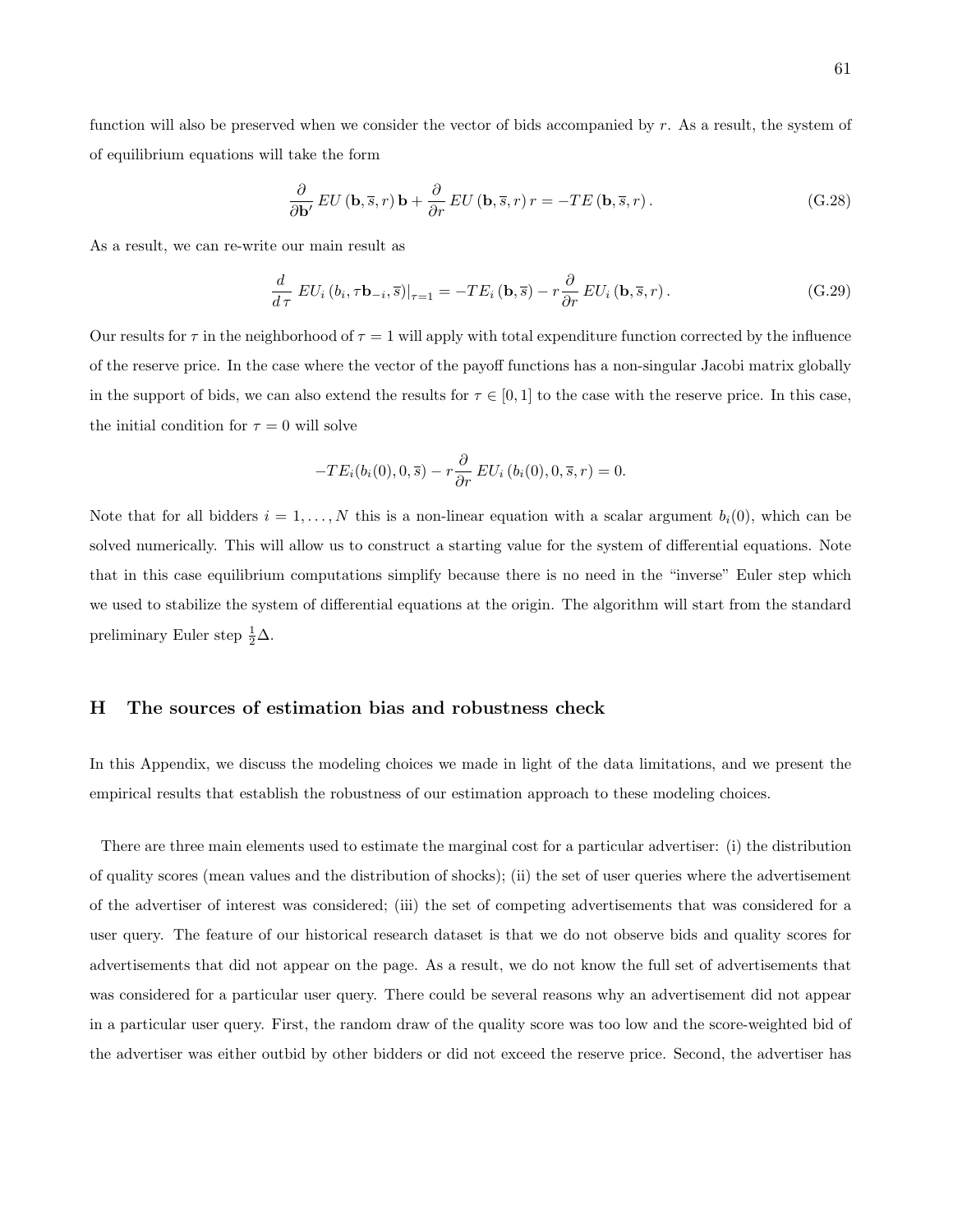function will also be preserved when we consider the vector of bids accompanied by $r$. As a result, the system of of equilibrium equations will take the form

$$\frac{\partial}{\partial \mathbf{b}'} EU(\mathbf{b}, \overline{s}, r)\, \mathbf{b} + \frac{\partial}{\partial r} EU(\mathbf{b}, \overline{s}, r)\, r = -TE(\mathbf{b}, \overline{s}, r)\,. \tag{G.28}$$

As a result, we can re-write our main result as

$$\frac{d}{d\,\tau} EU_i(b_i, \tau \mathbf{b}_{-i}, \overline{s})|_{\tau=1} = -TE_i(\mathbf{b}, \overline{s}) - r\frac{\partial}{\partial r} EU_i(\mathbf{b}, \overline{s}, r)\,. \tag{G.29}$$

Our results for $\tau$ in the neighborhood of $\tau = 1$ will apply with total expenditure function corrected by the influence of the reserve price. In the case where the vector of the payoff functions has a non-singular Jacobi matrix globally in the support of bids, we can also extend the results for $\tau \in [0, 1]$ to the case with the reserve price. In this case, the initial condition for $\tau = 0$ will solve

$$-TE_i(b_i(0), 0, \overline{s}) - r\frac{\partial}{\partial r} EU_i(b_i(0), 0, \overline{s}, r) = 0.$$

Note that for all bidders $i = 1, \ldots, N$ this is a non-linear equation with a scalar argument $b_i(0)$, which can be solved numerically. This will allow us to construct a starting value for the system of differential equations. Note that in this case equilibrium computations simplify because there is no need in the "inverse" Euler step which we used to stabilize the system of differential equations at the origin. The algorithm will start from the standard preliminary Euler step $\frac{1}{2}\Delta$.

# H The sources of estimation bias and robustness check

In this Appendix, we discuss the modeling choices we made in light of the data limitations, and we present the empirical results that establish the robustness of our estimation approach to these modeling choices.

There are three main elements used to estimate the marginal cost for a particular advertiser: (i) the distribution of quality scores (mean values and the distribution of shocks); (ii) the set of user queries where the advertisement of the advertiser of interest was considered; (iii) the set of competing advertisements that was considered for a user query. The feature of our historical research dataset is that we do not observe bids and quality scores for advertisements that did not appear on the page. As a result, we do not know the full set of advertisements that was considered for a particular user query. There could be several reasons why an advertisement did not appear in a particular user query. First, the random draw of the quality score was too low and the score-weighted bid of the advertiser was either outbid by other bidders or did not exceed the reserve price. Second, the advertiser has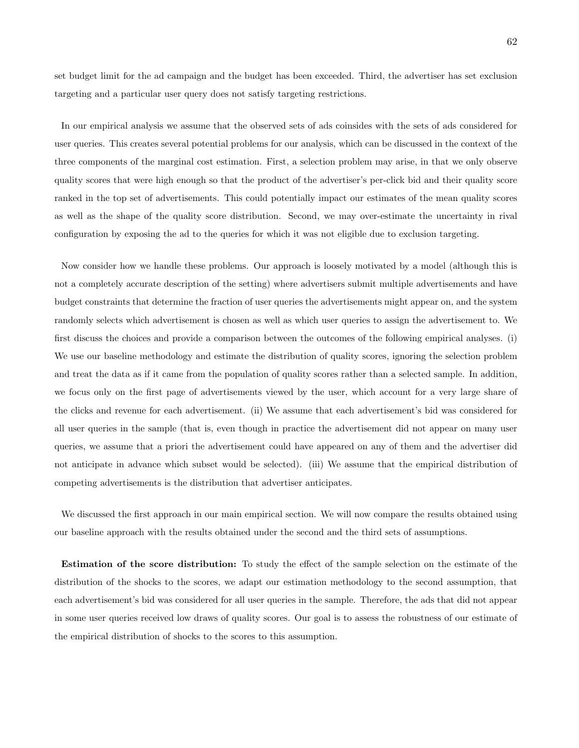set budget limit for the ad campaign and the budget has been exceeded. Third, the advertiser has set exclusion targeting and a particular user query does not satisfy targeting restrictions.

In our empirical analysis we assume that the observed sets of ads coinsides with the sets of ads considered for user queries. This creates several potential problems for our analysis, which can be discussed in the context of the three components of the marginal cost estimation. First, a selection problem may arise, in that we only observe quality scores that were high enough so that the product of the advertiser's per-click bid and their quality score ranked in the top set of advertisements. This could potentially impact our estimates of the mean quality scores as well as the shape of the quality score distribution. Second, we may over-estimate the uncertainty in rival configuration by exposing the ad to the queries for which it was not eligible due to exclusion targeting.

Now consider how we handle these problems. Our approach is loosely motivated by a model (although this is not a completely accurate description of the setting) where advertisers submit multiple advertisements and have budget constraints that determine the fraction of user queries the advertisements might appear on, and the system randomly selects which advertisement is chosen as well as which user queries to assign the advertisement to. We first discuss the choices and provide a comparison between the outcomes of the following empirical analyses. (i) We use our baseline methodology and estimate the distribution of quality scores, ignoring the selection problem and treat the data as if it came from the population of quality scores rather than a selected sample. In addition, we focus only on the first page of advertisements viewed by the user, which account for a very large share of the clicks and revenue for each advertisement. (ii) We assume that each advertisement's bid was considered for all user queries in the sample (that is, even though in practice the advertisement did not appear on many user queries, we assume that a priori the advertisement could have appeared on any of them and the advertiser did not anticipate in advance which subset would be selected). (iii) We assume that the empirical distribution of competing advertisements is the distribution that advertiser anticipates.

We discussed the first approach in our main empirical section. We will now compare the results obtained using our baseline approach with the results obtained under the second and the third sets of assumptions.

**Estimation of the score distribution:** To study the effect of the sample selection on the estimate of the distribution of the shocks to the scores, we adapt our estimation methodology to the second assumption, that each advertisement's bid was considered for all user queries in the sample. Therefore, the ads that did not appear in some user queries received low draws of quality scores. Our goal is to assess the robustness of our estimate of the empirical distribution of shocks to the scores to this assumption.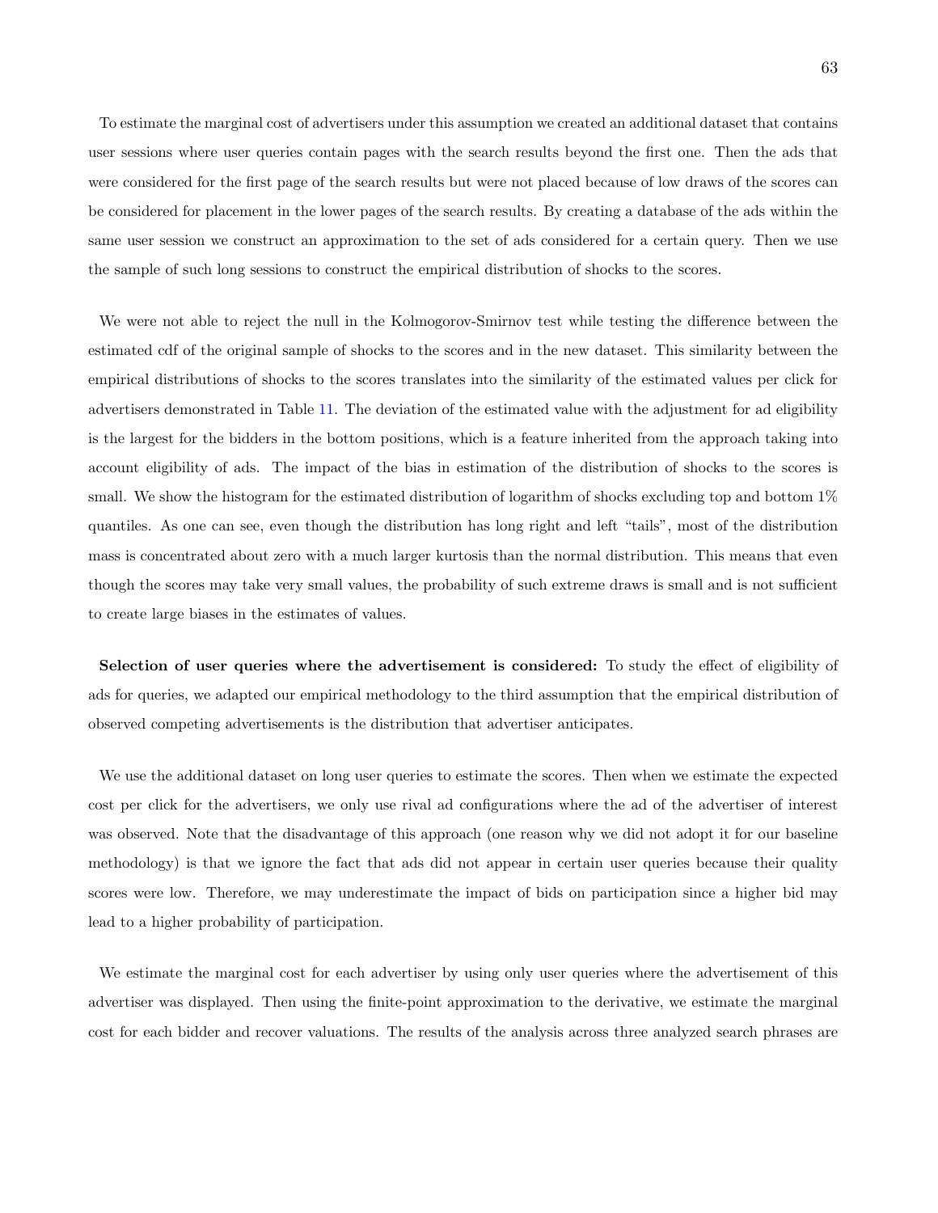To estimate the marginal cost of advertisers under this assumption we created an additional dataset that contains user sessions where user queries contain pages with the search results beyond the first one. Then the ads that were considered for the first page of the search results but were not placed because of low draws of the scores can be considered for placement in the lower pages of the search results. By creating a database of the ads within the same user session we construct an approximation to the set of ads considered for a certain query. Then we use the sample of such long sessions to construct the empirical distribution of shocks to the scores.

We were not able to reject the null in the Kolmogorov-Smirnov test while testing the difference between the estimated cdf of the original sample of shocks to the scores and in the new dataset. This similarity between the empirical distributions of shocks to the scores translates into the similarity of the estimated values per click for advertisers demonstrated in Table 11. The deviation of the estimated value with the adjustment for ad eligibility is the largest for the bidders in the bottom positions, which is a feature inherited from the approach taking into account eligibility of ads. The impact of the bias in estimation of the distribution of shocks to the scores is small. We show the histogram for the estimated distribution of logarithm of shocks excluding top and bottom 1% quantiles. As one can see, even though the distribution has long right and left "tails", most of the distribution mass is concentrated about zero with a much larger kurtosis than the normal distribution. This means that even though the scores may take very small values, the probability of such extreme draws is small and is not sufficient to create large biases in the estimates of values.

**Selection of user queries where the advertisement is considered:** To study the effect of eligibility of ads for queries, we adapted our empirical methodology to the third assumption that the empirical distribution of observed competing advertisements is the distribution that advertiser anticipates.

We use the additional dataset on long user queries to estimate the scores. Then when we estimate the expected cost per click for the advertisers, we only use rival ad configurations where the ad of the advertiser of interest was observed. Note that the disadvantage of this approach (one reason why we did not adopt it for our baseline methodology) is that we ignore the fact that ads did not appear in certain user queries because their quality scores were low. Therefore, we may underestimate the impact of bids on participation since a higher bid may lead to a higher probability of participation.

We estimate the marginal cost for each advertiser by using only user queries where the advertisement of this advertiser was displayed. Then using the finite-point approximation to the derivative, we estimate the marginal cost for each bidder and recover valuations. The results of the analysis across three analyzed search phrases are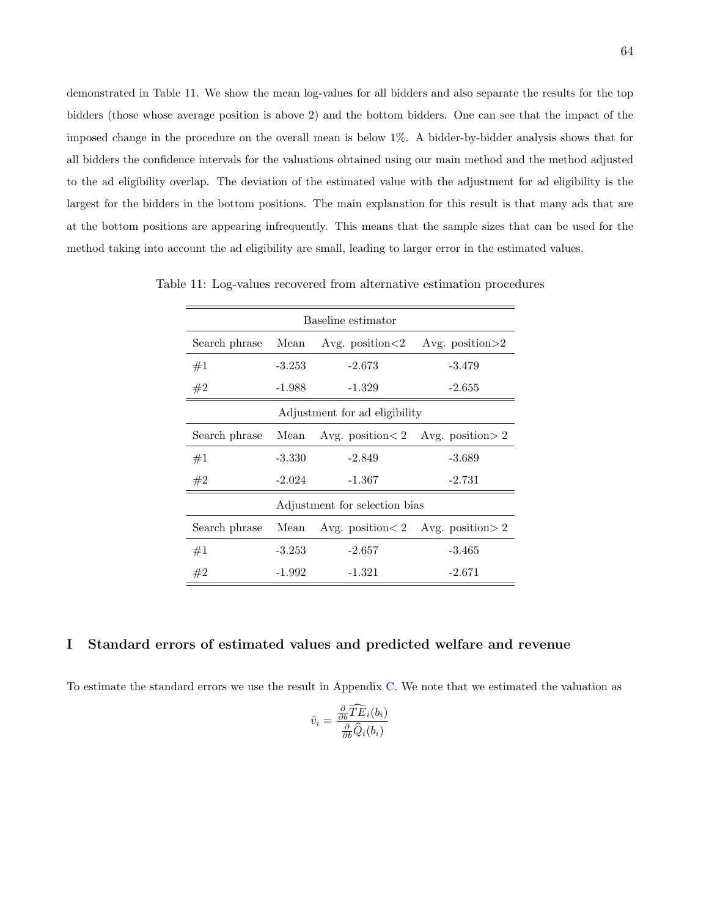demonstrated in Table 11. We show the mean log-values for all bidders and also separate the results for the top bidders (those whose average position is above 2) and the bottom bidders. One can see that the impact of the imposed change in the procedure on the overall mean is below 1%. A bidder-by-bidder analysis shows that for all bidders the confidence intervals for the valuations obtained using our main method and the method adjusted to the ad eligibility overlap. The deviation of the estimated value with the adjustment for ad eligibility is the largest for the bidders in the bottom positions. The main explanation for this result is that many ads that are at the bottom positions are appearing infrequently. This means that the sample sizes that can be used for the method taking into account the ad eligibility are small, leading to larger error in the estimated values.

Table 11: Log-values recovered from alternative estimation procedures

| Baseline estimator | | | |
|---|---|---|---|
| Search phrase | Mean | Avg. position<2 | Avg. position>2 |
| #1 | -3.253 | -2.673 | -3.479 |
| #2 | -1.988 | -1.329 | -2.655 |
| **Adjustment for ad eligibility** | | | |
| Search phrase | Mean | Avg. position< 2 | Avg. position> 2 |
| #1 | -3.330 | -2.849 | -3.689 |
| #2 | -2.024 | -1.367 | -2.731 |
| **Adjustment for selection bias** | | | |
| Search phrase | Mean | Avg. position< 2 | Avg. position> 2 |
| #1 | -3.253 | -2.657 | -3.465 |
| #2 | -1.992 | -1.321 | -2.671 |

# I Standard errors of estimated values and predicted welfare and revenue

To estimate the standard errors we use the result in Appendix C. We note that we estimated the valuation as

$$\hat{v}_i = \frac{\frac{\partial}{\partial b}\widehat{TE}_i(b_i)}{\frac{\partial}{\partial b}\widehat{Q}_i(b_i)}$$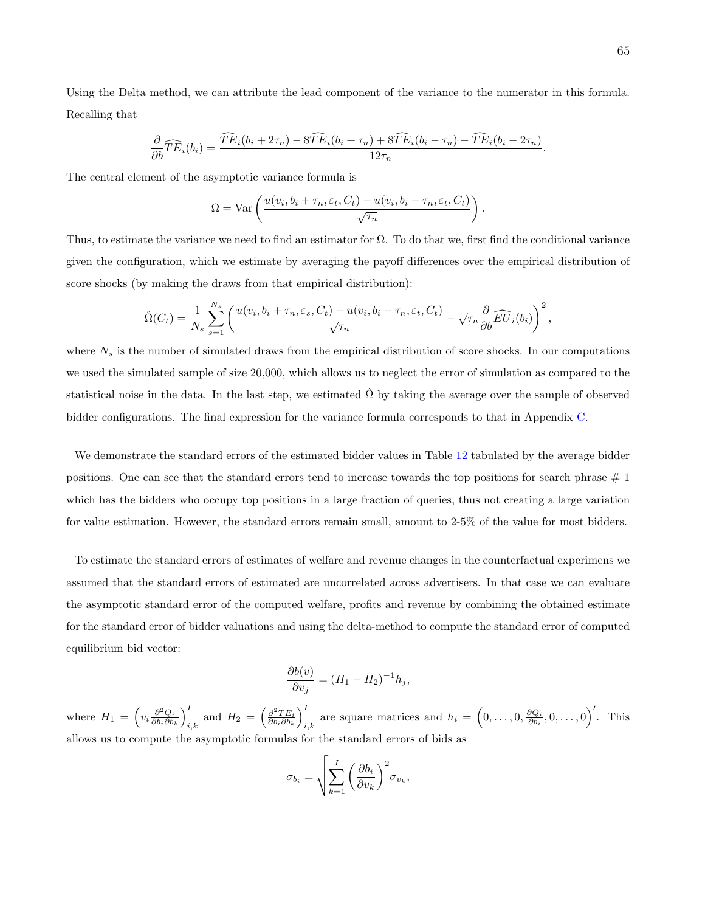Using the Delta method, we can attribute the lead component of the variance to the numerator in this formula. Recalling that

$$\frac{\partial}{\partial b}\widehat{TE}_i(b_i) = \frac{\widehat{TE}_i(b_i + 2\tau_n) - 8\widehat{TE}_i(b_i + \tau_n) + 8\widehat{TE}_i(b_i - \tau_n) - \widehat{TE}_i(b_i - 2\tau_n)}{12\tau_n}.$$

The central element of the asymptotic variance formula is

$$\Omega = \text{Var}\left(\frac{u(v_i, b_i + \tau_n, \varepsilon_t, C_t) - u(v_i, b_i - \tau_n, \varepsilon_t, C_t)}{\sqrt{\tau_n}}\right).$$

Thus, to estimate the variance we need to find an estimator for $\Omega$. To do that we, first find the conditional variance given the configuration, which we estimate by averaging the payoff differences over the empirical distribution of score shocks (by making the draws from that empirical distribution):

$$\hat{\Omega}(C_t) = \frac{1}{N_s}\sum_{s=1}^{N_s}\left(\frac{u(v_i, b_i + \tau_n, \varepsilon_s, C_t) - u(v_i, b_i - \tau_n, \varepsilon_t, C_t)}{\sqrt{\tau_n}} - \sqrt{\tau_n}\frac{\partial}{\partial b}\widehat{EU}_i(b_i)\right)^2,$$

where $N_s$ is the number of simulated draws from the empirical distribution of score shocks. In our computations we used the simulated sample of size 20,000, which allows us to neglect the error of simulation as compared to the statistical noise in the data. In the last step, we estimated $\hat{\Omega}$ by taking the average over the sample of observed bidder configurations. The final expression for the variance formula corresponds to that in Appendix C.

We demonstrate the standard errors of the estimated bidder values in Table 12 tabulated by the average bidder positions. One can see that the standard errors tend to increase towards the top positions for search phrase # 1 which has the bidders who occupy top positions in a large fraction of queries, thus not creating a large variation for value estimation. However, the standard errors remain small, amount to 2-5% of the value for most bidders.

To estimate the standard errors of estimates of welfare and revenue changes in the counterfactual experimens we assumed that the standard errors of estimated are uncorrelated across advertisers. In that case we can evaluate the asymptotic standard error of the computed welfare, profits and revenue by combining the obtained estimate for the standard error of bidder valuations and using the delta-method to compute the standard error of computed equilibrium bid vector:

$$\frac{\partial b(v)}{\partial v_j} = (H_1 - H_2)^{-1}h_j,$$

where $H_1 = \left(v_i\frac{\partial^2 Q_i}{\partial b_i \partial b_k}\right)_{i,k}^I$ and $H_2 = \left(\frac{\partial^2 TE_i}{\partial b_i \partial b_k}\right)_{i,k}^I$ are square matrices and $h_i = \left(0, \ldots, 0, \frac{\partial Q_i}{\partial b_i}, 0, \ldots, 0\right)'$. This allows us to compute the asymptotic formulas for the standard errors of bids as

$$\sigma_{b_i} = \sqrt{\sum_{k=1}^{I}\left(\frac{\partial b_i}{\partial v_k}\right)^2 \sigma_{v_k}},$$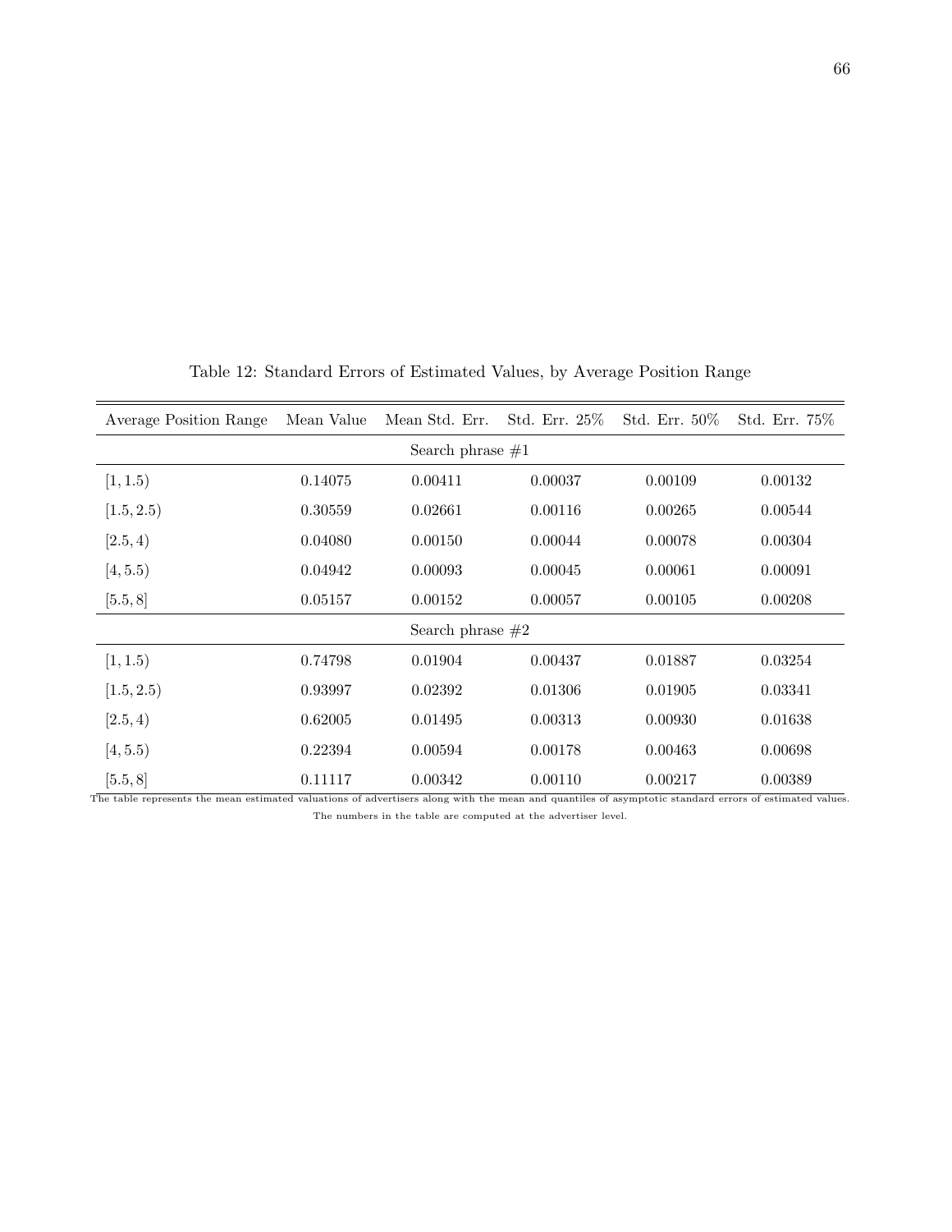Table 12: Standard Errors of Estimated Values, by Average Position Range

| Average Position Range | Mean Value | Mean Std. Err. | Std. Err. 25% | Std. Err. 50% | Std. Err. 75% |
|---|---|---|---|---|---|
| | | Search phrase #1 | | | |
| $[1, 1.5)$ | 0.14075 | 0.00411 | 0.00037 | 0.00109 | 0.00132 |
| $[1.5, 2.5)$ | 0.30559 | 0.02661 | 0.00116 | 0.00265 | 0.00544 |
| $[2.5, 4)$ | 0.04080 | 0.00150 | 0.00044 | 0.00078 | 0.00304 |
| $[4, 5.5)$ | 0.04942 | 0.00093 | 0.00045 | 0.00061 | 0.00091 |
| $[5.5, 8]$ | 0.05157 | 0.00152 | 0.00057 | 0.00105 | 0.00208 |
| | | Search phrase #2 | | | |
| $[1, 1.5)$ | 0.74798 | 0.01904 | 0.00437 | 0.01887 | 0.03254 |
| $[1.5, 2.5)$ | 0.93997 | 0.02392 | 0.01306 | 0.01905 | 0.03341 |
| $[2.5, 4)$ | 0.62005 | 0.01495 | 0.00313 | 0.00930 | 0.01638 |
| $[4, 5.5)$ | 0.22394 | 0.00594 | 0.00178 | 0.00463 | 0.00698 |
| $[5.5, 8]$ | 0.11117 | 0.00342 | 0.00110 | 0.00217 | 0.00389 |

The table represents the mean estimated valuations of advertisers along with the mean and quantiles of asymptotic standard errors of estimated values. The numbers in the table are computed at the advertiser level.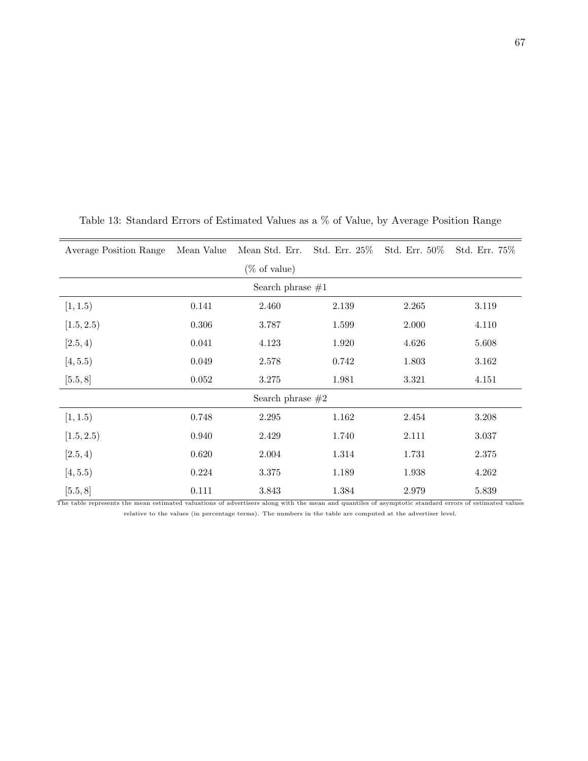Table 13: Standard Errors of Estimated Values as a % of Value, by Average Position Range

| Average Position Range | Mean Value | Mean Std. Err. (% of value) | Std. Err. 25% | Std. Err. 50% | Std. Err. 75% |
|---|---|---|---|---|---|
| | | Search phrase #1 | | | |
| $[1, 1.5)$ | 0.141 | 2.460 | 2.139 | 2.265 | 3.119 |
| $[1.5, 2.5)$ | 0.306 | 3.787 | 1.599 | 2.000 | 4.110 |
| $[2.5, 4)$ | 0.041 | 4.123 | 1.920 | 4.626 | 5.608 |
| $[4, 5.5)$ | 0.049 | 2.578 | 0.742 | 1.803 | 3.162 |
| $[5.5, 8]$ | 0.052 | 3.275 | 1.981 | 3.321 | 4.151 |
| | | Search phrase #2 | | | |
| $[1, 1.5)$ | 0.748 | 2.295 | 1.162 | 2.454 | 3.208 |
| $[1.5, 2.5)$ | 0.940 | 2.429 | 1.740 | 2.111 | 3.037 |
| $[2.5, 4)$ | 0.620 | 2.004 | 1.314 | 1.731 | 2.375 |
| $[4, 5.5)$ | 0.224 | 3.375 | 1.189 | 1.938 | 4.262 |
| $[5.5, 8]$ | 0.111 | 3.843 | 1.384 | 2.979 | 5.839 |

The table represents the mean estimated valuations of advertisers along with the mean and quantiles of asymptotic standard errors of estimated values relative to the values (in percentage terms). The numbers in the table are computed at the advertiser level.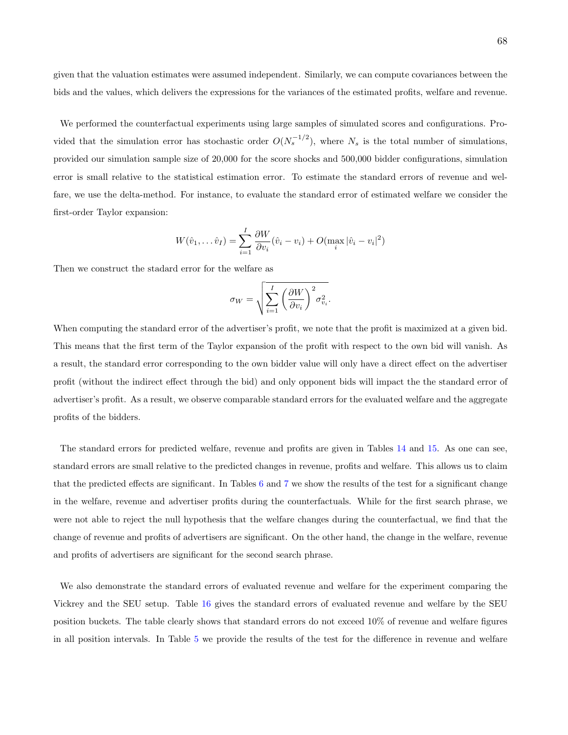given that the valuation estimates were assumed independent. Similarly, we can compute covariances between the bids and the values, which delivers the expressions for the variances of the estimated profits, welfare and revenue.

We performed the counterfactual experiments using large samples of simulated scores and configurations. Provided that the simulation error has stochastic order $O(N_s^{-1/2})$, where $N_s$ is the total number of simulations, provided our simulation sample size of 20,000 for the score shocks and 500,000 bidder configurations, simulation error is small relative to the statistical estimation error. To estimate the standard errors of revenue and welfare, we use the delta-method. For instance, to evaluate the standard error of estimated welfare we consider the first-order Taylor expansion:

$$W(\hat{v}_1, \dots \hat{v}_I) = \sum_{i=1}^{I} \frac{\partial W}{\partial v_i}(\hat{v}_i - v_i) + O(\max_i |\hat{v}_i - v_i|^2)$$

Then we construct the stadard error for the welfare as

$$\sigma_W = \sqrt{\sum_{i=1}^{I} \left(\frac{\partial W}{\partial v_i}\right)^2 \sigma_{v_i}^2}.$$

When computing the standard error of the advertiser's profit, we note that the profit is maximized at a given bid. This means that the first term of the Taylor expansion of the profit with respect to the own bid will vanish. As a result, the standard error corresponding to the own bidder value will only have a direct effect on the advertiser profit (without the indirect effect through the bid) and only opponent bids will impact the the standard error of advertiser's profit. As a result, we observe comparable standard errors for the evaluated welfare and the aggregate profits of the bidders.

The standard errors for predicted welfare, revenue and profits are given in Tables 14 and 15. As one can see, standard errors are small relative to the predicted changes in revenue, profits and welfare. This allows us to claim that the predicted effects are significant. In Tables 6 and 7 we show the results of the test for a significant change in the welfare, revenue and advertiser profits during the counterfactuals. While for the first search phrase, we were not able to reject the null hypothesis that the welfare changes during the counterfactual, we find that the change of revenue and profits of advertisers are significant. On the other hand, the change in the welfare, revenue and profits of advertisers are significant for the second search phrase.

We also demonstrate the standard errors of evaluated revenue and welfare for the experiment comparing the Vickrey and the SEU setup. Table 16 gives the standard errors of evaluated revenue and welfare by the SEU position buckets. The table clearly shows that standard errors do not exceed 10% of revenue and welfare figures in all position intervals. In Table 5 we provide the results of the test for the difference in revenue and welfare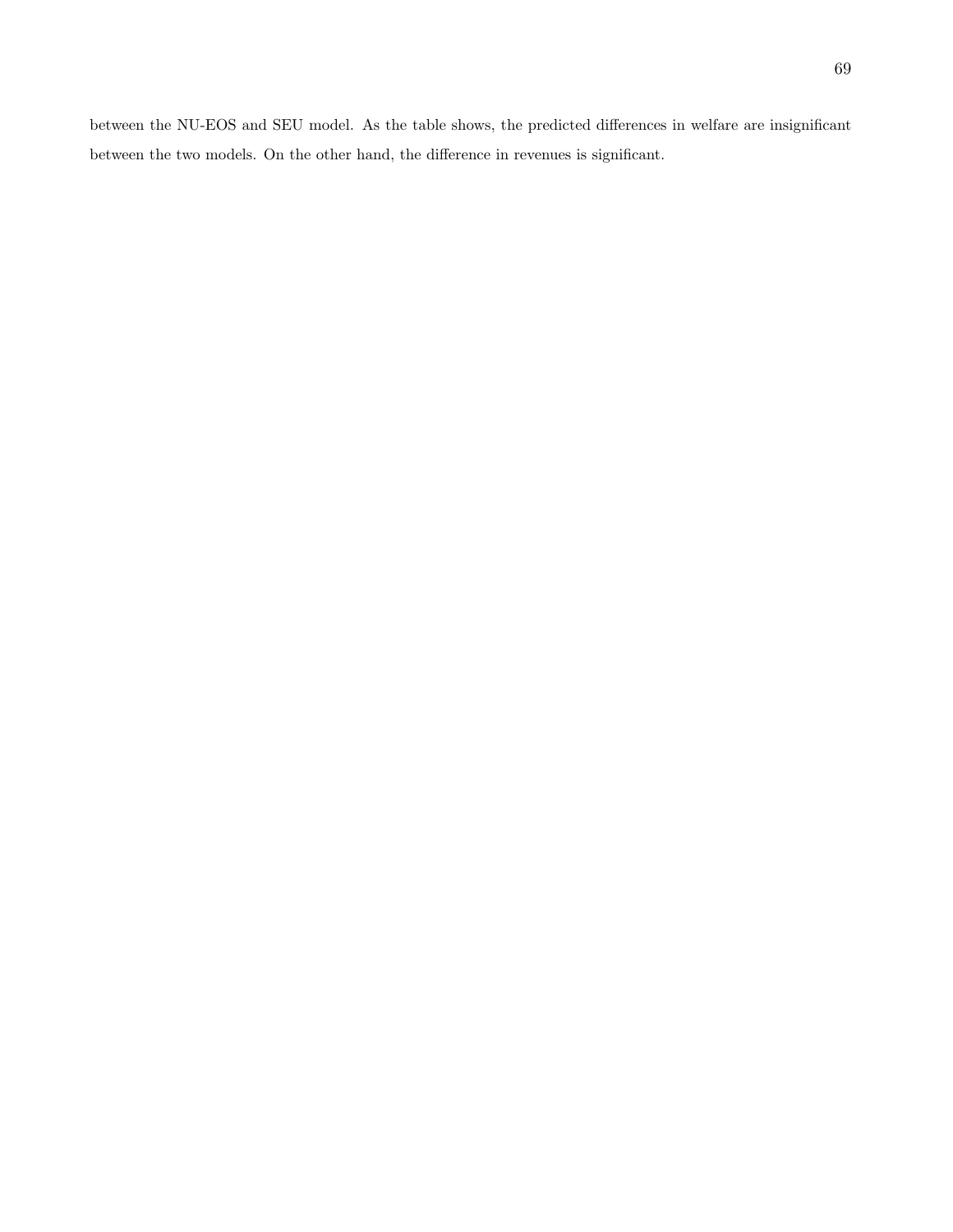between the NU-EOS and SEU model. As the table shows, the predicted differences in welfare are insignificant between the two models. On the other hand, the difference in revenues is significant.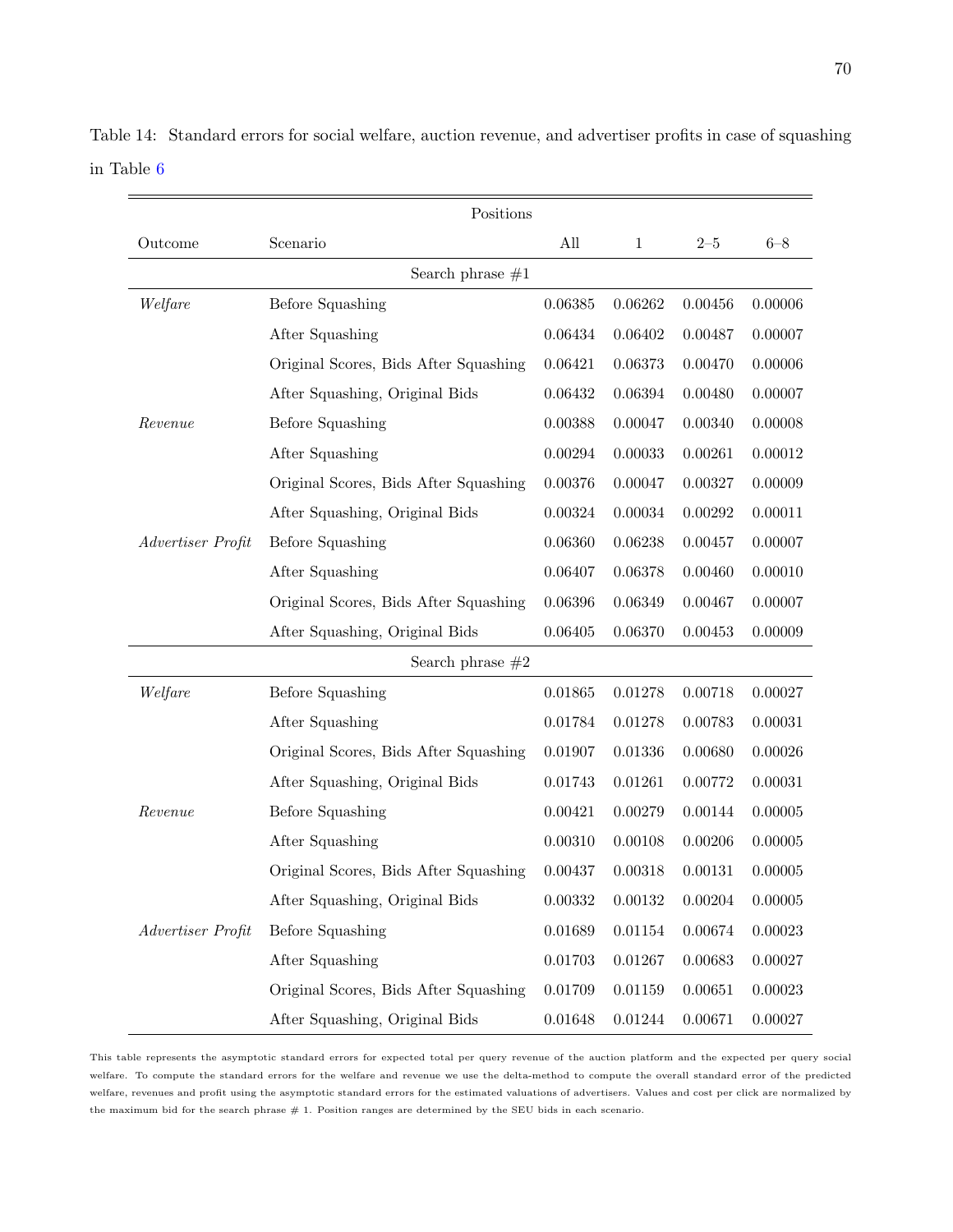Table 14: Standard errors for social welfare, auction revenue, and advertiser profits in case of squashing in Table 6

| | | Positions | | | |
|---|---|---|---|---|---|
| Outcome | Scenario | All | 1 | 2–5 | 6–8 |
| | Search phrase #1 | | | | |
| *Welfare* | Before Squashing | 0.06385 | 0.06262 | 0.00456 | 0.00006 |
| | After Squashing | 0.06434 | 0.06402 | 0.00487 | 0.00007 |
| | Original Scores, Bids After Squashing | 0.06421 | 0.06373 | 0.00470 | 0.00006 |
| | After Squashing, Original Bids | 0.06432 | 0.06394 | 0.00480 | 0.00007 |
| *Revenue* | Before Squashing | 0.00388 | 0.00047 | 0.00340 | 0.00008 |
| | After Squashing | 0.00294 | 0.00033 | 0.00261 | 0.00012 |
| | Original Scores, Bids After Squashing | 0.00376 | 0.00047 | 0.00327 | 0.00009 |
| | After Squashing, Original Bids | 0.00324 | 0.00034 | 0.00292 | 0.00011 |
| *Advertiser Profit* | Before Squashing | 0.06360 | 0.06238 | 0.00457 | 0.00007 |
| | After Squashing | 0.06407 | 0.06378 | 0.00460 | 0.00010 |
| | Original Scores, Bids After Squashing | 0.06396 | 0.06349 | 0.00467 | 0.00007 |
| | After Squashing, Original Bids | 0.06405 | 0.06370 | 0.00453 | 0.00009 |
| | Search phrase #2 | | | | |
| *Welfare* | Before Squashing | 0.01865 | 0.01278 | 0.00718 | 0.00027 |
| | After Squashing | 0.01784 | 0.01278 | 0.00783 | 0.00031 |
| | Original Scores, Bids After Squashing | 0.01907 | 0.01336 | 0.00680 | 0.00026 |
| | After Squashing, Original Bids | 0.01743 | 0.01261 | 0.00772 | 0.00031 |
| *Revenue* | Before Squashing | 0.00421 | 0.00279 | 0.00144 | 0.00005 |
| | After Squashing | 0.00310 | 0.00108 | 0.00206 | 0.00005 |
| | Original Scores, Bids After Squashing | 0.00437 | 0.00318 | 0.00131 | 0.00005 |
| | After Squashing, Original Bids | 0.00332 | 0.00132 | 0.00204 | 0.00005 |
| *Advertiser Profit* | Before Squashing | 0.01689 | 0.01154 | 0.00674 | 0.00023 |
| | After Squashing | 0.01703 | 0.01267 | 0.00683 | 0.00027 |
| | Original Scores, Bids After Squashing | 0.01709 | 0.01159 | 0.00651 | 0.00023 |
| | After Squashing, Original Bids | 0.01648 | 0.01244 | 0.00671 | 0.00027 |

This table represents the asymptotic standard errors for expected total per query revenue of the auction platform and the expected per query social welfare. To compute the standard errors for the welfare and revenue we use the delta-method to compute the overall standard error of the predicted welfare, revenues and profit using the asymptotic standard errors for the estimated valuations of advertisers. Values and cost per click are normalized by the maximum bid for the search phrase # 1. Position ranges are determined by the SEU bids in each scenario.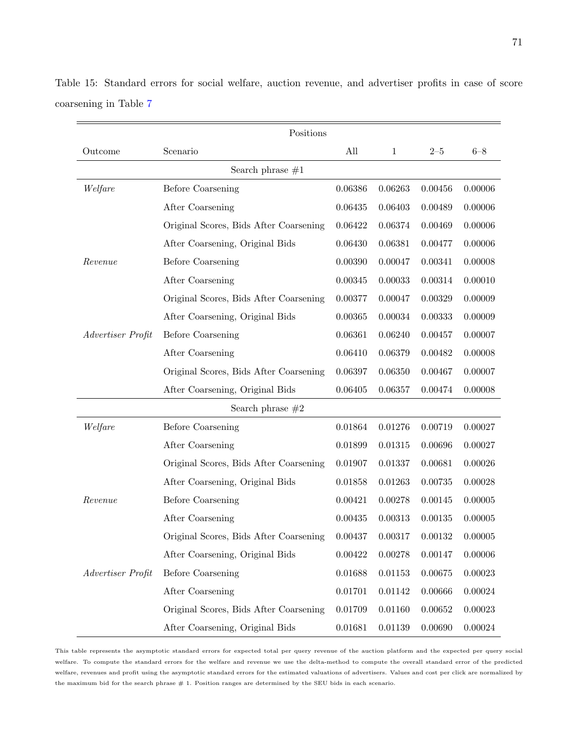Table 15: Standard errors for social welfare, auction revenue, and advertiser profits in case of score coarsening in Table 7

| | | Positions | | | |
|---|---|---|---|---|---|
| Outcome | Scenario | All | 1 | 2–5 | 6–8 |
| | **Search phrase #1** | | | | |
| *Welfare* | Before Coarsening | 0.06386 | 0.06263 | 0.00456 | 0.00006 |
| | After Coarsening | 0.06435 | 0.06403 | 0.00489 | 0.00006 |
| | Original Scores, Bids After Coarsening | 0.06422 | 0.06374 | 0.00469 | 0.00006 |
| | After Coarsening, Original Bids | 0.06430 | 0.06381 | 0.00477 | 0.00006 |
| *Revenue* | Before Coarsening | 0.00390 | 0.00047 | 0.00341 | 0.00008 |
| | After Coarsening | 0.00345 | 0.00033 | 0.00314 | 0.00010 |
| | Original Scores, Bids After Coarsening | 0.00377 | 0.00047 | 0.00329 | 0.00009 |
| | After Coarsening, Original Bids | 0.00365 | 0.00034 | 0.00333 | 0.00009 |
| *Advertiser Profit* | Before Coarsening | 0.06361 | 0.06240 | 0.00457 | 0.00007 |
| | After Coarsening | 0.06410 | 0.06379 | 0.00482 | 0.00008 |
| | Original Scores, Bids After Coarsening | 0.06397 | 0.06350 | 0.00467 | 0.00007 |
| | After Coarsening, Original Bids | 0.06405 | 0.06357 | 0.00474 | 0.00008 |
| | **Search phrase #2** | | | | |
| *Welfare* | Before Coarsening | 0.01864 | 0.01276 | 0.00719 | 0.00027 |
| | After Coarsening | 0.01899 | 0.01315 | 0.00696 | 0.00027 |
| | Original Scores, Bids After Coarsening | 0.01907 | 0.01337 | 0.00681 | 0.00026 |
| | After Coarsening, Original Bids | 0.01858 | 0.01263 | 0.00735 | 0.00028 |
| *Revenue* | Before Coarsening | 0.00421 | 0.00278 | 0.00145 | 0.00005 |
| | After Coarsening | 0.00435 | 0.00313 | 0.00135 | 0.00005 |
| | Original Scores, Bids After Coarsening | 0.00437 | 0.00317 | 0.00132 | 0.00005 |
| | After Coarsening, Original Bids | 0.00422 | 0.00278 | 0.00147 | 0.00006 |
| *Advertiser Profit* | Before Coarsening | 0.01688 | 0.01153 | 0.00675 | 0.00023 |
| | After Coarsening | 0.01701 | 0.01142 | 0.00666 | 0.00024 |
| | Original Scores, Bids After Coarsening | 0.01709 | 0.01160 | 0.00652 | 0.00023 |
| | After Coarsening, Original Bids | 0.01681 | 0.01139 | 0.00690 | 0.00024 |

This table represents the asymptotic standard errors for expected total per query revenue of the auction platform and the expected per query social welfare. To compute the standard errors for the welfare and revenue we use the delta-method to compute the overall standard error of the predicted welfare, revenues and profit using the asymptotic standard errors for the estimated valuations of advertisers. Values and cost per click are normalized by the maximum bid for the search phrase # 1. Position ranges are determined by the SEU bids in each scenario.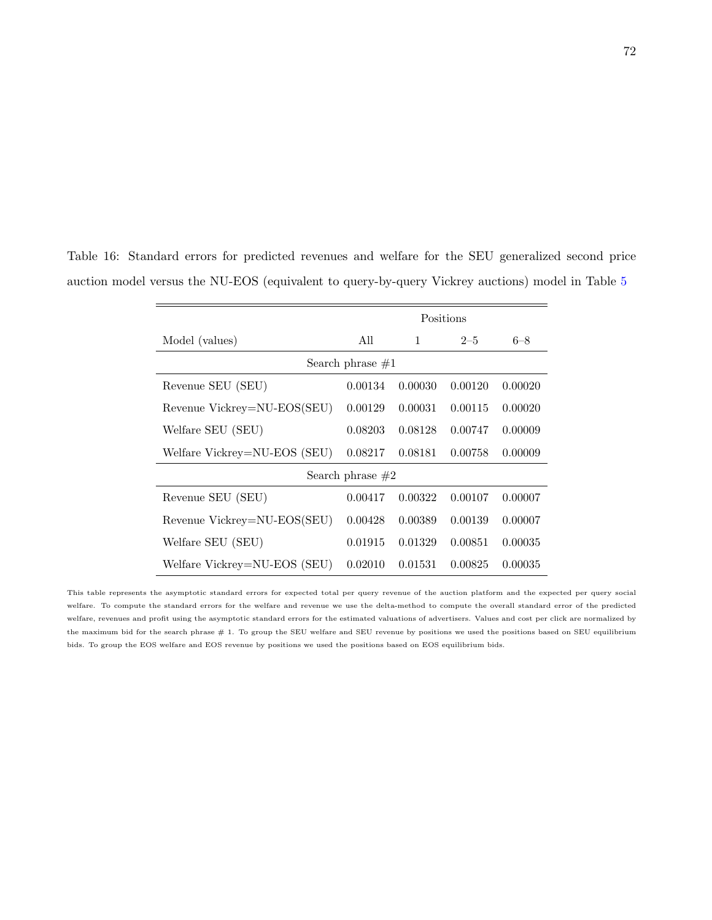Table 16: Standard errors for predicted revenues and welfare for the SEU generalized second price auction model versus the NU-EOS (equivalent to query-by-query Vickrey auctions) model in Table 5

| | Positions | | | |
|---|---|---|---|---|
| Model (values) | All | 1 | 2–5 | 6–8 |
| Search phrase #1 | | | | |
| Revenue SEU (SEU) | 0.00134 | 0.00030 | 0.00120 | 0.00020 |
| Revenue Vickrey=NU-EOS(SEU) | 0.00129 | 0.00031 | 0.00115 | 0.00020 |
| Welfare SEU (SEU) | 0.08203 | 0.08128 | 0.00747 | 0.00009 |
| Welfare Vickrey=NU-EOS (SEU) | 0.08217 | 0.08181 | 0.00758 | 0.00009 |
| Search phrase #2 | | | | |
| Revenue SEU (SEU) | 0.00417 | 0.00322 | 0.00107 | 0.00007 |
| Revenue Vickrey=NU-EOS(SEU) | 0.00428 | 0.00389 | 0.00139 | 0.00007 |
| Welfare SEU (SEU) | 0.01915 | 0.01329 | 0.00851 | 0.00035 |
| Welfare Vickrey=NU-EOS (SEU) | 0.02010 | 0.01531 | 0.00825 | 0.00035 |

This table represents the asymptotic standard errors for expected total per query revenue of the auction platform and the expected per query social welfare. To compute the standard errors for the welfare and revenue we use the delta-method to compute the overall standard error of the predicted welfare, revenues and profit using the asymptotic standard errors for the estimated valuations of advertisers. Values and cost per click are normalized by the maximum bid for the search phrase # 1. To group the SEU welfare and SEU revenue by positions we used the positions based on SEU equilibrium bids. To group the EOS welfare and EOS revenue by positions we used the positions based on EOS equilibrium bids.